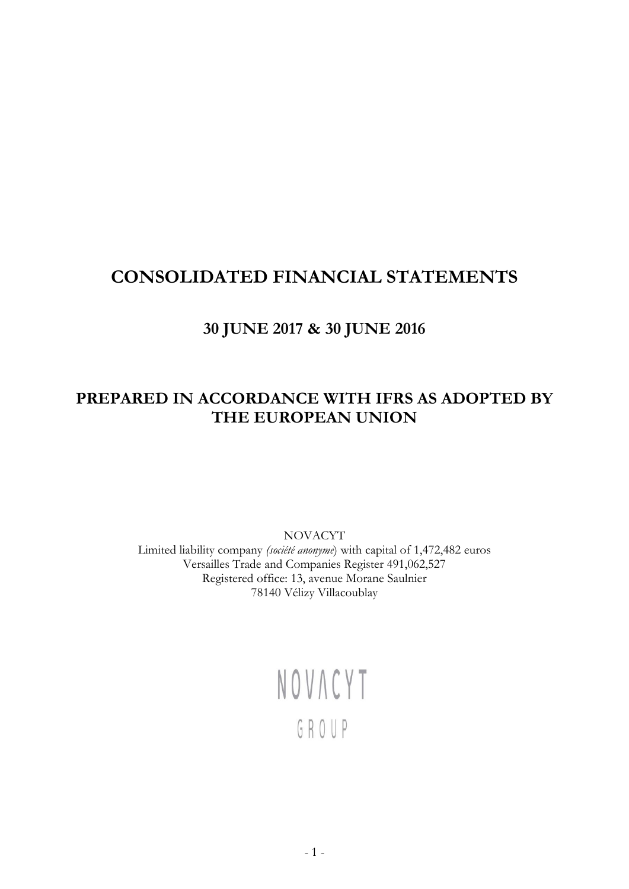# CONSOLIDATED FINANCIAL STATEMENTS

## 30 JUNE 2017 & 30 JUNE 2016

## PREPARED IN ACCORDANCE WITH IFRS AS ADOPTED BY THE EUROPEAN UNION

NOVACYT
Limited liability company *(société anonyme)* with capital of 1,472,482 euros
Versailles Trade and Companies Register 491,062,527
Registered office: 13, avenue Morane Saulnier
78140 Vélizy Villacoublay

NOVACYT
GROUP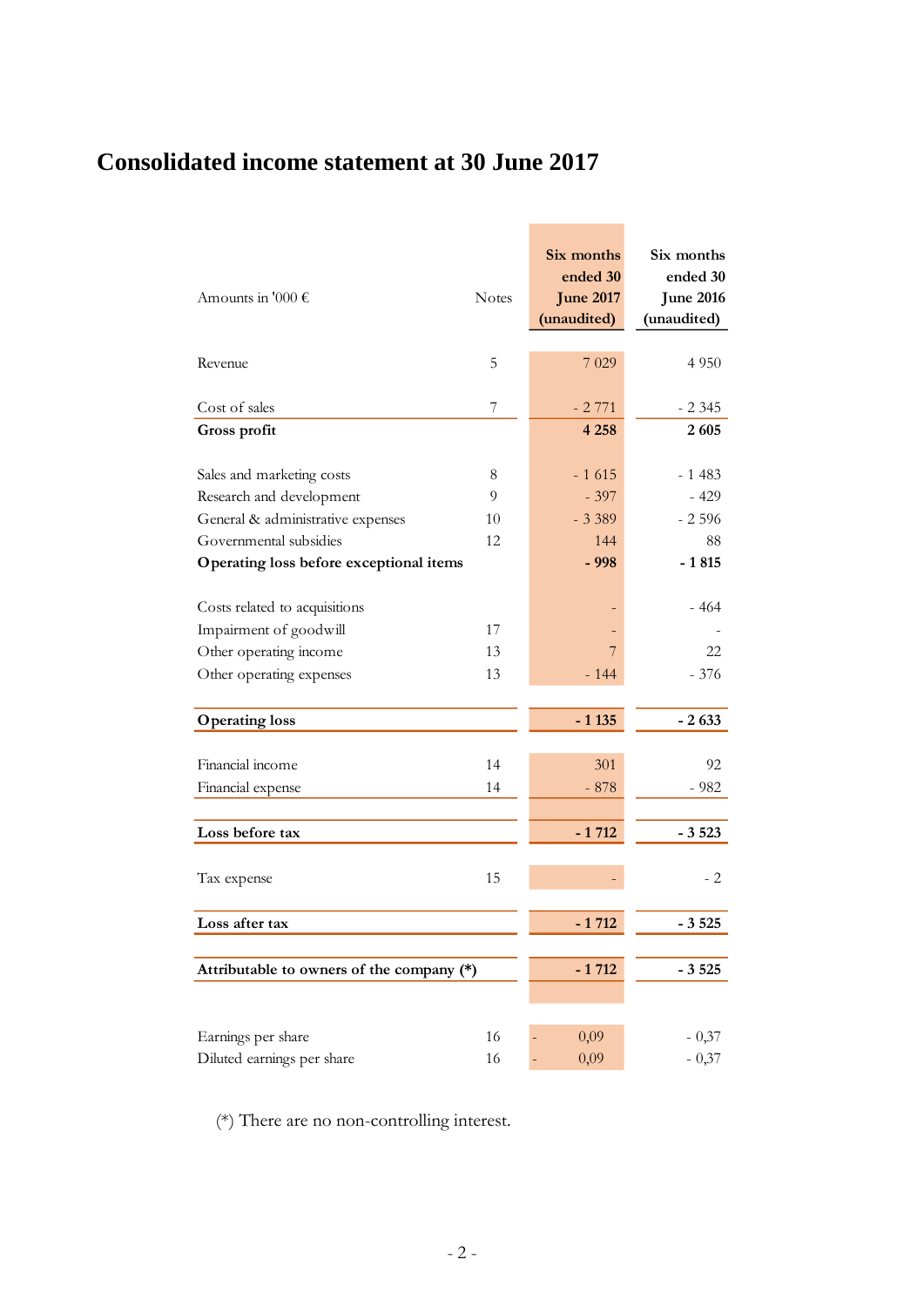# Consolidated income statement at 30 June 2017

| Amounts in '000 € | Notes | Six months ended 30 June 2017 (unaudited) | Six months ended 30 June 2016 (unaudited) |
|---|---|---|---|
| Revenue | 5 | 7 029 | 4 950 |
| Cost of sales | 7 | - 2 771 | - 2 345 |
| **Gross profit** | | **4 258** | **2 605** |
| Sales and marketing costs | 8 | - 1 615 | - 1 483 |
| Research and development | 9 | - 397 | - 429 |
| General & administrative expenses | 10 | - 3 389 | - 2 596 |
| Governmental subsidies | 12 | 144 | 88 |
| **Operating loss before exceptional items** | | **- 998** | **- 1 815** |
| Costs related to acquisitions | | - | - 464 |
| Impairment of goodwill | 17 | - | - |
| Other operating income | 13 | 7 | 22 |
| Other operating expenses | 13 | - 144 | - 376 |
| **Operating loss** | | **- 1 135** | **- 2 633** |
| Financial income | 14 | 301 | 92 |
| Financial expense | 14 | - 878 | - 982 |
| **Loss before tax** | | **- 1 712** | **- 3 523** |
| Tax expense | 15 | - | - 2 |
| **Loss after tax** | | **- 1 712** | **- 3 525** |
| **Attributable to owners of the company (*)** | | **- 1 712** | **- 3 525** |
| Earnings per share | 16 | - 0,09 | - 0,37 |
| Diluted earnings per share | 16 | - 0,09 | - 0,37 |

(*) There are no non-controlling interest.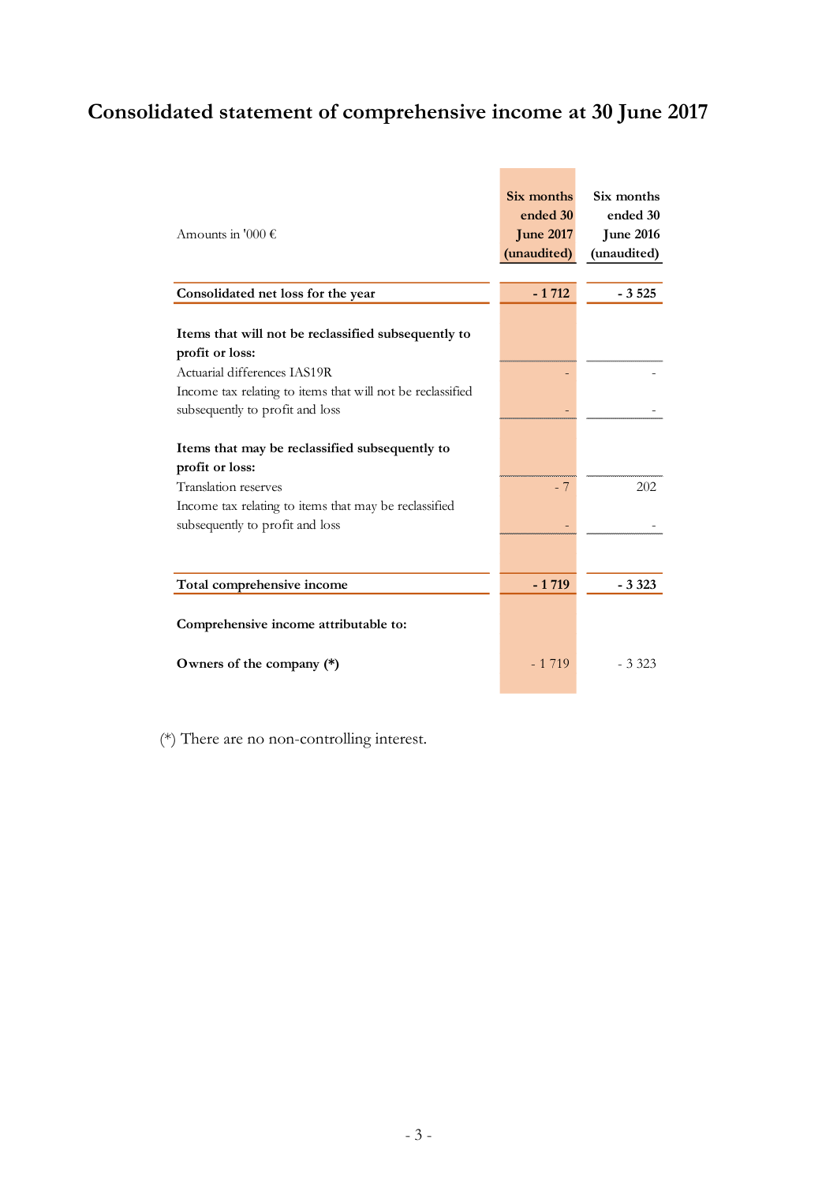# Consolidated statement of comprehensive income at 30 June 2017

| Amounts in '000 € | Six months ended 30 June 2017 (unaudited) | Six months ended 30 June 2016 (unaudited) |
|---|---|---|
| **Consolidated net loss for the year** | **- 1 712** | **- 3 525** |
| **Items that will not be reclassified subsequently to profit or loss:** | | |
| Actuarial differences IAS19R | - | - |
| Income tax relating to items that will not be reclassified subsequently to profit and loss | - | - |
| **Items that may be reclassified subsequently to profit or loss:** | | |
| Translation reserves | - 7 | 202 |
| Income tax relating to items that may be reclassified subsequently to profit and loss | - | - |
| **Total comprehensive income** | **- 1 719** | **- 3 323** |
| **Comprehensive income attributable to:** | | |
| **Owners of the company (*)** | - 1 719 | - 3 323 |

(*) There are no non-controlling interest.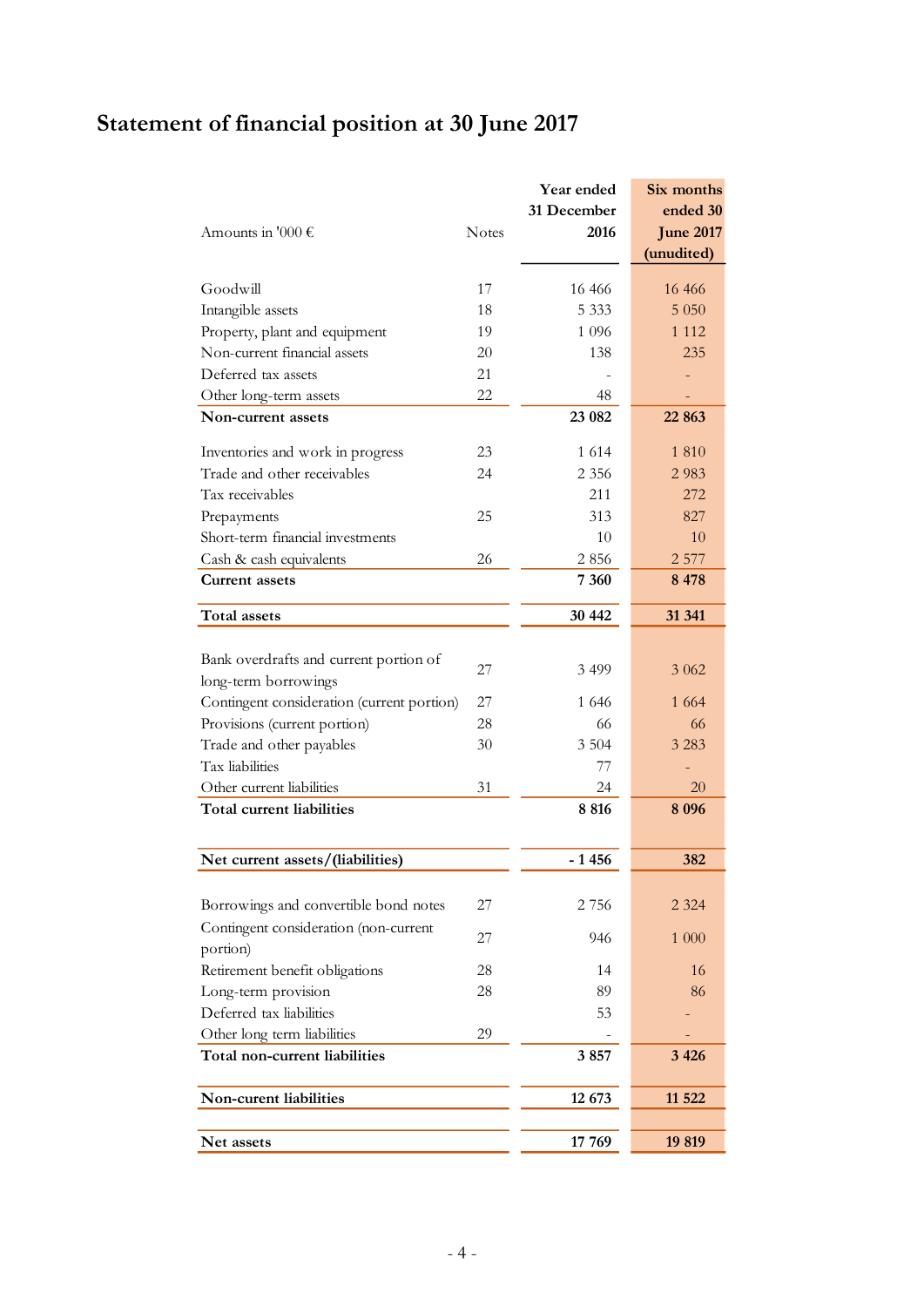# Statement of financial position at 30 June 2017

| Amounts in '000 € | Notes | Year ended 31 December 2016 | Six months ended 30 June 2017 (unudited) |
|---|---|---|---|
| Goodwill | 17 | 16 466 | 16 466 |
| Intangible assets | 18 | 5 333 | 5 050 |
| Property, plant and equipment | 19 | 1 096 | 1 112 |
| Non-current financial assets | 20 | 138 | 235 |
| Deferred tax assets | 21 | - | - |
| Other long-term assets | 22 | 48 | - |
| **Non-current assets** | | **23 082** | **22 863** |
| Inventories and work in progress | 23 | 1 614 | 1 810 |
| Trade and other receivables | 24 | 2 356 | 2 983 |
| Tax receivables | | 211 | 272 |
| Prepayments | 25 | 313 | 827 |
| Short-term financial investments | | 10 | 10 |
| Cash & cash equivalents | 26 | 2 856 | 2 577 |
| **Current assets** | | **7 360** | **8 478** |
| **Total assets** | | **30 442** | **31 341** |
| Bank overdrafts and current portion of long-term borrowings | 27 | 3 499 | 3 062 |
| Contingent consideration (current portion) | 27 | 1 646 | 1 664 |
| Provisions (current portion) | 28 | 66 | 66 |
| Trade and other payables | 30 | 3 504 | 3 283 |
| Tax liabilities | | 77 | - |
| Other current liabilities | 31 | 24 | 20 |
| **Total current liabilities** | | **8 816** | **8 096** |
| **Net current assets/(liabilities)** | | **- 1 456** | **382** |
| Borrowings and convertible bond notes | 27 | 2 756 | 2 324 |
| Contingent consideration (non-current portion) | 27 | 946 | 1 000 |
| Retirement benefit obligations | 28 | 14 | 16 |
| Long-term provision | 28 | 89 | 86 |
| Deferred tax liabilities | | 53 | - |
| Other long term liabilities | 29 | - | - |
| **Total non-current liabilities** | | **3 857** | **3 426** |
| **Non-curent liabilities** | | **12 673** | **11 522** |
| **Net assets** | | **17 769** | **19 819** |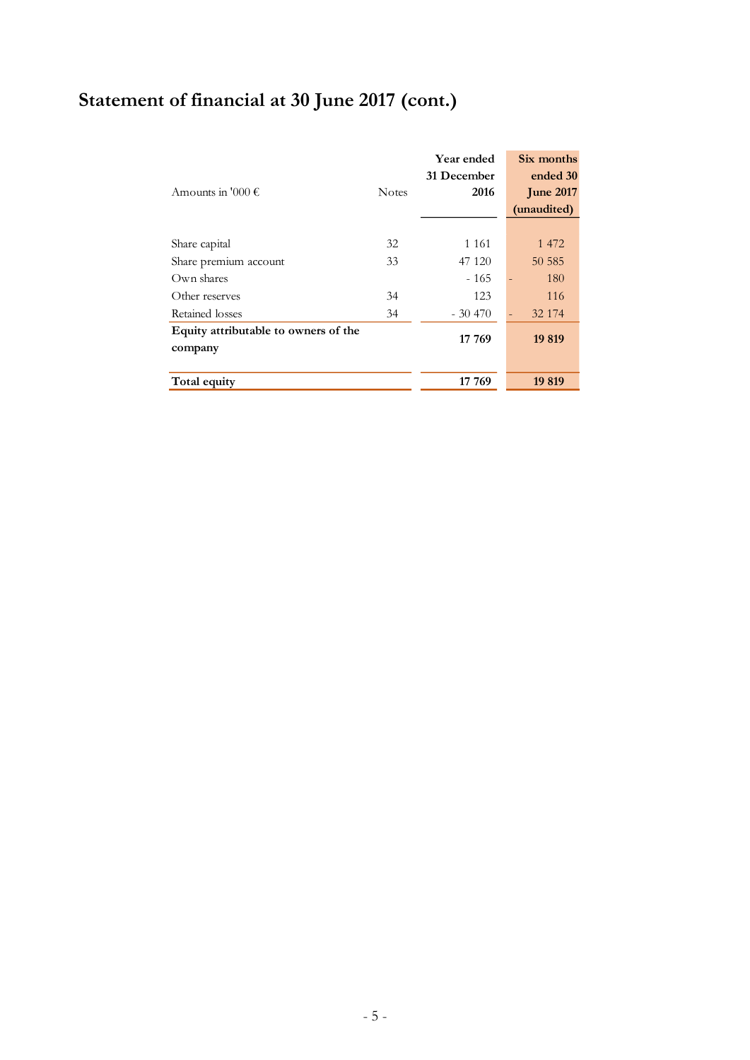# Statement of financial at 30 June 2017 (cont.)

| Amounts in '000 € | Notes | **Year ended 31 December 2016** | **Six months ended 30 June 2017 (unaudited)** |
|---|---|---|---|
| Share capital | 32 | 1 161 | 1 472 |
| Share premium account | 33 | 47 120 | 50 585 |
| Own shares | | - 165 | - 180 |
| Other reserves | 34 | 123 | 116 |
| Retained losses | 34 | - 30 470 | - 32 174 |
| **Equity attributable to owners of the company** | | **17 769** | **19 819** |
| **Total equity** | | **17 769** | **19 819** |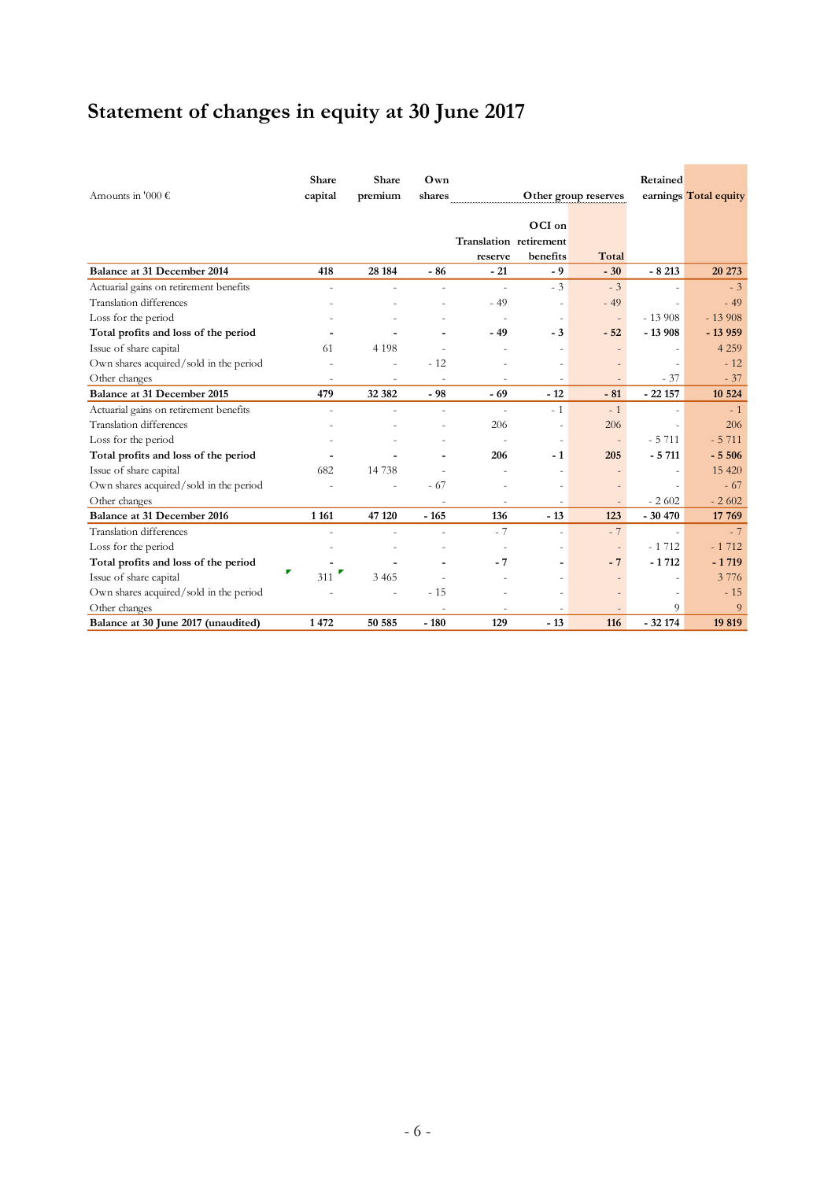# Statement of changes in equity at 30 June 2017

| Amounts in '000 € | Share capital | Share premium | Own shares | Other group reserves | | | Retained earnings | Total equity |
|---|---|---|---|---|---|---|---|---|
| | | | | Translation reserve | OCI on retirement benefits | Total | | |
| **Balance at 31 December 2014** | **418** | **28 184** | **- 86** | **- 21** | **- 9** | **- 30** | **- 8 213** | **20 273** |
| Actuarial gains on retirement benefits | - | - | - | - | - 3 | - 3 | - | - 3 |
| Translation differences | - | - | - | - 49 | - | - 49 | - | - 49 |
| Loss for the period | - | - | - | - | - | - | - 13 908 | - 13 908 |
| **Total profits and loss of the period** | **-** | **-** | **-** | **- 49** | **- 3** | **- 52** | **- 13 908** | **- 13 959** |
| Issue of share capital | 61 | 4 198 | - | - | - | - | - | 4 259 |
| Own shares acquired/sold in the period | - | - | - 12 | - | - | - | - | - 12 |
| Other changes | - | - | - | - | - | - | - 37 | - 37 |
| **Balance at 31 December 2015** | **479** | **32 382** | **- 98** | **- 69** | **- 12** | **- 81** | **- 22 157** | **10 524** |
| Actuarial gains on retirement benefits | - | - | - | - | - 1 | - 1 | - | - 1 |
| Translation differences | - | - | - | 206 | - | 206 | - | 206 |
| Loss for the period | - | - | - | - | - | - | - 5 711 | - 5 711 |
| **Total profits and loss of the period** | **-** | **-** | **-** | **206** | **- 1** | **205** | **- 5 711** | **- 5 506** |
| Issue of share capital | 682 | 14 738 | - | - | - | - | - | 15 420 |
| Own shares acquired/sold in the period | - | - | - 67 | - | - | - | - | - 67 |
| Other changes | | | - | - | - | - | - 2 602 | - 2 602 |
| **Balance at 31 December 2016** | **1 161** | **47 120** | **- 165** | **136** | **- 13** | **123** | **- 30 470** | **17 769** |
| Translation differences | - | - | - | - 7 | - | - 7 | - | - 7 |
| Loss for the period | - | - | - | - | - | - | - 1 712 | - 1 712 |
| **Total profits and loss of the period** | **-** | **-** | **-** | **- 7** | **-** | **- 7** | **- 1 712** | **- 1 719** |
| Issue of share capital | 311 | 3 465 | - | - | - | - | - | 3 776 |
| Own shares acquired/sold in the period | - | - | - 15 | - | - | - | - | - 15 |
| Other changes | | | - | - | - | - | 9 | 9 |
| **Balance at 30 June 2017 (unaudited)** | **1 472** | **50 585** | **- 180** | **129** | **- 13** | **116** | **- 32 174** | **19 819** |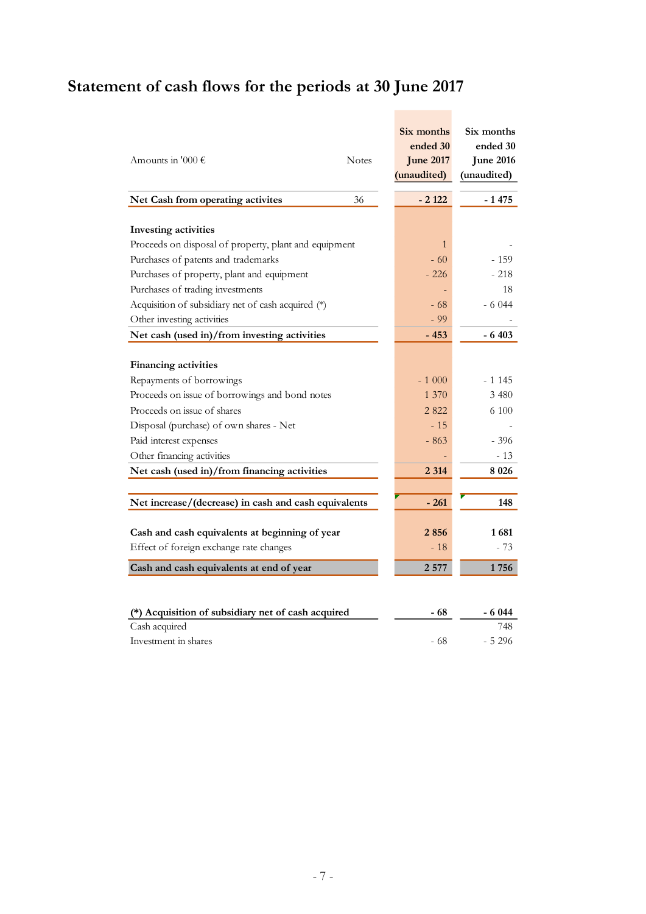# Statement of cash flows for the periods at 30 June 2017

| Amounts in '000 € | Notes | Six months ended 30 June 2017 (unaudited) | Six months ended 30 June 2016 (unaudited) |
|---|---|---|---|
| **Net Cash from operating activites** | 36 | **- 2 122** | **- 1 475** |
| | | | |
| **Investing activities** | | | |
| Proceeds on disposal of property, plant and equipment | | 1 | - |
| Purchases of patents and trademarks | | - 60 | - 159 |
| Purchases of property, plant and equipment | | - 226 | - 218 |
| Purchases of trading investments | | - | 18 |
| Acquisition of subsidiary net of cash acquired (*) | | - 68 | - 6 044 |
| Other investing activities | | - 99 | - |
| **Net cash (used in)/from investing activities** | | **- 453** | **- 6 403** |
| | | | |
| **Financing activities** | | | |
| Repayments of borrowings | | - 1 000 | - 1 145 |
| Proceeds on issue of borrowings and bond notes | | 1 370 | 3 480 |
| Proceeds on issue of shares | | 2 822 | 6 100 |
| Disposal (purchase) of own shares - Net | | - 15 | - |
| Paid interest expenses | | - 863 | - 396 |
| Other financing activities | | - | - 13 |
| **Net cash (used in)/from financing activities** | | **2 314** | **8 026** |
| | | | |
| **Net increase/(decrease) in cash and cash equivalents** | | **- 261** | **148** |
| | | | |
| **Cash and cash equivalents at beginning of year** | | **2 856** | **1 681** |
| Effect of foreign exchange rate changes | | - 18 | - 73 |
| **Cash and cash equivalents at end of year** | | **2 577** | **1 756** |

| | | | |
|---|---|---|---|
| **(*) Acquisition of subsidiary net of cash acquired** | | **- 68** | **- 6 044** |
| Cash acquired | | | 748 |
| Investment in shares | | - 68 | - 5 296 |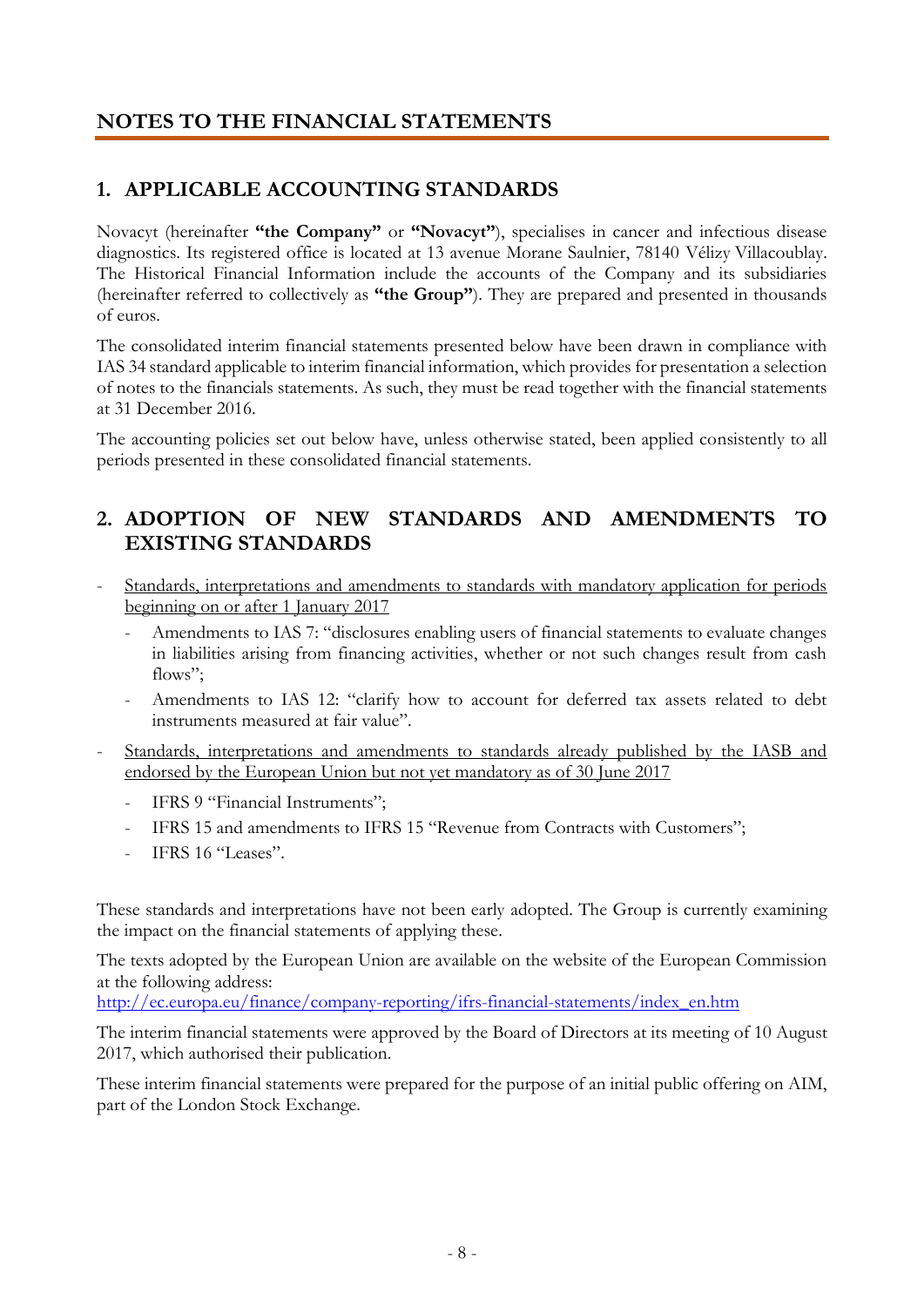# NOTES TO THE FINANCIAL STATEMENTS

## 1. APPLICABLE ACCOUNTING STANDARDS

Novacyt (hereinafter **"the Company"** or **"Novacyt"**), specialises in cancer and infectious disease diagnostics. Its registered office is located at 13 avenue Morane Saulnier, 78140 Vélizy Villacoublay. The Historical Financial Information include the accounts of the Company and its subsidiaries (hereinafter referred to collectively as **"the Group"**). They are prepared and presented in thousands of euros.

The consolidated interim financial statements presented below have been drawn in compliance with IAS 34 standard applicable to interim financial information, which provides for presentation a selection of notes to the financials statements. As such, they must be read together with the financial statements at 31 December 2016.

The accounting policies set out below have, unless otherwise stated, been applied consistently to all periods presented in these consolidated financial statements.

## 2. ADOPTION OF NEW STANDARDS AND AMENDMENTS TO EXISTING STANDARDS

- Standards, interpretations and amendments to standards with mandatory application for periods beginning on or after 1 January 2017
  - Amendments to IAS 7: "disclosures enabling users of financial statements to evaluate changes in liabilities arising from financing activities, whether or not such changes result from cash flows";
  - Amendments to IAS 12: "clarify how to account for deferred tax assets related to debt instruments measured at fair value".
- Standards, interpretations and amendments to standards already published by the IASB and endorsed by the European Union but not yet mandatory as of 30 June 2017
  - IFRS 9 "Financial Instruments";
  - IFRS 15 and amendments to IFRS 15 "Revenue from Contracts with Customers";
  - IFRS 16 "Leases".

These standards and interpretations have not been early adopted. The Group is currently examining the impact on the financial statements of applying these.

The texts adopted by the European Union are available on the website of the European Commission at the following address:
http://ec.europa.eu/finance/company-reporting/ifrs-financial-statements/index_en.htm

The interim financial statements were approved by the Board of Directors at its meeting of 10 August 2017, which authorised their publication.

These interim financial statements were prepared for the purpose of an initial public offering on AIM, part of the London Stock Exchange.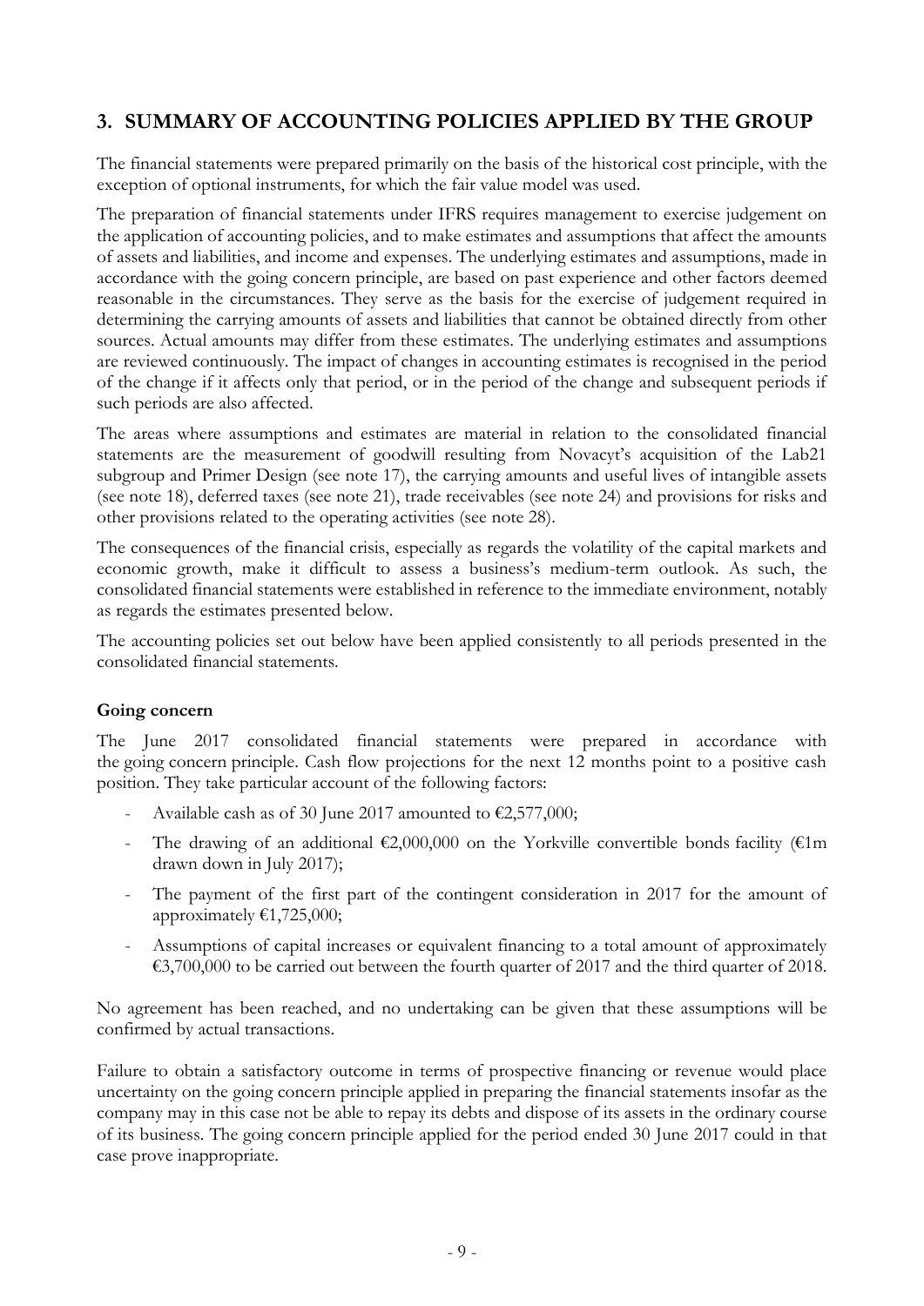## 3. SUMMARY OF ACCOUNTING POLICIES APPLIED BY THE GROUP

The financial statements were prepared primarily on the basis of the historical cost principle, with the exception of optional instruments, for which the fair value model was used.

The preparation of financial statements under IFRS requires management to exercise judgement on the application of accounting policies, and to make estimates and assumptions that affect the amounts of assets and liabilities, and income and expenses. The underlying estimates and assumptions, made in accordance with the going concern principle, are based on past experience and other factors deemed reasonable in the circumstances. They serve as the basis for the exercise of judgement required in determining the carrying amounts of assets and liabilities that cannot be obtained directly from other sources. Actual amounts may differ from these estimates. The underlying estimates and assumptions are reviewed continuously. The impact of changes in accounting estimates is recognised in the period of the change if it affects only that period, or in the period of the change and subsequent periods if such periods are also affected.

The areas where assumptions and estimates are material in relation to the consolidated financial statements are the measurement of goodwill resulting from Novacyt's acquisition of the Lab21 subgroup and Primer Design (see note 17), the carrying amounts and useful lives of intangible assets (see note 18), deferred taxes (see note 21), trade receivables (see note 24) and provisions for risks and other provisions related to the operating activities (see note 28).

The consequences of the financial crisis, especially as regards the volatility of the capital markets and economic growth, make it difficult to assess a business's medium-term outlook. As such, the consolidated financial statements were established in reference to the immediate environment, notably as regards the estimates presented below.

The accounting policies set out below have been applied consistently to all periods presented in the consolidated financial statements.

**Going concern**

The June 2017 consolidated financial statements were prepared in accordance with the going concern principle. Cash flow projections for the next 12 months point to a positive cash position. They take particular account of the following factors:

- Available cash as of 30 June 2017 amounted to €2,577,000;
- The drawing of an additional €2,000,000 on the Yorkville convertible bonds facility (€1m drawn down in July 2017);
- The payment of the first part of the contingent consideration in 2017 for the amount of approximately €1,725,000;
- Assumptions of capital increases or equivalent financing to a total amount of approximately €3,700,000 to be carried out between the fourth quarter of 2017 and the third quarter of 2018.

No agreement has been reached, and no undertaking can be given that these assumptions will be confirmed by actual transactions.

Failure to obtain a satisfactory outcome in terms of prospective financing or revenue would place uncertainty on the going concern principle applied in preparing the financial statements insofar as the company may in this case not be able to repay its debts and dispose of its assets in the ordinary course of its business. The going concern principle applied for the period ended 30 June 2017 could in that case prove inappropriate.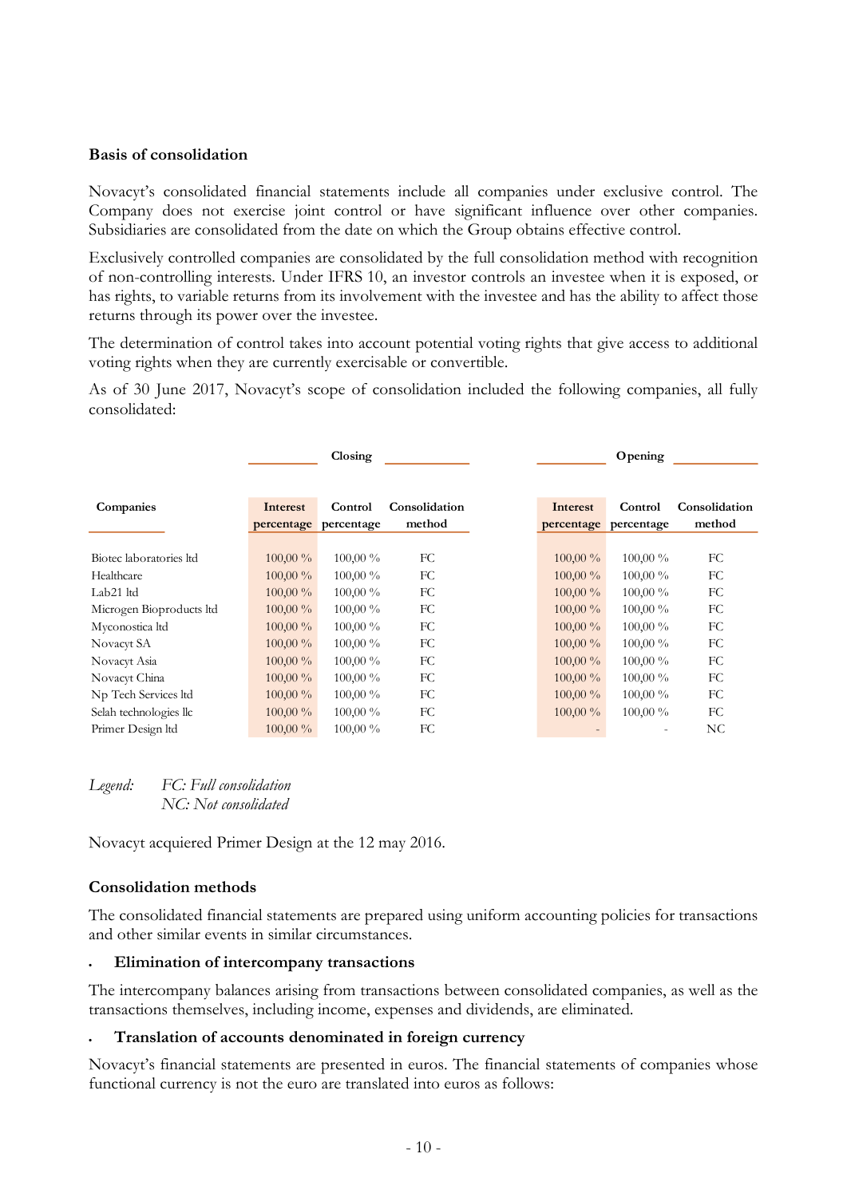### Basis of consolidation

Novacyt's consolidated financial statements include all companies under exclusive control. The Company does not exercise joint control or have significant influence over other companies. Subsidiaries are consolidated from the date on which the Group obtains effective control.

Exclusively controlled companies are consolidated by the full consolidation method with recognition of non-controlling interests. Under IFRS 10, an investor controls an investee when it is exposed, or has rights, to variable returns from its involvement with the investee and has the ability to affect those returns through its power over the investee.

The determination of control takes into account potential voting rights that give access to additional voting rights when they are currently exercisable or convertible.

As of 30 June 2017, Novacyt's scope of consolidation included the following companies, all fully consolidated:

| | Closing | | | Opening | | |
|---|---|---|---|---|---|---|
| **Companies** | **Interest percentage** | **Control percentage** | **Consolidation method** | **Interest percentage** | **Control percentage** | **Consolidation method** |
| Biotec laboratories ltd | 100,00 % | 100,00 % | FC | 100,00 % | 100,00 % | FC |
| Healthcare | 100,00 % | 100,00 % | FC | 100,00 % | 100,00 % | FC |
| Lab21 ltd | 100,00 % | 100,00 % | FC | 100,00 % | 100,00 % | FC |
| Microgen Bioproducts ltd | 100,00 % | 100,00 % | FC | 100,00 % | 100,00 % | FC |
| Myconostica ltd | 100,00 % | 100,00 % | FC | 100,00 % | 100,00 % | FC |
| Novacyt SA | 100,00 % | 100,00 % | FC | 100,00 % | 100,00 % | FC |
| Novacyt Asia | 100,00 % | 100,00 % | FC | 100,00 % | 100,00 % | FC |
| Novacyt China | 100,00 % | 100,00 % | FC | 100,00 % | 100,00 % | FC |
| Np Tech Services ltd | 100,00 % | 100,00 % | FC | 100,00 % | 100,00 % | FC |
| Selah technologies llc | 100,00 % | 100,00 % | FC | 100,00 % | 100,00 % | FC |
| Primer Design ltd | 100,00 % | 100,00 % | FC | - | - | NC |

*Legend:* *FC: Full consolidation*
*NC: Not consolidated*

Novacyt acquiered Primer Design at the 12 may 2016.

### Consolidation methods

The consolidated financial statements are prepared using uniform accounting policies for transactions and other similar events in similar circumstances.

- **Elimination of intercompany transactions**

The intercompany balances arising from transactions between consolidated companies, as well as the transactions themselves, including income, expenses and dividends, are eliminated.

- **Translation of accounts denominated in foreign currency**

Novacyt's financial statements are presented in euros. The financial statements of companies whose functional currency is not the euro are translated into euros as follows: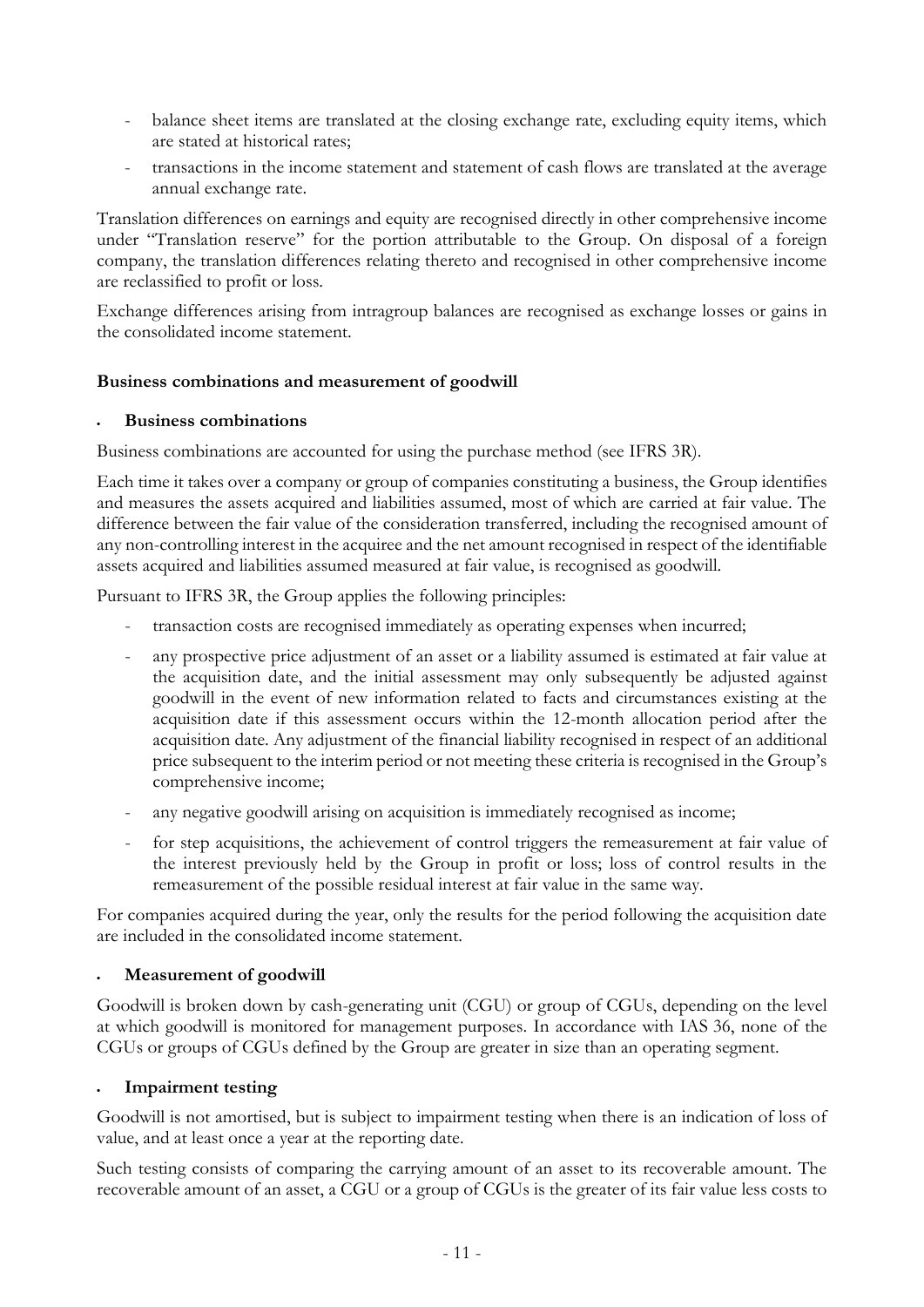- balance sheet items are translated at the closing exchange rate, excluding equity items, which are stated at historical rates;
- transactions in the income statement and statement of cash flows are translated at the average annual exchange rate.

Translation differences on earnings and equity are recognised directly in other comprehensive income under "Translation reserve" for the portion attributable to the Group. On disposal of a foreign company, the translation differences relating thereto and recognised in other comprehensive income are reclassified to profit or loss.

Exchange differences arising from intragroup balances are recognised as exchange losses or gains in the consolidated income statement.

### Business combinations and measurement of goodwill

- **Business combinations**

Business combinations are accounted for using the purchase method (see IFRS 3R).

Each time it takes over a company or group of companies constituting a business, the Group identifies and measures the assets acquired and liabilities assumed, most of which are carried at fair value. The difference between the fair value of the consideration transferred, including the recognised amount of any non-controlling interest in the acquiree and the net amount recognised in respect of the identifiable assets acquired and liabilities assumed measured at fair value, is recognised as goodwill.

Pursuant to IFRS 3R, the Group applies the following principles:

- transaction costs are recognised immediately as operating expenses when incurred;
- any prospective price adjustment of an asset or a liability assumed is estimated at fair value at the acquisition date, and the initial assessment may only subsequently be adjusted against goodwill in the event of new information related to facts and circumstances existing at the acquisition date if this assessment occurs within the 12-month allocation period after the acquisition date. Any adjustment of the financial liability recognised in respect of an additional price subsequent to the interim period or not meeting these criteria is recognised in the Group's comprehensive income;
- any negative goodwill arising on acquisition is immediately recognised as income;
- for step acquisitions, the achievement of control triggers the remeasurement at fair value of the interest previously held by the Group in profit or loss; loss of control results in the remeasurement of the possible residual interest at fair value in the same way.

For companies acquired during the year, only the results for the period following the acquisition date are included in the consolidated income statement.

- **Measurement of goodwill**

Goodwill is broken down by cash-generating unit (CGU) or group of CGUs, depending on the level at which goodwill is monitored for management purposes. In accordance with IAS 36, none of the CGUs or groups of CGUs defined by the Group are greater in size than an operating segment.

- **Impairment testing**

Goodwill is not amortised, but is subject to impairment testing when there is an indication of loss of value, and at least once a year at the reporting date.

Such testing consists of comparing the carrying amount of an asset to its recoverable amount. The recoverable amount of an asset, a CGU or a group of CGUs is the greater of its fair value less costs to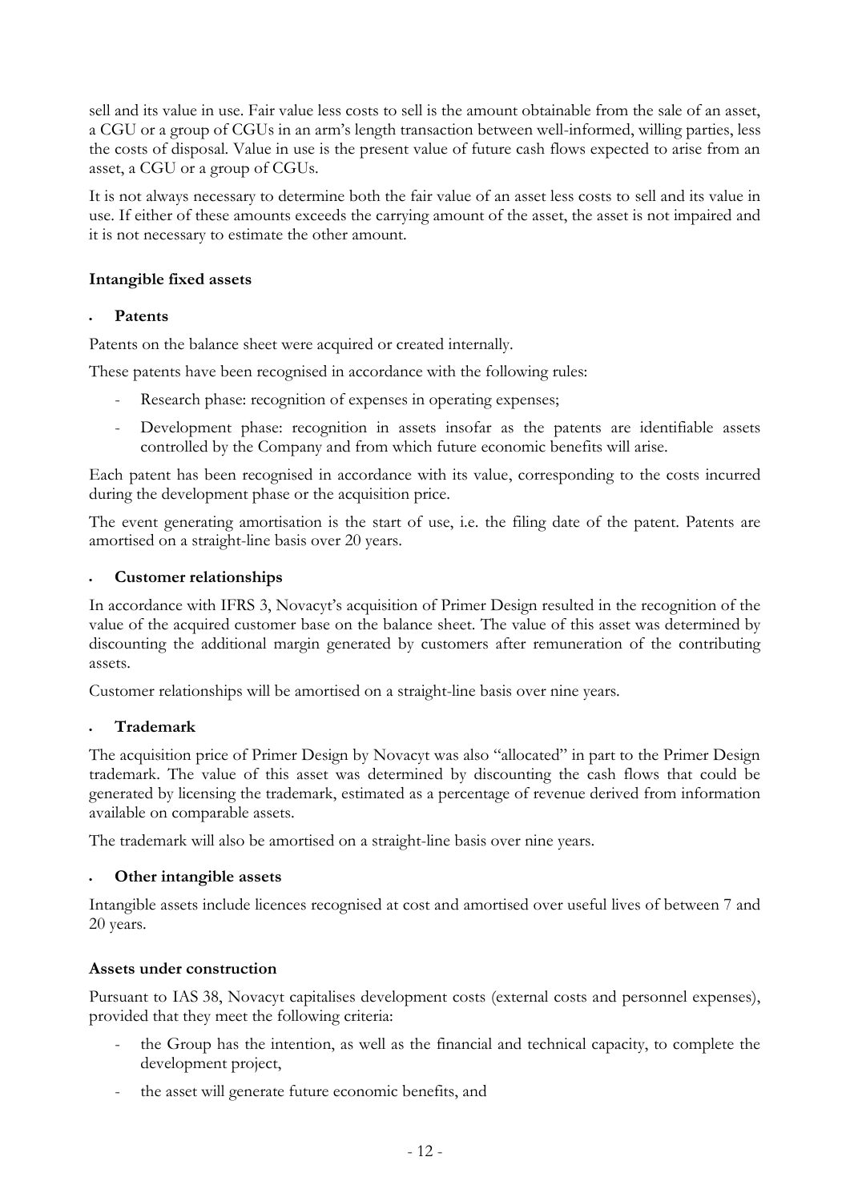sell and its value in use. Fair value less costs to sell is the amount obtainable from the sale of an asset, a CGU or a group of CGUs in an arm's length transaction between well-informed, willing parties, less the costs of disposal. Value in use is the present value of future cash flows expected to arise from an asset, a CGU or a group of CGUs.

It is not always necessary to determine both the fair value of an asset less costs to sell and its value in use. If either of these amounts exceeds the carrying amount of the asset, the asset is not impaired and it is not necessary to estimate the other amount.

**Intangible fixed assets**

- **Patents**

Patents on the balance sheet were acquired or created internally.

These patents have been recognised in accordance with the following rules:

- Research phase: recognition of expenses in operating expenses;
- Development phase: recognition in assets insofar as the patents are identifiable assets controlled by the Company and from which future economic benefits will arise.

Each patent has been recognised in accordance with its value, corresponding to the costs incurred during the development phase or the acquisition price.

The event generating amortisation is the start of use, i.e. the filing date of the patent. Patents are amortised on a straight-line basis over 20 years.

- **Customer relationships**

In accordance with IFRS 3, Novacyt's acquisition of Primer Design resulted in the recognition of the value of the acquired customer base on the balance sheet. The value of this asset was determined by discounting the additional margin generated by customers after remuneration of the contributing assets.

Customer relationships will be amortised on a straight-line basis over nine years.

- **Trademark**

The acquisition price of Primer Design by Novacyt was also "allocated" in part to the Primer Design trademark. The value of this asset was determined by discounting the cash flows that could be generated by licensing the trademark, estimated as a percentage of revenue derived from information available on comparable assets.

The trademark will also be amortised on a straight-line basis over nine years.

- **Other intangible assets**

Intangible assets include licences recognised at cost and amortised over useful lives of between 7 and 20 years.

**Assets under construction**

Pursuant to IAS 38, Novacyt capitalises development costs (external costs and personnel expenses), provided that they meet the following criteria:

- the Group has the intention, as well as the financial and technical capacity, to complete the development project,
- the asset will generate future economic benefits, and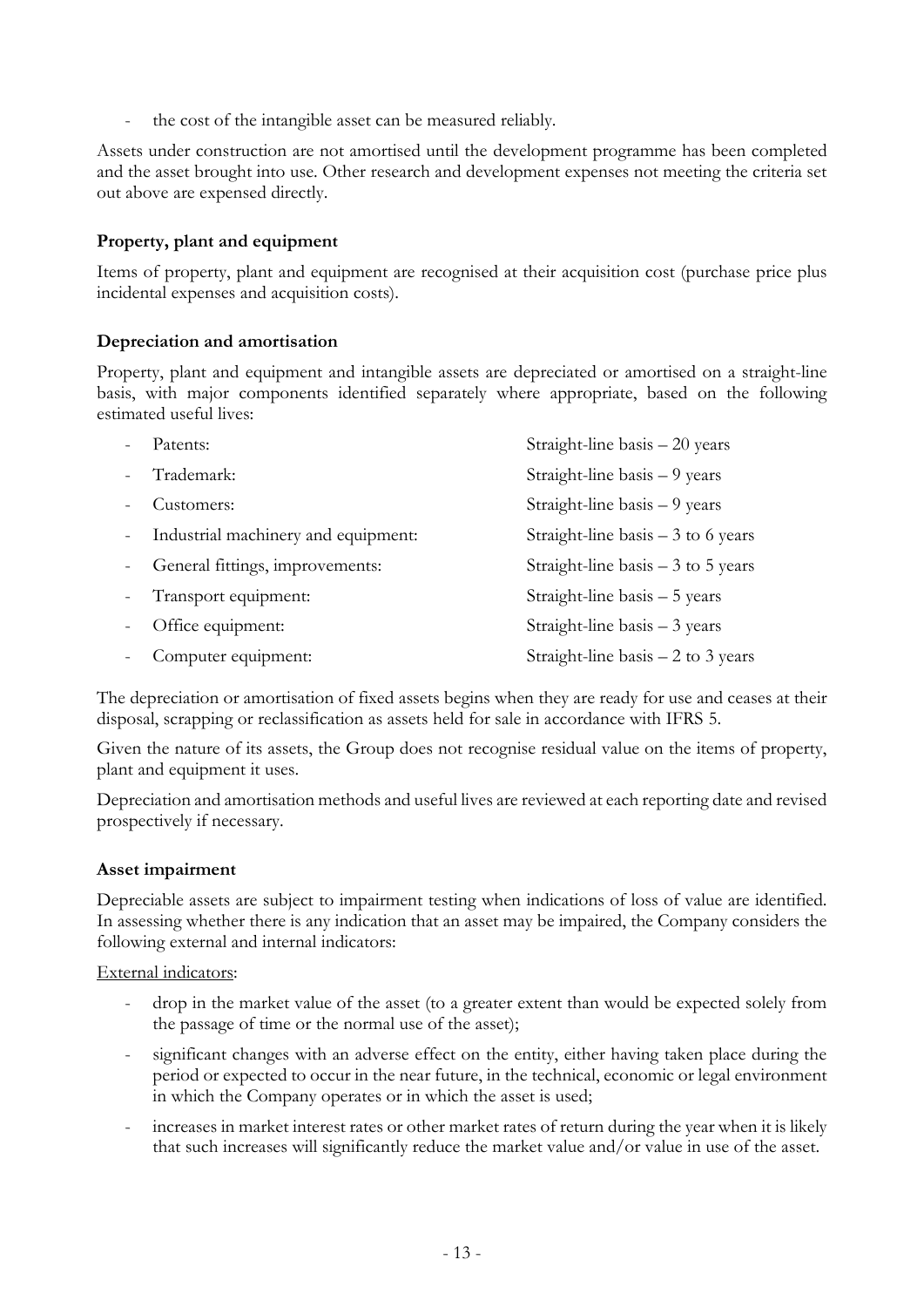- the cost of the intangible asset can be measured reliably.

Assets under construction are not amortised until the development programme has been completed and the asset brought into use. Other research and development expenses not meeting the criteria set out above are expensed directly.

### Property, plant and equipment

Items of property, plant and equipment are recognised at their acquisition cost (purchase price plus incidental expenses and acquisition costs).

### Depreciation and amortisation

Property, plant and equipment and intangible assets are depreciated or amortised on a straight-line basis, with major components identified separately where appropriate, based on the following estimated useful lives:

| | |
|---|---|
| - Patents: | Straight-line basis – 20 years |
| - Trademark: | Straight-line basis – 9 years |
| - Customers: | Straight-line basis – 9 years |
| - Industrial machinery and equipment: | Straight-line basis – 3 to 6 years |
| - General fittings, improvements: | Straight-line basis – 3 to 5 years |
| - Transport equipment: | Straight-line basis – 5 years |
| - Office equipment: | Straight-line basis – 3 years |
| - Computer equipment: | Straight-line basis – 2 to 3 years |

The depreciation or amortisation of fixed assets begins when they are ready for use and ceases at their disposal, scrapping or reclassification as assets held for sale in accordance with IFRS 5.

Given the nature of its assets, the Group does not recognise residual value on the items of property, plant and equipment it uses.

Depreciation and amortisation methods and useful lives are reviewed at each reporting date and revised prospectively if necessary.

### Asset impairment

Depreciable assets are subject to impairment testing when indications of loss of value are identified. In assessing whether there is any indication that an asset may be impaired, the Company considers the following external and internal indicators:

External indicators:

- drop in the market value of the asset (to a greater extent than would be expected solely from the passage of time or the normal use of the asset);
- significant changes with an adverse effect on the entity, either having taken place during the period or expected to occur in the near future, in the technical, economic or legal environment in which the Company operates or in which the asset is used;
- increases in market interest rates or other market rates of return during the year when it is likely that such increases will significantly reduce the market value and/or value in use of the asset.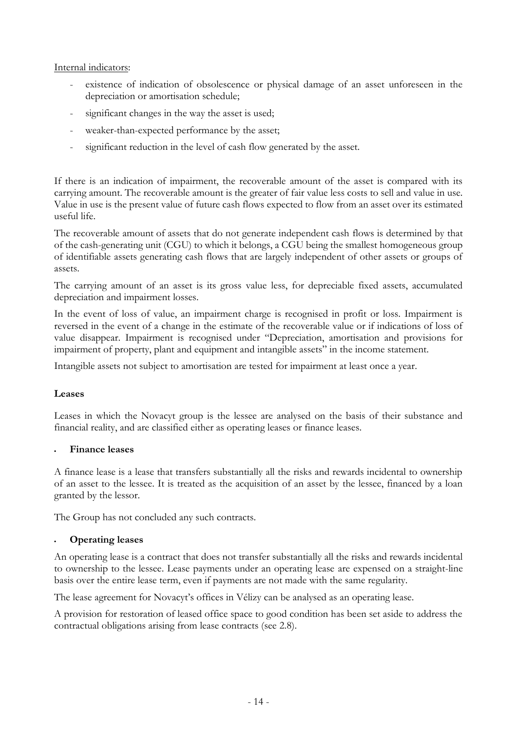Internal indicators:

- existence of indication of obsolescence or physical damage of an asset unforeseen in the depreciation or amortisation schedule;
- significant changes in the way the asset is used;
- weaker-than-expected performance by the asset;
- significant reduction in the level of cash flow generated by the asset.

If there is an indication of impairment, the recoverable amount of the asset is compared with its carrying amount. The recoverable amount is the greater of fair value less costs to sell and value in use. Value in use is the present value of future cash flows expected to flow from an asset over its estimated useful life.

The recoverable amount of assets that do not generate independent cash flows is determined by that of the cash-generating unit (CGU) to which it belongs, a CGU being the smallest homogeneous group of identifiable assets generating cash flows that are largely independent of other assets or groups of assets.

The carrying amount of an asset is its gross value less, for depreciable fixed assets, accumulated depreciation and impairment losses.

In the event of loss of value, an impairment charge is recognised in profit or loss. Impairment is reversed in the event of a change in the estimate of the recoverable value or if indications of loss of value disappear. Impairment is recognised under "Depreciation, amortisation and provisions for impairment of property, plant and equipment and intangible assets" in the income statement.

Intangible assets not subject to amortisation are tested for impairment at least once a year.

**Leases**

Leases in which the Novacyt group is the lessee are analysed on the basis of their substance and financial reality, and are classified either as operating leases or finance leases.

- **Finance leases**

A finance lease is a lease that transfers substantially all the risks and rewards incidental to ownership of an asset to the lessee. It is treated as the acquisition of an asset by the lessee, financed by a loan granted by the lessor.

The Group has not concluded any such contracts.

- **Operating leases**

An operating lease is a contract that does not transfer substantially all the risks and rewards incidental to ownership to the lessee. Lease payments under an operating lease are expensed on a straight-line basis over the entire lease term, even if payments are not made with the same regularity.

The lease agreement for Novacyt's offices in Vélizy can be analysed as an operating lease.

A provision for restoration of leased office space to good condition has been set aside to address the contractual obligations arising from lease contracts (see 2.8).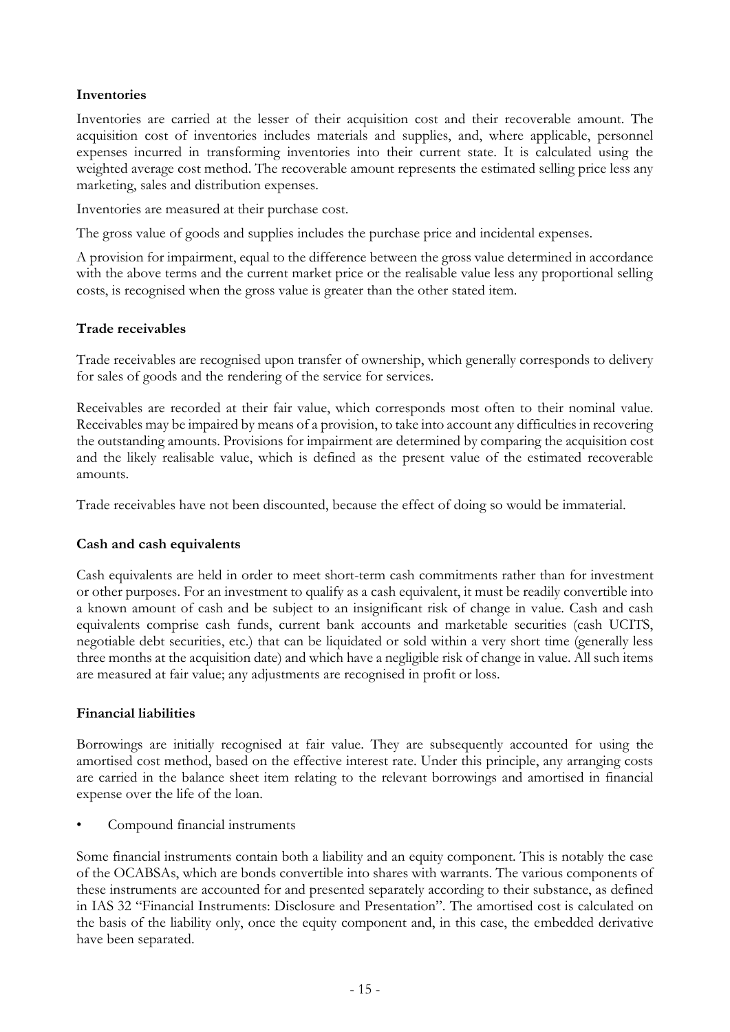**Inventories**

Inventories are carried at the lesser of their acquisition cost and their recoverable amount. The acquisition cost of inventories includes materials and supplies, and, where applicable, personnel expenses incurred in transforming inventories into their current state. It is calculated using the weighted average cost method. The recoverable amount represents the estimated selling price less any marketing, sales and distribution expenses.

Inventories are measured at their purchase cost.

The gross value of goods and supplies includes the purchase price and incidental expenses.

A provision for impairment, equal to the difference between the gross value determined in accordance with the above terms and the current market price or the realisable value less any proportional selling costs, is recognised when the gross value is greater than the other stated item.

**Trade receivables**

Trade receivables are recognised upon transfer of ownership, which generally corresponds to delivery for sales of goods and the rendering of the service for services.

Receivables are recorded at their fair value, which corresponds most often to their nominal value. Receivables may be impaired by means of a provision, to take into account any difficulties in recovering the outstanding amounts. Provisions for impairment are determined by comparing the acquisition cost and the likely realisable value, which is defined as the present value of the estimated recoverable amounts.

Trade receivables have not been discounted, because the effect of doing so would be immaterial.

**Cash and cash equivalents**

Cash equivalents are held in order to meet short-term cash commitments rather than for investment or other purposes. For an investment to qualify as a cash equivalent, it must be readily convertible into a known amount of cash and be subject to an insignificant risk of change in value. Cash and cash equivalents comprise cash funds, current bank accounts and marketable securities (cash UCITS, negotiable debt securities, etc.) that can be liquidated or sold within a very short time (generally less three months at the acquisition date) and which have a negligible risk of change in value. All such items are measured at fair value; any adjustments are recognised in profit or loss.

**Financial liabilities**

Borrowings are initially recognised at fair value. They are subsequently accounted for using the amortised cost method, based on the effective interest rate. Under this principle, any arranging costs are carried in the balance sheet item relating to the relevant borrowings and amortised in financial expense over the life of the loan.

- Compound financial instruments

Some financial instruments contain both a liability and an equity component. This is notably the case of the OCABSAs, which are bonds convertible into shares with warrants. The various components of these instruments are accounted for and presented separately according to their substance, as defined in IAS 32 "Financial Instruments: Disclosure and Presentation". The amortised cost is calculated on the basis of the liability only, once the equity component and, in this case, the embedded derivative have been separated.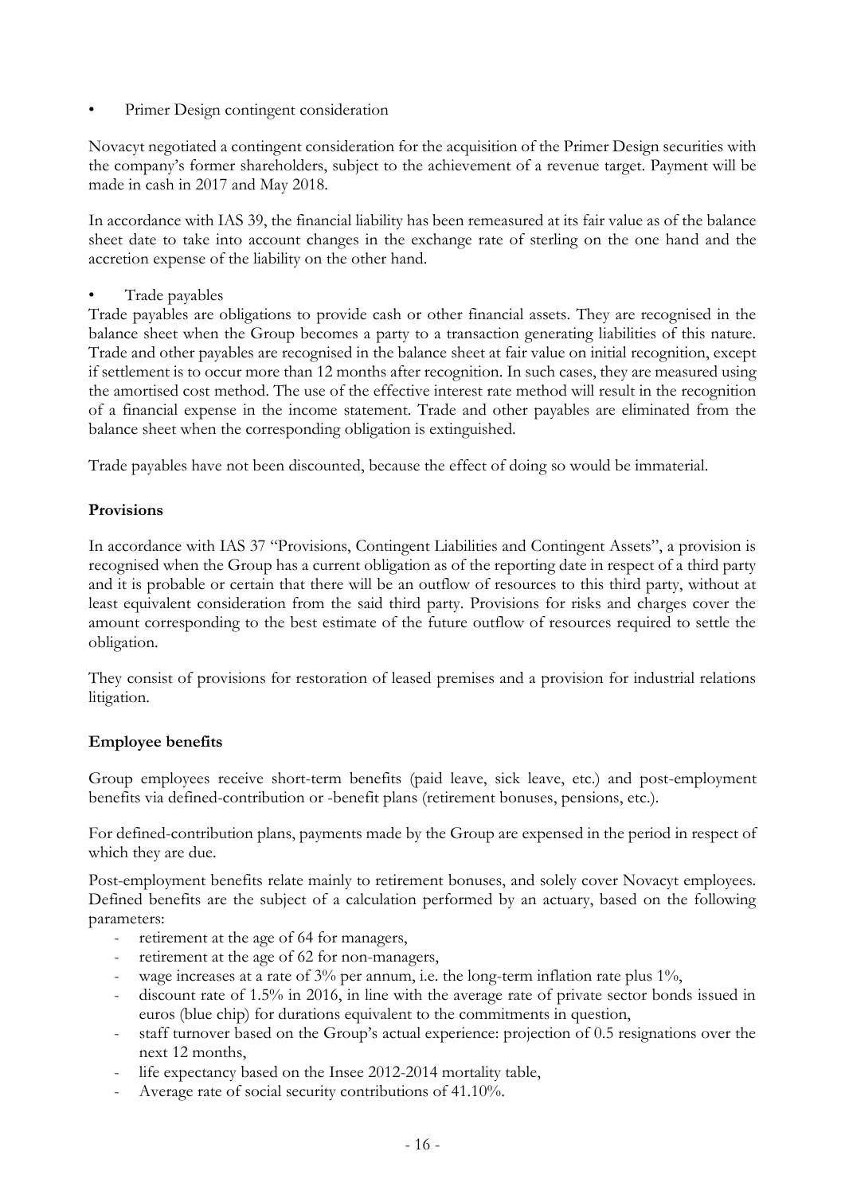- Primer Design contingent consideration

Novacyt negotiated a contingent consideration for the acquisition of the Primer Design securities with the company's former shareholders, subject to the achievement of a revenue target. Payment will be made in cash in 2017 and May 2018.

In accordance with IAS 39, the financial liability has been remeasured at its fair value as of the balance sheet date to take into account changes in the exchange rate of sterling on the one hand and the accretion expense of the liability on the other hand.

- Trade payables

Trade payables are obligations to provide cash or other financial assets. They are recognised in the balance sheet when the Group becomes a party to a transaction generating liabilities of this nature. Trade and other payables are recognised in the balance sheet at fair value on initial recognition, except if settlement is to occur more than 12 months after recognition. In such cases, they are measured using the amortised cost method. The use of the effective interest rate method will result in the recognition of a financial expense in the income statement. Trade and other payables are eliminated from the balance sheet when the corresponding obligation is extinguished.

Trade payables have not been discounted, because the effect of doing so would be immaterial.

**Provisions**

In accordance with IAS 37 "Provisions, Contingent Liabilities and Contingent Assets", a provision is recognised when the Group has a current obligation as of the reporting date in respect of a third party and it is probable or certain that there will be an outflow of resources to this third party, without at least equivalent consideration from the said third party. Provisions for risks and charges cover the amount corresponding to the best estimate of the future outflow of resources required to settle the obligation.

They consist of provisions for restoration of leased premises and a provision for industrial relations litigation.

**Employee benefits**

Group employees receive short-term benefits (paid leave, sick leave, etc.) and post-employment benefits via defined-contribution or -benefit plans (retirement bonuses, pensions, etc.).

For defined-contribution plans, payments made by the Group are expensed in the period in respect of which they are due.

Post-employment benefits relate mainly to retirement bonuses, and solely cover Novacyt employees. Defined benefits are the subject of a calculation performed by an actuary, based on the following parameters:

- retirement at the age of 64 for managers,
- retirement at the age of 62 for non-managers,
- wage increases at a rate of 3% per annum, i.e. the long-term inflation rate plus 1%,
- discount rate of 1.5% in 2016, in line with the average rate of private sector bonds issued in euros (blue chip) for durations equivalent to the commitments in question,
- staff turnover based on the Group's actual experience: projection of 0.5 resignations over the next 12 months,
- life expectancy based on the Insee 2012-2014 mortality table,
- Average rate of social security contributions of 41.10%.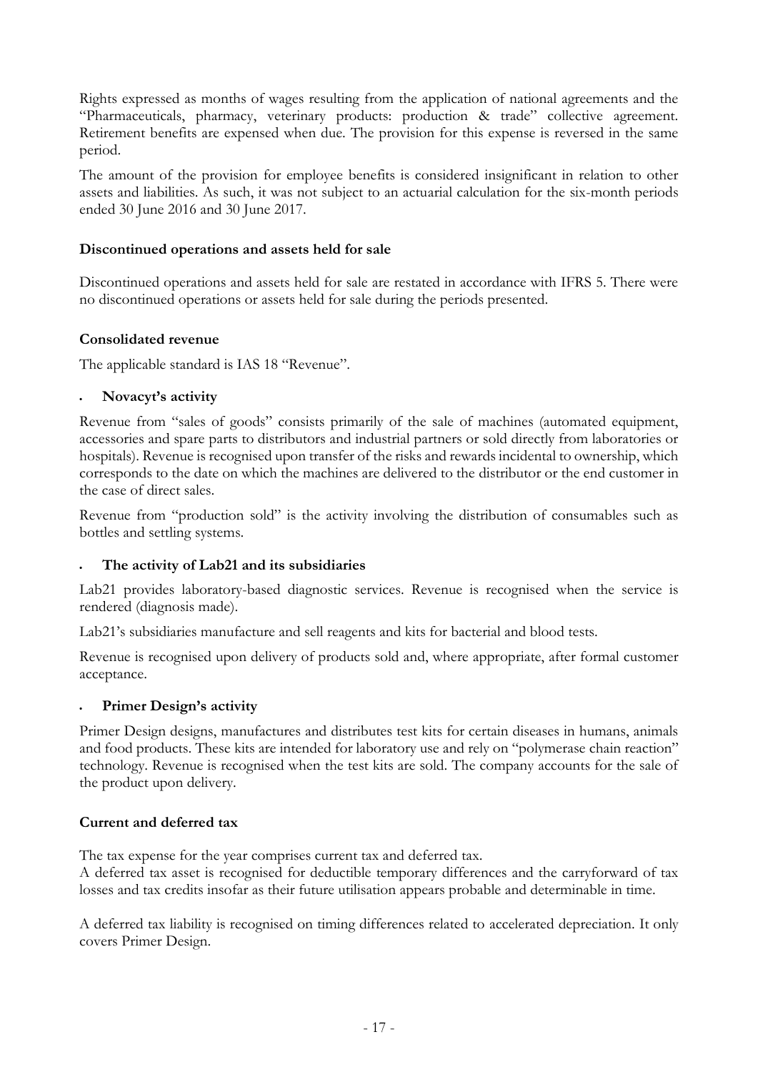Rights expressed as months of wages resulting from the application of national agreements and the "Pharmaceuticals, pharmacy, veterinary products: production & trade" collective agreement. Retirement benefits are expensed when due. The provision for this expense is reversed in the same period.

The amount of the provision for employee benefits is considered insignificant in relation to other assets and liabilities. As such, it was not subject to an actuarial calculation for the six-month periods ended 30 June 2016 and 30 June 2017.

**Discontinued operations and assets held for sale**

Discontinued operations and assets held for sale are restated in accordance with IFRS 5. There were no discontinued operations or assets held for sale during the periods presented.

**Consolidated revenue**

The applicable standard is IAS 18 "Revenue".

- **Novacyt's activity**

Revenue from "sales of goods" consists primarily of the sale of machines (automated equipment, accessories and spare parts to distributors and industrial partners or sold directly from laboratories or hospitals). Revenue is recognised upon transfer of the risks and rewards incidental to ownership, which corresponds to the date on which the machines are delivered to the distributor or the end customer in the case of direct sales.

Revenue from "production sold" is the activity involving the distribution of consumables such as bottles and settling systems.

- **The activity of Lab21 and its subsidiaries**

Lab21 provides laboratory-based diagnostic services. Revenue is recognised when the service is rendered (diagnosis made).

Lab21's subsidiaries manufacture and sell reagents and kits for bacterial and blood tests.

Revenue is recognised upon delivery of products sold and, where appropriate, after formal customer acceptance.

- **Primer Design's activity**

Primer Design designs, manufactures and distributes test kits for certain diseases in humans, animals and food products. These kits are intended for laboratory use and rely on "polymerase chain reaction" technology. Revenue is recognised when the test kits are sold. The company accounts for the sale of the product upon delivery.

**Current and deferred tax**

The tax expense for the year comprises current tax and deferred tax.
A deferred tax asset is recognised for deductible temporary differences and the carryforward of tax losses and tax credits insofar as their future utilisation appears probable and determinable in time.

A deferred tax liability is recognised on timing differences related to accelerated depreciation. It only covers Primer Design.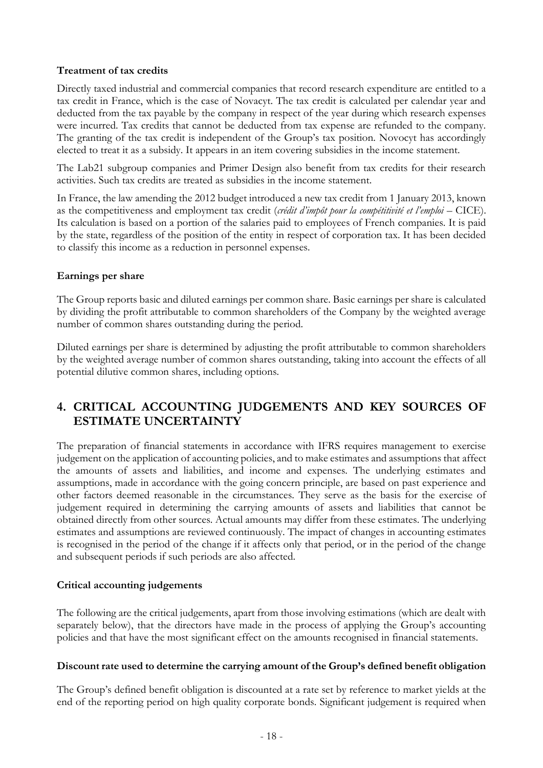**Treatment of tax credits**

Directly taxed industrial and commercial companies that record research expenditure are entitled to a tax credit in France, which is the case of Novacyt. The tax credit is calculated per calendar year and deducted from the tax payable by the company in respect of the year during which research expenses were incurred. Tax credits that cannot be deducted from tax expense are refunded to the company. The granting of the tax credit is independent of the Group's tax position. Novocyt has accordingly elected to treat it as a subsidy. It appears in an item covering subsidies in the income statement.

The Lab21 subgroup companies and Primer Design also benefit from tax credits for their research activities. Such tax credits are treated as subsidies in the income statement.

In France, the law amending the 2012 budget introduced a new tax credit from 1 January 2013, known as the competitiveness and employment tax credit (*crédit d'impôt pour la compétitivité et l'emploi* – CICE). Its calculation is based on a portion of the salaries paid to employees of French companies. It is paid by the state, regardless of the position of the entity in respect of corporation tax. It has been decided to classify this income as a reduction in personnel expenses.

**Earnings per share**

The Group reports basic and diluted earnings per common share. Basic earnings per share is calculated by dividing the profit attributable to common shareholders of the Company by the weighted average number of common shares outstanding during the period.

Diluted earnings per share is determined by adjusting the profit attributable to common shareholders by the weighted average number of common shares outstanding, taking into account the effects of all potential dilutive common shares, including options.

## 4. CRITICAL ACCOUNTING JUDGEMENTS AND KEY SOURCES OF ESTIMATE UNCERTAINTY

The preparation of financial statements in accordance with IFRS requires management to exercise judgement on the application of accounting policies, and to make estimates and assumptions that affect the amounts of assets and liabilities, and income and expenses. The underlying estimates and assumptions, made in accordance with the going concern principle, are based on past experience and other factors deemed reasonable in the circumstances. They serve as the basis for the exercise of judgement required in determining the carrying amounts of assets and liabilities that cannot be obtained directly from other sources. Actual amounts may differ from these estimates. The underlying estimates and assumptions are reviewed continuously. The impact of changes in accounting estimates is recognised in the period of the change if it affects only that period, or in the period of the change and subsequent periods if such periods are also affected.

**Critical accounting judgements**

The following are the critical judgements, apart from those involving estimations (which are dealt with separately below), that the directors have made in the process of applying the Group's accounting policies and that have the most significant effect on the amounts recognised in financial statements.

**Discount rate used to determine the carrying amount of the Group's defined benefit obligation**

The Group's defined benefit obligation is discounted at a rate set by reference to market yields at the end of the reporting period on high quality corporate bonds. Significant judgement is required when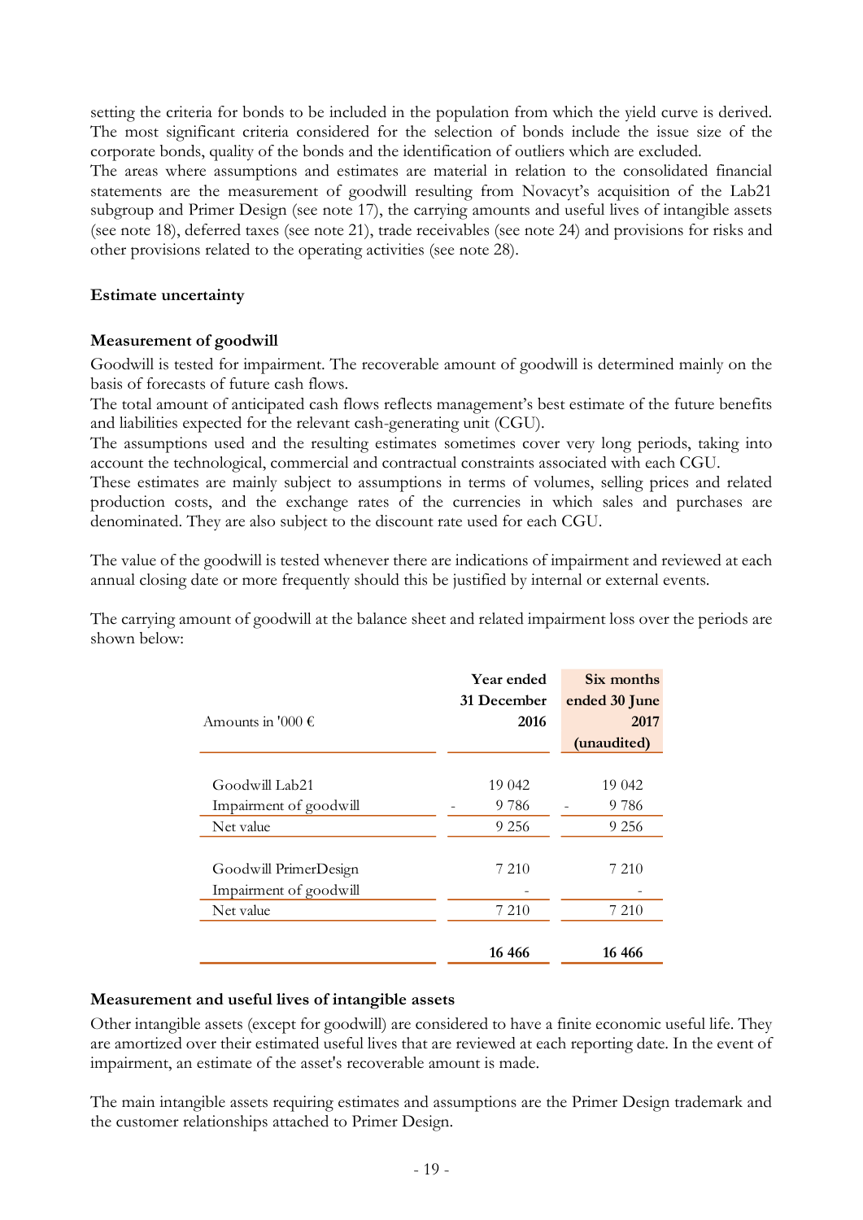setting the criteria for bonds to be included in the population from which the yield curve is derived. The most significant criteria considered for the selection of bonds include the issue size of the corporate bonds, quality of the bonds and the identification of outliers which are excluded.
The areas where assumptions and estimates are material in relation to the consolidated financial statements are the measurement of goodwill resulting from Novacyt's acquisition of the Lab21 subgroup and Primer Design (see note 17), the carrying amounts and useful lives of intangible assets (see note 18), deferred taxes (see note 21), trade receivables (see note 24) and provisions for risks and other provisions related to the operating activities (see note 28).

**Estimate uncertainty**

**Measurement of goodwill**

Goodwill is tested for impairment. The recoverable amount of goodwill is determined mainly on the basis of forecasts of future cash flows.
The total amount of anticipated cash flows reflects management's best estimate of the future benefits and liabilities expected for the relevant cash-generating unit (CGU).
The assumptions used and the resulting estimates sometimes cover very long periods, taking into account the technological, commercial and contractual constraints associated with each CGU.
These estimates are mainly subject to assumptions in terms of volumes, selling prices and related production costs, and the exchange rates of the currencies in which sales and purchases are denominated. They are also subject to the discount rate used for each CGU.

The value of the goodwill is tested whenever there are indications of impairment and reviewed at each annual closing date or more frequently should this be justified by internal or external events.

The carrying amount of goodwill at the balance sheet and related impairment loss over the periods are shown below:

| Amounts in '000 € | Year ended 31 December 2016 | Six months ended 30 June 2017 (unaudited) |
|---|---|---|
| Goodwill Lab21 | 19 042 | 19 042 |
| Impairment of goodwill | - 9 786 | - 9 786 |
| Net value | 9 256 | 9 256 |
| | | |
| Goodwill PrimerDesign | 7 210 | 7 210 |
| Impairment of goodwill | - | - |
| Net value | 7 210 | 7 210 |
| | | |
| | **16 466** | **16 466** |

**Measurement and useful lives of intangible assets**

Other intangible assets (except for goodwill) are considered to have a finite economic useful life. They are amortized over their estimated useful lives that are reviewed at each reporting date. In the event of impairment, an estimate of the asset's recoverable amount is made.

The main intangible assets requiring estimates and assumptions are the Primer Design trademark and the customer relationships attached to Primer Design.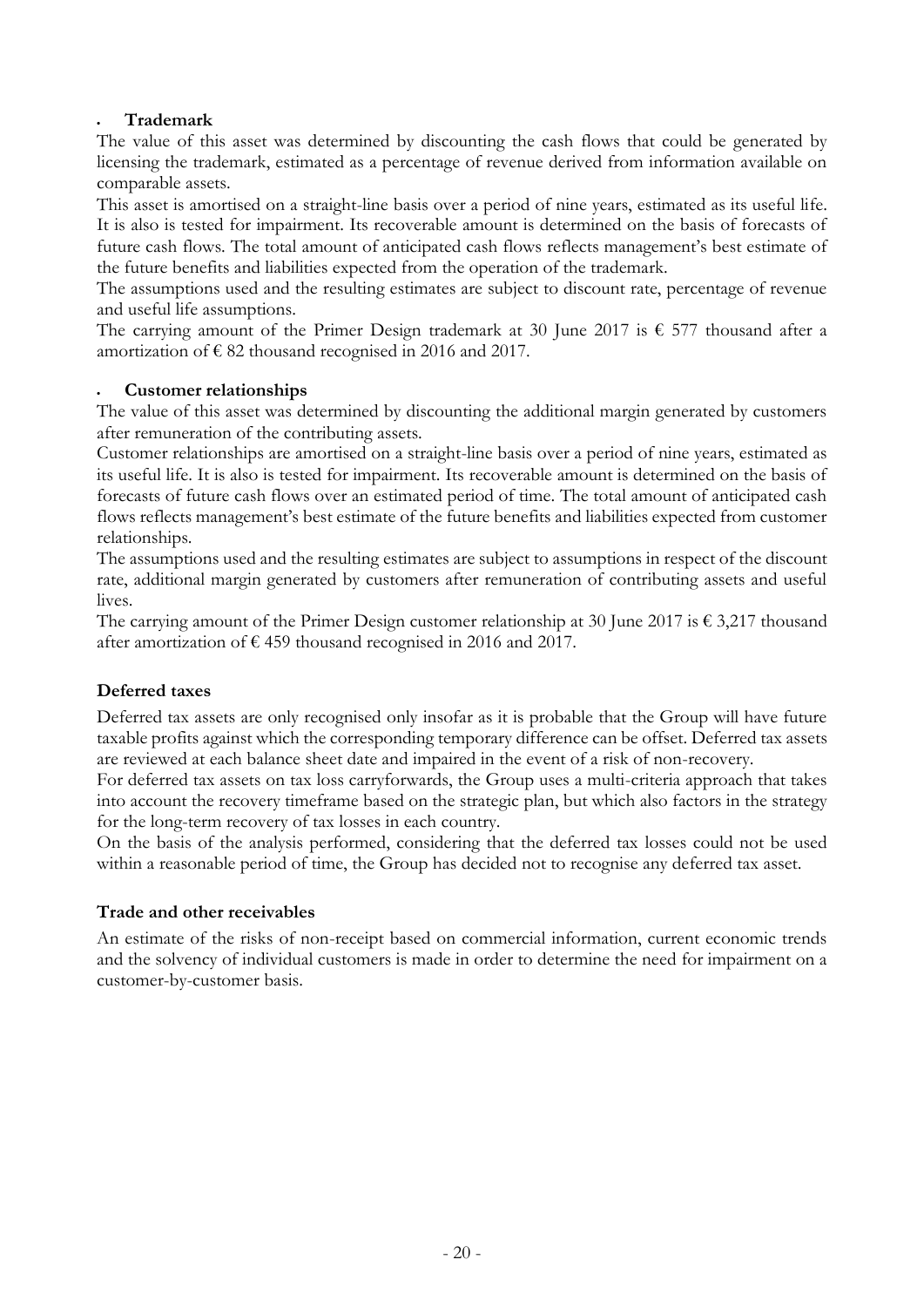- **Trademark**

The value of this asset was determined by discounting the cash flows that could be generated by licensing the trademark, estimated as a percentage of revenue derived from information available on comparable assets.

This asset is amortised on a straight-line basis over a period of nine years, estimated as its useful life. It is also is tested for impairment. Its recoverable amount is determined on the basis of forecasts of future cash flows. The total amount of anticipated cash flows reflects management's best estimate of the future benefits and liabilities expected from the operation of the trademark.

The assumptions used and the resulting estimates are subject to discount rate, percentage of revenue and useful life assumptions.

The carrying amount of the Primer Design trademark at 30 June 2017 is € 577 thousand after a amortization of € 82 thousand recognised in 2016 and 2017.

- **Customer relationships**

The value of this asset was determined by discounting the additional margin generated by customers after remuneration of the contributing assets.

Customer relationships are amortised on a straight-line basis over a period of nine years, estimated as its useful life. It is also is tested for impairment. Its recoverable amount is determined on the basis of forecasts of future cash flows over an estimated period of time. The total amount of anticipated cash flows reflects management's best estimate of the future benefits and liabilities expected from customer relationships.

The assumptions used and the resulting estimates are subject to assumptions in respect of the discount rate, additional margin generated by customers after remuneration of contributing assets and useful lives.

The carrying amount of the Primer Design customer relationship at 30 June 2017 is € 3,217 thousand after amortization of € 459 thousand recognised in 2016 and 2017.

## Deferred taxes

Deferred tax assets are only recognised only insofar as it is probable that the Group will have future taxable profits against which the corresponding temporary difference can be offset. Deferred tax assets are reviewed at each balance sheet date and impaired in the event of a risk of non-recovery.

For deferred tax assets on tax loss carryforwards, the Group uses a multi-criteria approach that takes into account the recovery timeframe based on the strategic plan, but which also factors in the strategy for the long-term recovery of tax losses in each country.

On the basis of the analysis performed, considering that the deferred tax losses could not be used within a reasonable period of time, the Group has decided not to recognise any deferred tax asset.

## Trade and other receivables

An estimate of the risks of non-receipt based on commercial information, current economic trends and the solvency of individual customers is made in order to determine the need for impairment on a customer-by-customer basis.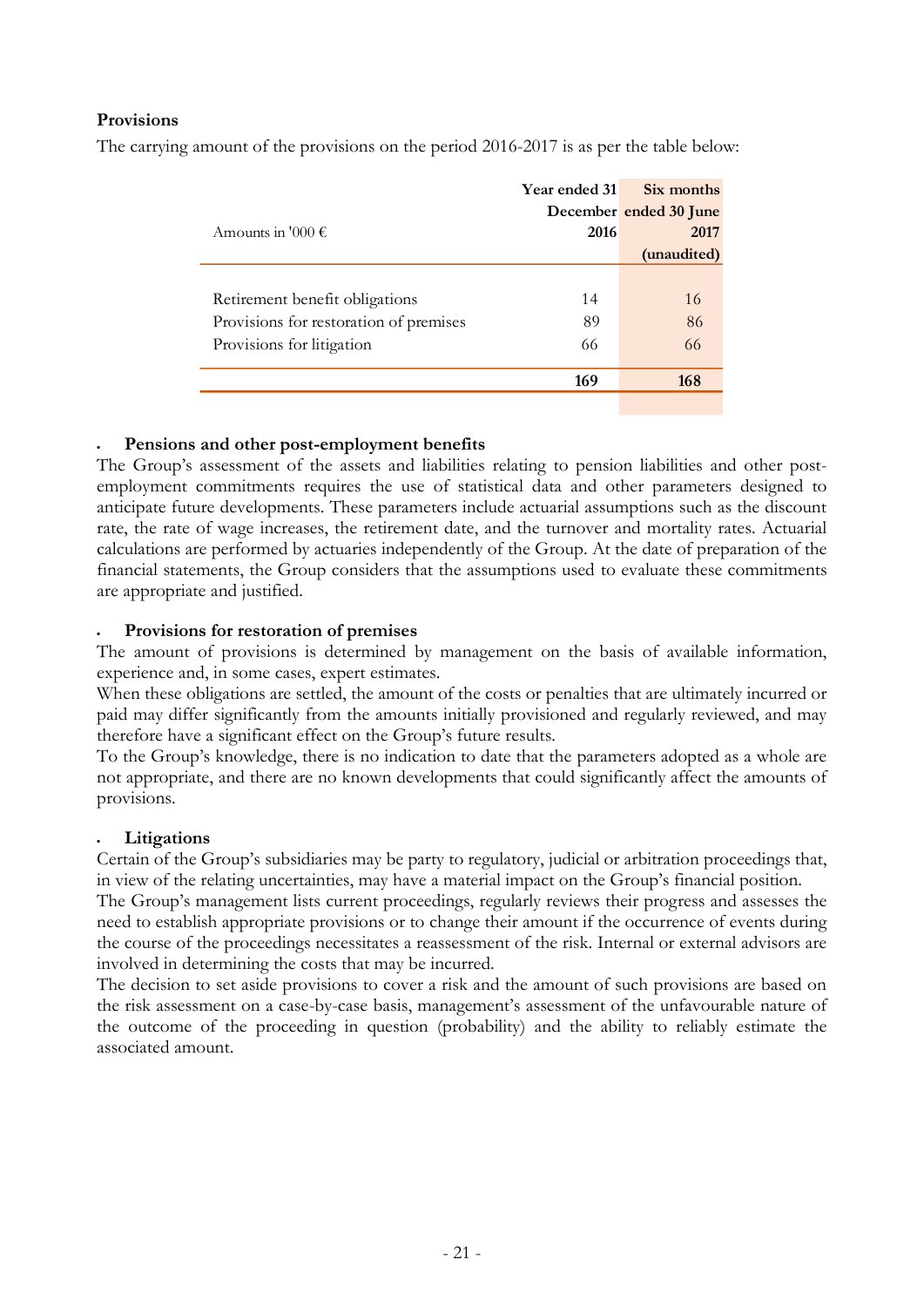**Provisions**

The carrying amount of the provisions on the period 2016-2017 is as per the table below:

| Amounts in '000 € | Year ended 31 December 2016 | Six months ended 30 June 2017 (unaudited) |
|---|---|---|
| Retirement benefit obligations | 14 | 16 |
| Provisions for restoration of premises | 89 | 86 |
| Provisions for litigation | 66 | 66 |
| | **169** | **168** |

- **Pensions and other post-employment benefits**

The Group's assessment of the assets and liabilities relating to pension liabilities and other post-employment commitments requires the use of statistical data and other parameters designed to anticipate future developments. These parameters include actuarial assumptions such as the discount rate, the rate of wage increases, the retirement date, and the turnover and mortality rates. Actuarial calculations are performed by actuaries independently of the Group. At the date of preparation of the financial statements, the Group considers that the assumptions used to evaluate these commitments are appropriate and justified.

- **Provisions for restoration of premises**

The amount of provisions is determined by management on the basis of available information, experience and, in some cases, expert estimates.
When these obligations are settled, the amount of the costs or penalties that are ultimately incurred or paid may differ significantly from the amounts initially provisioned and regularly reviewed, and may therefore have a significant effect on the Group's future results.
To the Group's knowledge, there is no indication to date that the parameters adopted as a whole are not appropriate, and there are no known developments that could significantly affect the amounts of provisions.

- **Litigations**

Certain of the Group's subsidiaries may be party to regulatory, judicial or arbitration proceedings that, in view of the relating uncertainties, may have a material impact on the Group's financial position.
The Group's management lists current proceedings, regularly reviews their progress and assesses the need to establish appropriate provisions or to change their amount if the occurrence of events during the course of the proceedings necessitates a reassessment of the risk. Internal or external advisors are involved in determining the costs that may be incurred.
The decision to set aside provisions to cover a risk and the amount of such provisions are based on the risk assessment on a case-by-case basis, management's assessment of the unfavourable nature of the outcome of the proceeding in question (probability) and the ability to reliably estimate the associated amount.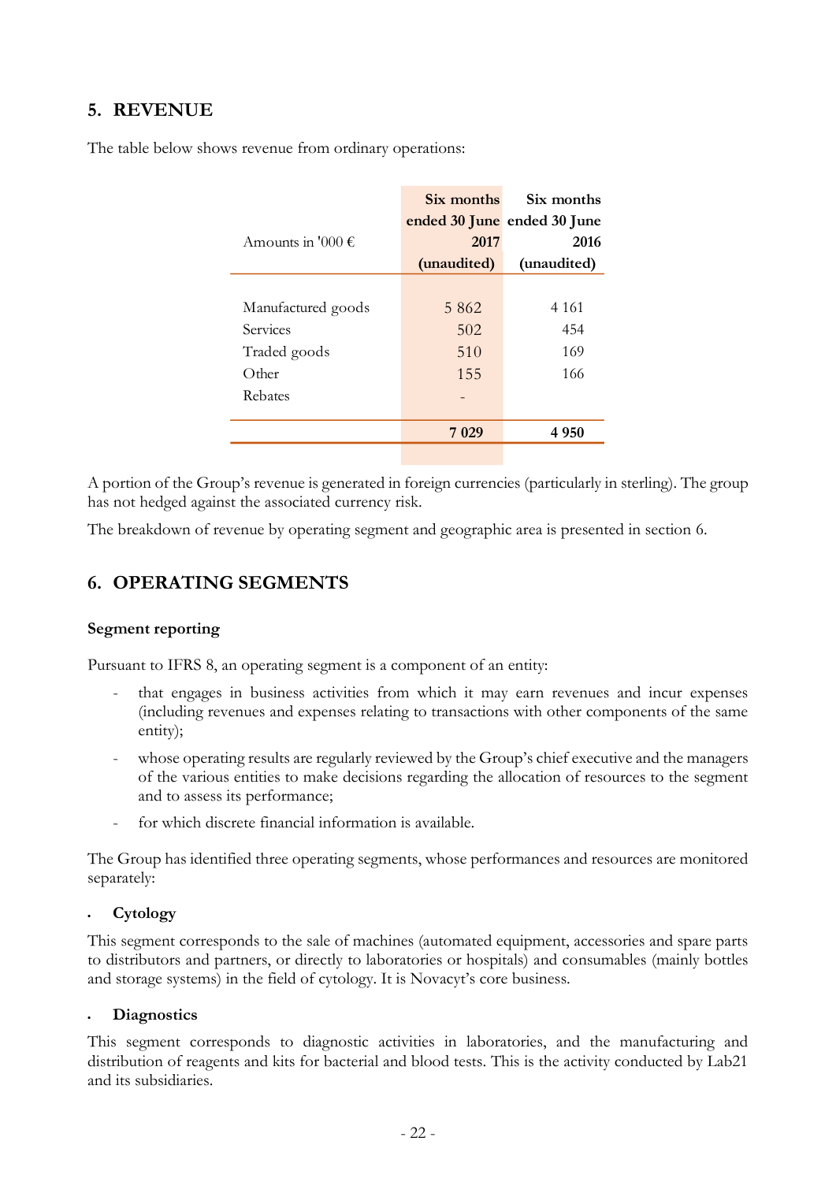## 5. REVENUE

The table below shows revenue from ordinary operations:

| Amounts in '000 € | Six months ended 30 June 2017 (unaudited) | Six months ended 30 June 2016 (unaudited) |
|---|---|---|
| Manufactured goods | 5 862 | 4 161 |
| Services | 502 | 454 |
| Traded goods | 510 | 169 |
| Other | 155 | 166 |
| Rebates | - | |
| | **7 029** | **4 950** |

A portion of the Group's revenue is generated in foreign currencies (particularly in sterling). The group has not hedged against the associated currency risk.

The breakdown of revenue by operating segment and geographic area is presented in section 6.

## 6. OPERATING SEGMENTS

**Segment reporting**

Pursuant to IFRS 8, an operating segment is a component of an entity:

- that engages in business activities from which it may earn revenues and incur expenses (including revenues and expenses relating to transactions with other components of the same entity);
- whose operating results are regularly reviewed by the Group's chief executive and the managers of the various entities to make decisions regarding the allocation of resources to the segment and to assess its performance;
- for which discrete financial information is available.

The Group has identified three operating segments, whose performances and resources are monitored separately:

- **Cytology**

This segment corresponds to the sale of machines (automated equipment, accessories and spare parts to distributors and partners, or directly to laboratories or hospitals) and consumables (mainly bottles and storage systems) in the field of cytology. It is Novacyt's core business.

- **Diagnostics**

This segment corresponds to diagnostic activities in laboratories, and the manufacturing and distribution of reagents and kits for bacterial and blood tests. This is the activity conducted by Lab21 and its subsidiaries.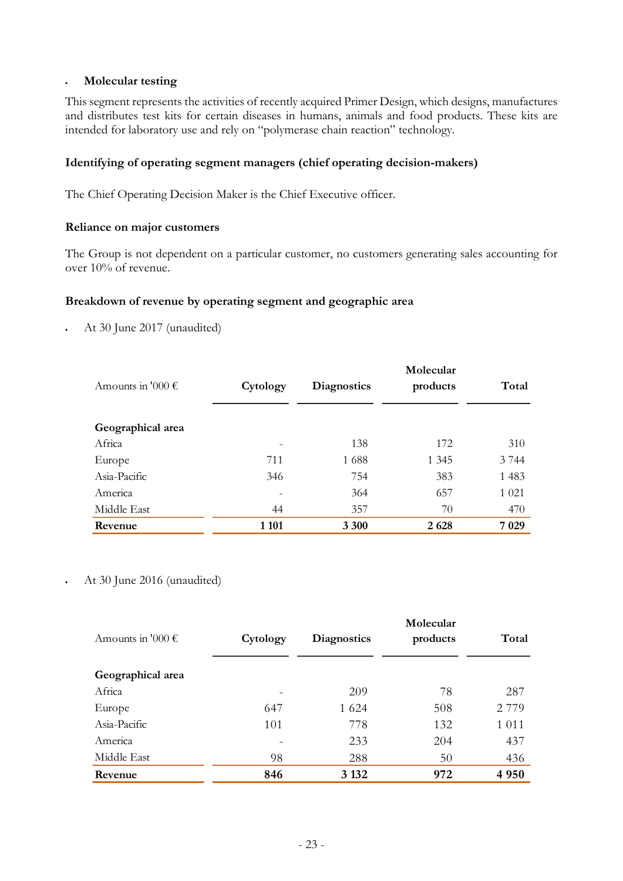- **Molecular testing**

This segment represents the activities of recently acquired Primer Design, which designs, manufactures and distributes test kits for certain diseases in humans, animals and food products. These kits are intended for laboratory use and rely on "polymerase chain reaction" technology.

### Identifying of operating segment managers (chief operating decision-makers)

The Chief Operating Decision Maker is the Chief Executive officer.

### Reliance on major customers

The Group is not dependent on a particular customer, no customers generating sales accounting for over 10% of revenue.

### Breakdown of revenue by operating segment and geographic area

- At 30 June 2017 (unaudited)

| Amounts in '000 € | Cytology | Diagnostics | Molecular products | Total |
|---|---|---|---|---|
| **Geographical area** | | | | |
| Africa | - | 138 | 172 | 310 |
| Europe | 711 | 1 688 | 1 345 | 3 744 |
| Asia-Pacific | 346 | 754 | 383 | 1 483 |
| America | - | 364 | 657 | 1 021 |
| Middle East | 44 | 357 | 70 | 470 |
| **Revenue** | **1 101** | **3 300** | **2 628** | **7 029** |

- At 30 June 2016 (unaudited)

| Amounts in '000 € | Cytology | Diagnostics | Molecular products | Total |
|---|---|---|---|---|
| **Geographical area** | | | | |
| Africa | - | 209 | 78 | 287 |
| Europe | 647 | 1 624 | 508 | 2 779 |
| Asia-Pacific | 101 | 778 | 132 | 1 011 |
| America | - | 233 | 204 | 437 |
| Middle East | 98 | 288 | 50 | 436 |
| **Revenue** | **846** | **3 132** | **972** | **4 950** |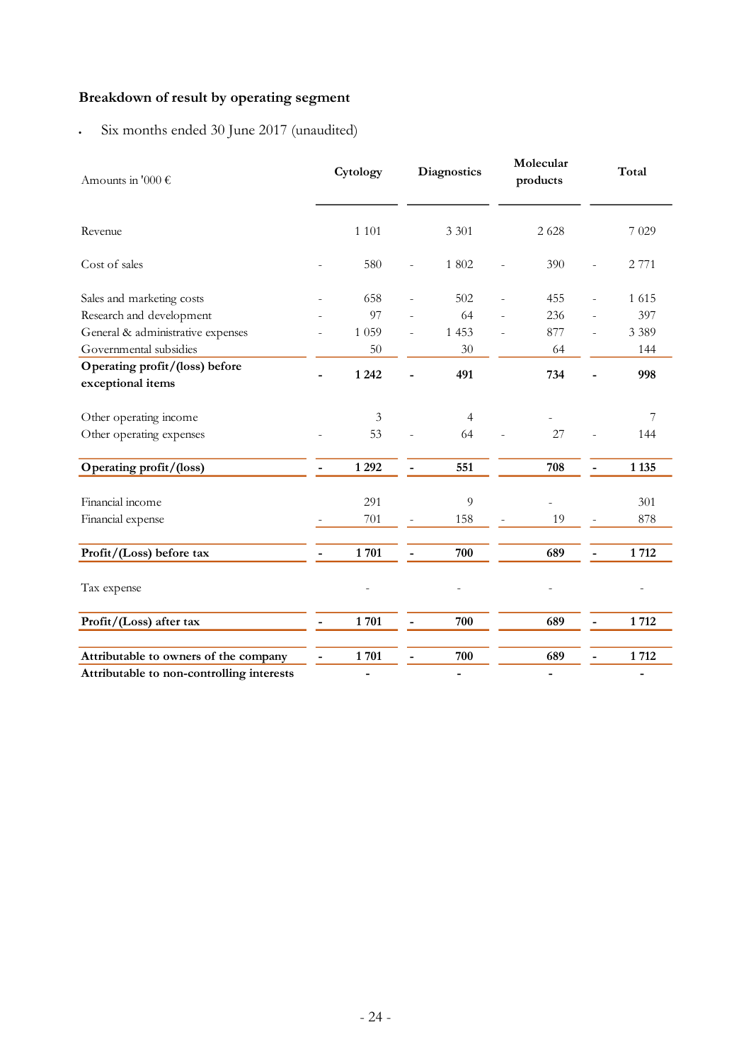### Breakdown of result by operating segment

- Six months ended 30 June 2017 (unaudited)

| Amounts in '000 € | Cytology | Diagnostics | Molecular products | Total |
|---|---|---|---|---|
| Revenue | 1 101 | 3 301 | 2 628 | 7 029 |
| Cost of sales | - 580 | - 1 802 | - 390 | - 2 771 |
| Sales and marketing costs | - 658 | - 502 | - 455 | - 1 615 |
| Research and development | - 97 | - 64 | - 236 | - 397 |
| General & administrative expenses | - 1 059 | - 1 453 | - 877 | - 3 389 |
| Governmental subsidies | 50 | 30 | 64 | 144 |
| **Operating profit/(loss) before exceptional items** | **- 1 242** | **- 491** | **734** | **- 998** |
| Other operating income | 3 | 4 | - | 7 |
| Other operating expenses | - 53 | - 64 | - 27 | - 144 |
| **Operating profit/(loss)** | **- 1 292** | **- 551** | **708** | **- 1 135** |
| Financial income | 291 | 9 | - | 301 |
| Financial expense | - 701 | - 158 | - 19 | - 878 |
| **Profit/(Loss) before tax** | **- 1 701** | **- 700** | **689** | **- 1 712** |
| Tax expense | - | - | - | - |
| **Profit/(Loss) after tax** | **- 1 701** | **- 700** | **689** | **- 1 712** |
| **Attributable to owners of the company** | **- 1 701** | **- 700** | **689** | **- 1 712** |
| **Attributable to non-controlling interests** | **-** | **-** | **-** | **-** |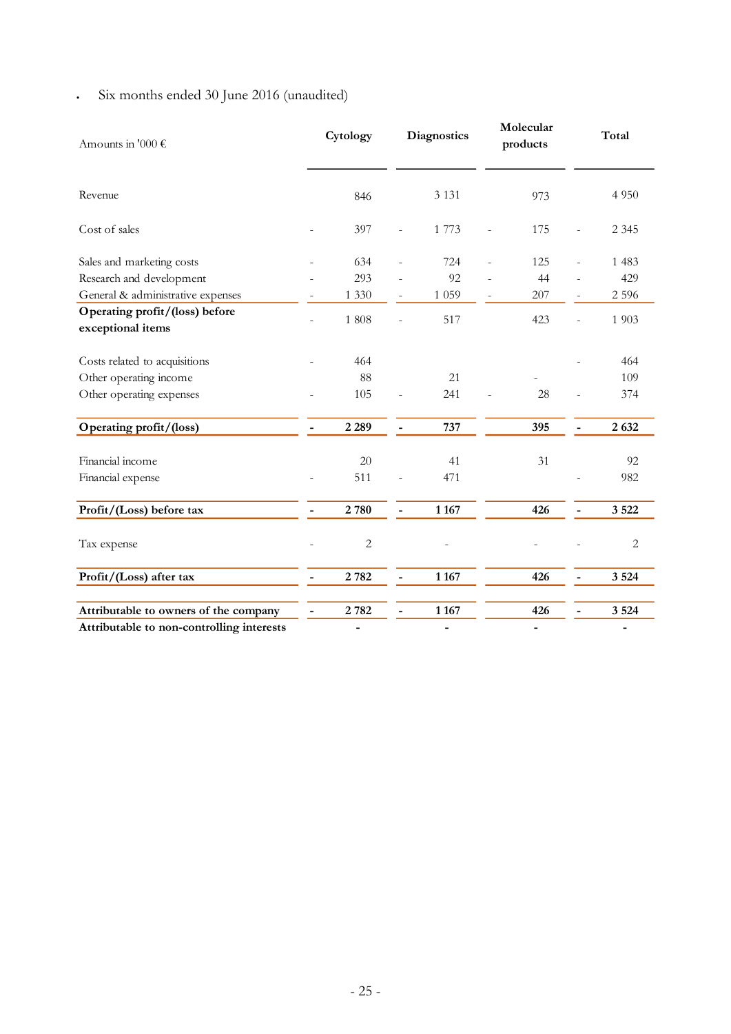- Six months ended 30 June 2016 (unaudited)

| Amounts in '000 € | Cytology | Diagnostics | Molecular products | Total |
|---|---|---|---|---|
| Revenue | 846 | 3 131 | 973 | 4 950 |
| Cost of sales | - 397 | - 1 773 | - 175 | - 2 345 |
| Sales and marketing costs | - 634 | - 724 | - 125 | - 1 483 |
| Research and development | - 293 | - 92 | - 44 | - 429 |
| General & administrative expenses | - 1 330 | - 1 059 | - 207 | - 2 596 |
| **Operating profit/(loss) before exceptional items** | - 1 808 | - 517 | 423 | - 1 903 |
| Costs related to acquisitions | - 464 | | | - 464 |
| Other operating income | 88 | 21 | - | 109 |
| Other operating expenses | - 105 | - 241 | - 28 | - 374 |
| **Operating profit/(loss)** | **- 2 289** | **- 737** | **395** | **- 2 632** |
| Financial income | 20 | 41 | 31 | 92 |
| Financial expense | - 511 | - 471 | | - 982 |
| **Profit/(Loss) before tax** | **- 2 780** | **- 1 167** | **426** | **- 3 522** |
| Tax expense | - 2 | - | - | - 2 |
| **Profit/(Loss) after tax** | **- 2 782** | **- 1 167** | **426** | **- 3 524** |
| **Attributable to owners of the company** | **- 2 782** | **- 1 167** | **426** | **- 3 524** |
| **Attributable to non-controlling interests** | **-** | **-** | **-** | **-** |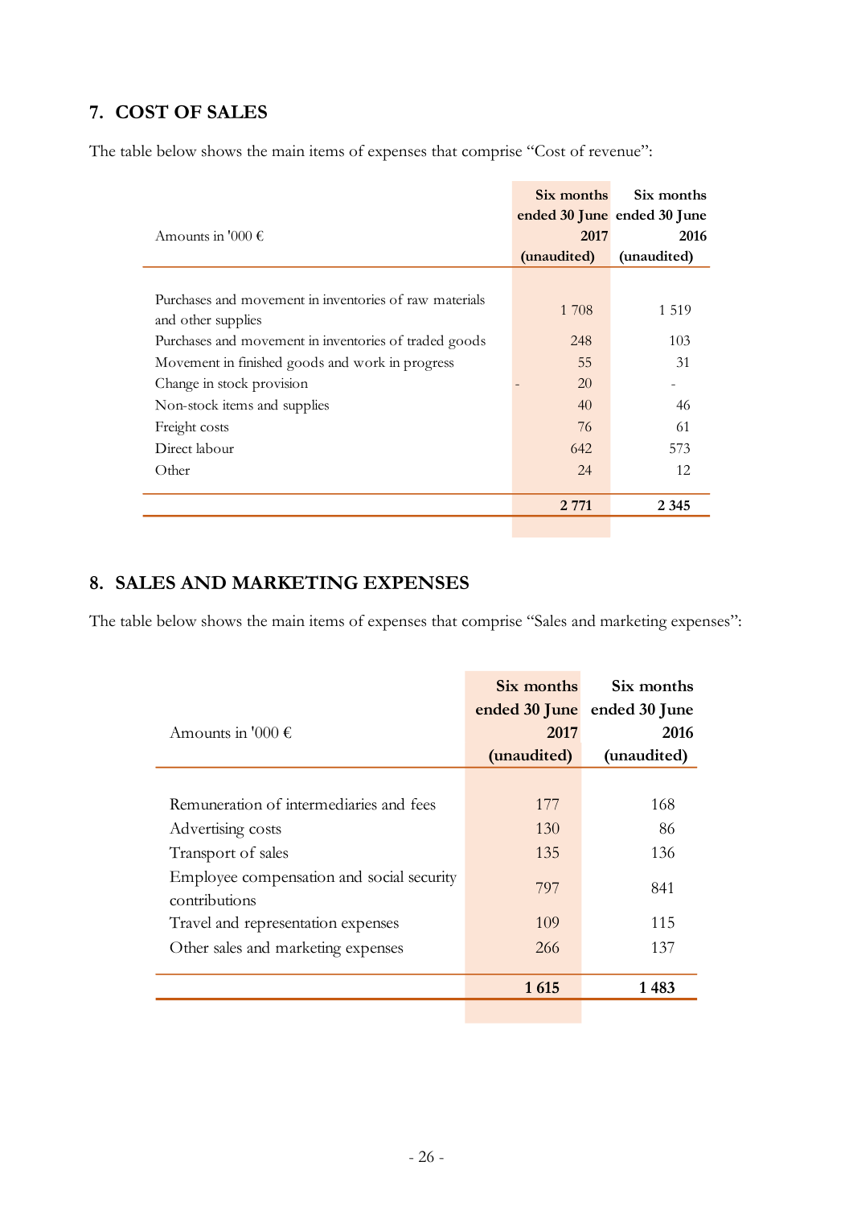## 7. COST OF SALES

The table below shows the main items of expenses that comprise "Cost of revenue":

| Amounts in '000 € | Six months ended 30 June 2017 (unaudited) | Six months ended 30 June 2016 (unaudited) |
|---|---|---|
| Purchases and movement in inventories of raw materials and other supplies | 1 708 | 1 519 |
| Purchases and movement in inventories of traded goods | 248 | 103 |
| Movement in finished goods and work in progress | 55 | 31 |
| Change in stock provision | - 20 | - |
| Non-stock items and supplies | 40 | 46 |
| Freight costs | 76 | 61 |
| Direct labour | 642 | 573 |
| Other | 24 | 12 |
| | **2 771** | **2 345** |

## 8. SALES AND MARKETING EXPENSES

The table below shows the main items of expenses that comprise "Sales and marketing expenses":

| Amounts in '000 € | Six months ended 30 June 2017 (unaudited) | Six months ended 30 June 2016 (unaudited) |
|---|---|---|
| Remuneration of intermediaries and fees | 177 | 168 |
| Advertising costs | 130 | 86 |
| Transport of sales | 135 | 136 |
| Employee compensation and social security contributions | 797 | 841 |
| Travel and representation expenses | 109 | 115 |
| Other sales and marketing expenses | 266 | 137 |
| | **1 615** | **1 483** |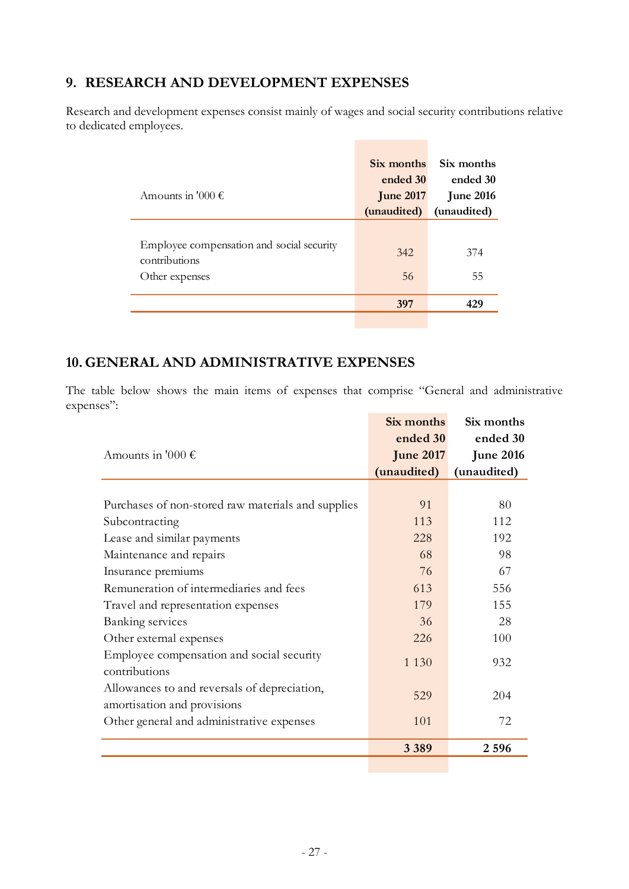## 9. RESEARCH AND DEVELOPMENT EXPENSES

Research and development expenses consist mainly of wages and social security contributions relative to dedicated employees.

| Amounts in '000 € | Six months ended 30 June 2017 (unaudited) | Six months ended 30 June 2016 (unaudited) |
|---|---|---|
| Employee compensation and social security contributions | 342 | 374 |
| Other expenses | 56 | 55 |
| | **397** | **429** |

## 10. GENERAL AND ADMINISTRATIVE EXPENSES

The table below shows the main items of expenses that comprise "General and administrative expenses":

| Amounts in '000 € | Six months ended 30 June 2017 (unaudited) | Six months ended 30 June 2016 (unaudited) |
|---|---|---|
| Purchases of non-stored raw materials and supplies | 91 | 80 |
| Subcontracting | 113 | 112 |
| Lease and similar payments | 228 | 192 |
| Maintenance and repairs | 68 | 98 |
| Insurance premiums | 76 | 67 |
| Remuneration of intermediaries and fees | 613 | 556 |
| Travel and representation expenses | 179 | 155 |
| Banking services | 36 | 28 |
| Other external expenses | 226 | 100 |
| Employee compensation and social security contributions | 1 130 | 932 |
| Allowances to and reversals of depreciation, amortisation and provisions | 529 | 204 |
| Other general and administrative expenses | 101 | 72 |
| | **3 389** | **2 596** |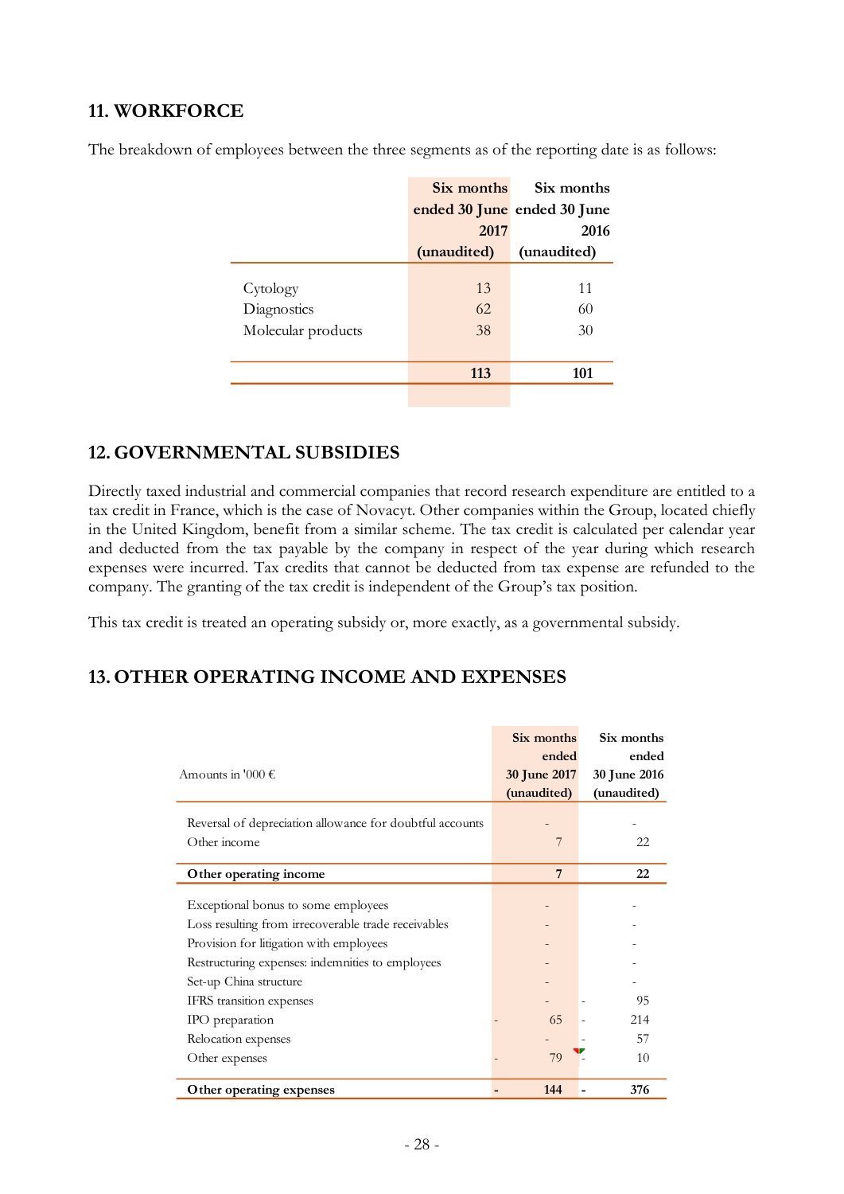## 11. WORKFORCE

The breakdown of employees between the three segments as of the reporting date is as follows:

| | Six months ended 30 June 2017 (unaudited) | Six months ended 30 June 2016 (unaudited) |
|---|---|---|
| Cytology | 13 | 11 |
| Diagnostics | 62 | 60 |
| Molecular products | 38 | 30 |
| | **113** | **101** |

## 12. GOVERNMENTAL SUBSIDIES

Directly taxed industrial and commercial companies that record research expenditure are entitled to a tax credit in France, which is the case of Novacyt. Other companies within the Group, located chiefly in the United Kingdom, benefit from a similar scheme. The tax credit is calculated per calendar year and deducted from the tax payable by the company in respect of the year during which research expenses were incurred. Tax credits that cannot be deducted from tax expense are refunded to the company. The granting of the tax credit is independent of the Group's tax position.

This tax credit is treated an operating subsidy or, more exactly, as a governmental subsidy.

## 13. OTHER OPERATING INCOME AND EXPENSES

| Amounts in '000 € | Six months ended 30 June 2017 (unaudited) | Six months ended 30 June 2016 (unaudited) |
|---|---|---|
| Reversal of depreciation allowance for doubtful accounts | - | - |
| Other income | 7 | 22 |
| **Other operating income** | **7** | **22** |
| Exceptional bonus to some employees | - | - |
| Loss resulting from irrecoverable trade receivables | - | - |
| Provision for litigation with employees | - | - |
| Restructuring expenses: indemnities to employees | - | - |
| Set-up China structure | - | - |
| IFRS transition expenses | - | - 95 |
| IPO preparation | - 65 | - 214 |
| Relocation expenses | - | - 57 |
| Other expenses | - 79 | - 10 |
| **Other operating expenses** | **- 144** | **- 376** |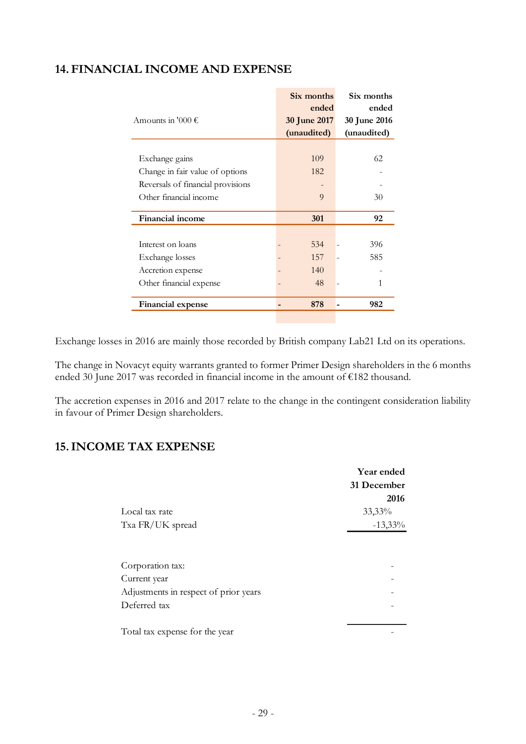## 14. FINANCIAL INCOME AND EXPENSE

| Amounts in '000 € | Six months ended 30 June 2017 (unaudited) | Six months ended 30 June 2016 (unaudited) |
|---|---|---|
| Exchange gains | 109 | 62 |
| Change in fair value of options | 182 | - |
| Reversals of financial provisions | - | - |
| Other financial income | 9 | 30 |
| **Financial income** | **301** | **92** |
| Interest on loans | - 534 | - 396 |
| Exchange losses | - 157 | - 585 |
| Accretion expense | - 140 | - |
| Other financial expense | - 48 | - 1 |
| **Financial expense** | **- 878** | **- 982** |

Exchange losses in 2016 are mainly those recorded by British company Lab21 Ltd on its operations.

The change in Novacyt equity warrants granted to former Primer Design shareholders in the 6 months ended 30 June 2017 was recorded in financial income in the amount of €182 thousand.

The accretion expenses in 2016 and 2017 relate to the change in the contingent consideration liability in favour of Primer Design shareholders.

## 15. INCOME TAX EXPENSE

| | Year ended 31 December 2016 |
|---|---|
| Local tax rate | 33,33% |
| Txa FR/UK spread | -13,33% |
| | |
| Corporation tax: | - |
| Current year | - |
| Adjustments in respect of prior years | - |
| Deferred tax | - |
| | |
| Total tax expense for the year | - |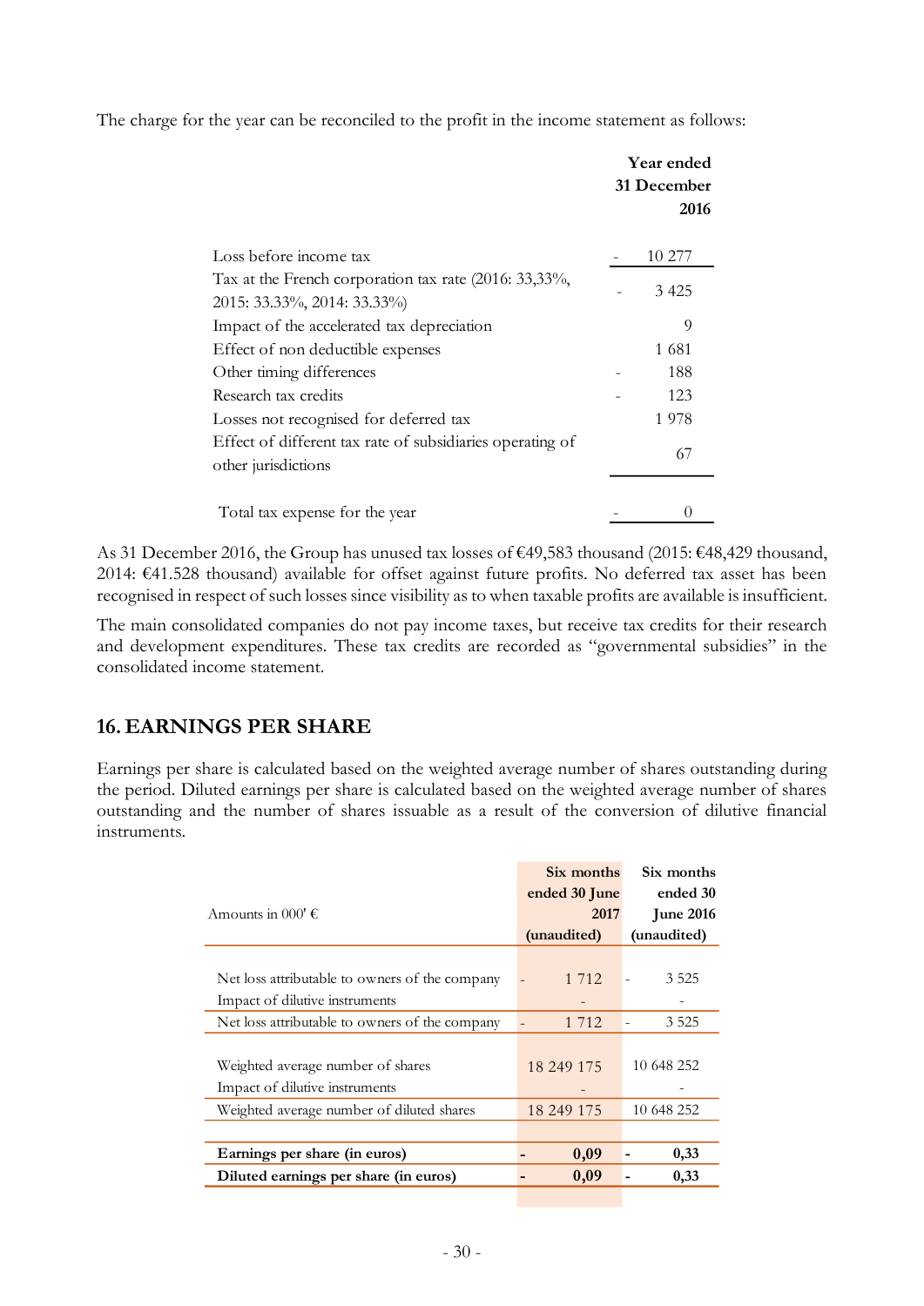The charge for the year can be reconciled to the profit in the income statement as follows:

| | Year ended 31 December 2016 |
|---|---|
| Loss before income tax | - 10 277 |
| Tax at the French corporation tax rate (2016: 33,33%, 2015: 33.33%, 2014: 33.33%) | - 3 425 |
| Impact of the accelerated tax depreciation | 9 |
| Effect of non deductible expenses | 1 681 |
| Other timing differences | - 188 |
| Research tax credits | - 123 |
| Losses not recognised for deferred tax | 1 978 |
| Effect of different tax rate of subsidiaries operating of other jurisdictions | 67 |
| Total tax expense for the year | - 0 |

As 31 December 2016, the Group has unused tax losses of €49,583 thousand (2015: €48,429 thousand, 2014: €41.528 thousand) available for offset against future profits. No deferred tax asset has been recognised in respect of such losses since visibility as to when taxable profits are available is insufficient.

The main consolidated companies do not pay income taxes, but receive tax credits for their research and development expenditures. These tax credits are recorded as "governmental subsidies" in the consolidated income statement.

## 16. EARNINGS PER SHARE

Earnings per share is calculated based on the weighted average number of shares outstanding during the period. Diluted earnings per share is calculated based on the weighted average number of shares outstanding and the number of shares issuable as a result of the conversion of dilutive financial instruments.

| Amounts in 000' € | Six months ended 30 June 2017 (unaudited) | Six months ended 30 June 2016 (unaudited) |
|---|---|---|
| Net loss attributable to owners of the company | - 1 712 | - 3 525 |
| Impact of dilutive instruments | - | - |
| Net loss attributable to owners of the company | - 1 712 | - 3 525 |
| Weighted average number of shares | 18 249 175 | 10 648 252 |
| Impact of dilutive instruments | - | - |
| Weighted average number of diluted shares | 18 249 175 | 10 648 252 |
| **Earnings per share (in euros)** | **- 0,09** | **- 0,33** |
| **Diluted earnings per share (in euros)** | **- 0,09** | **- 0,33** |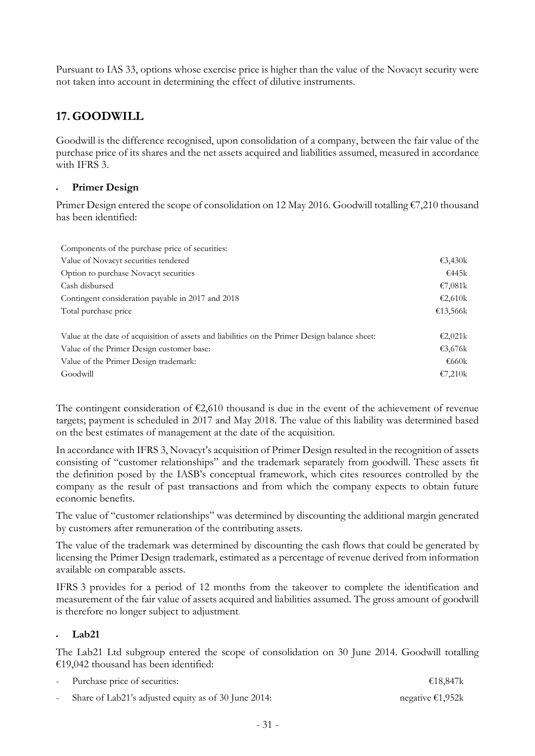Pursuant to IAS 33, options whose exercise price is higher than the value of the Novacyt security were not taken into account in determining the effect of dilutive instruments.

## 17. GOODWILL

Goodwill is the difference recognised, upon consolidation of a company, between the fair value of the purchase price of its shares and the net assets acquired and liabilities assumed, measured in accordance with IFRS 3.

- **Primer Design**

Primer Design entered the scope of consolidation on 12 May 2016. Goodwill totalling €7,210 thousand has been identified:

| | |
|---|---|
| Components of the purchase price of securities: | |
| Value of Novacyt securities tendered | €3,430k |
| Option to purchase Novacyt securities | €445k |
| Cash disbursed | €7,081k |
| Contingent consideration payable in 2017 and 2018 | €2,610k |
| Total purchase price | €13,566k |
| | |
| Value at the date of acquisition of assets and liabilities on the Primer Design balance sheet: | €2,021k |
| Value of the Primer Design customer base: | €3,676k |
| Value of the Primer Design trademark: | €660k |
| Goodwill | €7,210k |

The contingent consideration of €2,610 thousand is due in the event of the achievement of revenue targets; payment is scheduled in 2017 and May 2018. The value of this liability was determined based on the best estimates of management at the date of the acquisition.

In accordance with IFRS 3, Novacyt's acquisition of Primer Design resulted in the recognition of assets consisting of "customer relationships" and the trademark separately from goodwill. These assets fit the definition posed by the IASB's conceptual framework, which cites resources controlled by the company as the result of past transactions and from which the company expects to obtain future economic benefits.

The value of "customer relationships" was determined by discounting the additional margin generated by customers after remuneration of the contributing assets.

The value of the trademark was determined by discounting the cash flows that could be generated by licensing the Primer Design trademark, estimated as a percentage of revenue derived from information available on comparable assets.

IFRS 3 provides for a period of 12 months from the takeover to complete the identification and measurement of the fair value of assets acquired and liabilities assumed. The gross amount of goodwill is therefore no longer subject to adjustment.

- **Lab21**

The Lab21 Ltd subgroup entered the scope of consolidation on 30 June 2014. Goodwill totalling €19,042 thousand has been identified:

- Purchase price of securities: €18,847k
- Share of Lab21's adjusted equity as of 30 June 2014: negative €1,952k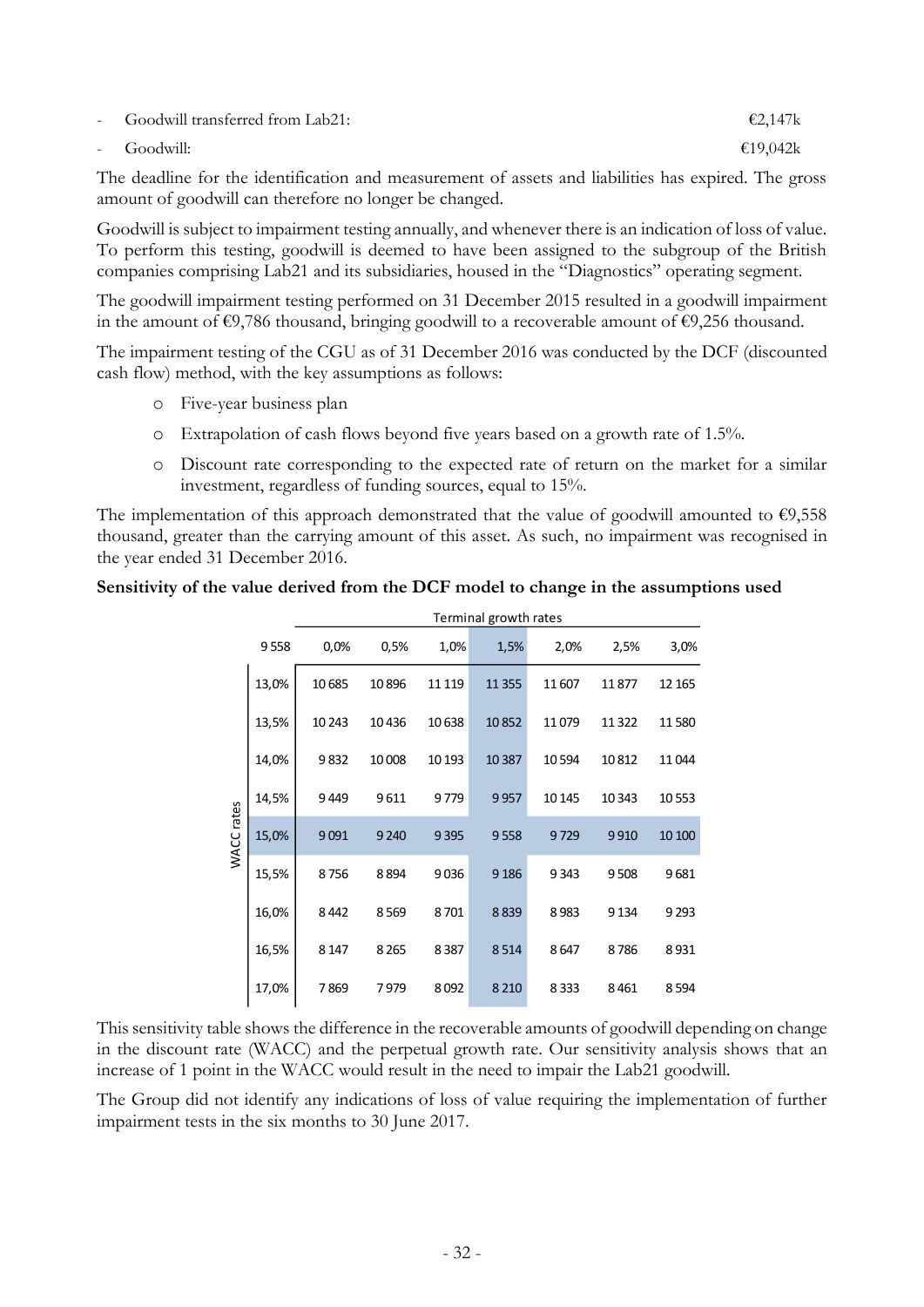- Goodwill transferred from Lab21: €2,147k
- Goodwill: €19,042k

The deadline for the identification and measurement of assets and liabilities has expired. The gross amount of goodwill can therefore no longer be changed.

Goodwill is subject to impairment testing annually, and whenever there is an indication of loss of value. To perform this testing, goodwill is deemed to have been assigned to the subgroup of the British companies comprising Lab21 and its subsidiaries, housed in the "Diagnostics" operating segment.

The goodwill impairment testing performed on 31 December 2015 resulted in a goodwill impairment in the amount of €9,786 thousand, bringing goodwill to a recoverable amount of €9,256 thousand.

The impairment testing of the CGU as of 31 December 2016 was conducted by the DCF (discounted cash flow) method, with the key assumptions as follows:

- Five-year business plan
- Extrapolation of cash flows beyond five years based on a growth rate of 1.5%.
- Discount rate corresponding to the expected rate of return on the market for a similar investment, regardless of funding sources, equal to 15%.

The implementation of this approach demonstrated that the value of goodwill amounted to €9,558 thousand, greater than the carrying amount of this asset. As such, no impairment was recognised in the year ended 31 December 2016.

**Sensitivity of the value derived from the DCF model to change in the assumptions used**

| | | Terminal growth rates | | | | | | |
|---|---|---|---|---|---|---|---|---|
| | 9 558 | 0,0% | 0,5% | 1,0% | 1,5% | 2,0% | 2,5% | 3,0% |
| WACC rates | 13,0% | 10 685 | 10 896 | 11 119 | 11 355 | 11 607 | 11 877 | 12 165 |
| | 13,5% | 10 243 | 10 436 | 10 638 | 10 852 | 11 079 | 11 322 | 11 580 |
| | 14,0% | 9 832 | 10 008 | 10 193 | 10 387 | 10 594 | 10 812 | 11 044 |
| | 14,5% | 9 449 | 9 611 | 9 779 | 9 957 | 10 145 | 10 343 | 10 553 |
| | 15,0% | 9 091 | 9 240 | 9 395 | 9 558 | 9 729 | 9 910 | 10 100 |
| | 15,5% | 8 756 | 8 894 | 9 036 | 9 186 | 9 343 | 9 508 | 9 681 |
| | 16,0% | 8 442 | 8 569 | 8 701 | 8 839 | 8 983 | 9 134 | 9 293 |
| | 16,5% | 8 147 | 8 265 | 8 387 | 8 514 | 8 647 | 8 786 | 8 931 |
| | 17,0% | 7 869 | 7 979 | 8 092 | 8 210 | 8 333 | 8 461 | 8 594 |

This sensitivity table shows the difference in the recoverable amounts of goodwill depending on change in the discount rate (WACC) and the perpetual growth rate. Our sensitivity analysis shows that an increase of 1 point in the WACC would result in the need to impair the Lab21 goodwill.

The Group did not identify any indications of loss of value requiring the implementation of further impairment tests in the six months to 30 June 2017.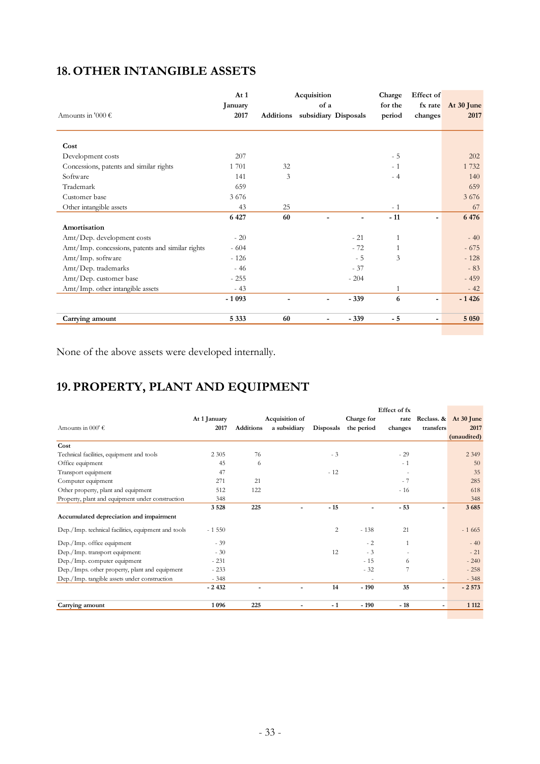## 18. OTHER INTANGIBLE ASSETS

| Amounts in '000 € | At 1 January 2017 | Additions | Acquisition of a subsidiary | Disposals | Charge for the period | Effect of fx rate changes | At 30 June 2017 |
|---|---|---|---|---|---|---|---|
| **Cost** | | | | | | | |
| Development costs | 207 | | | | - 5 | | 202 |
| Concessions, patents and similar rights | 1 701 | 32 | | | - 1 | | 1 732 |
| Software | 141 | 3 | | | - 4 | | 140 |
| Trademark | 659 | | | | | | 659 |
| Customer base | 3 676 | | | | | | 3 676 |
| Other intangible assets | 43 | 25 | | | - 1 | | 67 |
| | **6 427** | **60** | **-** | **-** | **- 11** | **-** | **6 476** |
| **Amortisation** | | | | | | | |
| Amt/Dep. development costs | - 20 | | | - 21 | 1 | | - 40 |
| Amt/Imp. concessions, patents and similar rights | - 604 | | | - 72 | 1 | | - 675 |
| Amt/Imp. software | - 126 | | | - 5 | 3 | | - 128 |
| Amt/Dep. trademarks | - 46 | | | - 37 | | | - 83 |
| Amt/Dep. customer base | - 255 | | | - 204 | | | - 459 |
| Amt/Imp. other intangible assets | - 43 | | | | 1 | | - 42 |
| | **- 1 093** | **-** | **-** | **- 339** | **6** | **-** | **- 1 426** |
| **Carrying amount** | **5 333** | **60** | **-** | **- 339** | **- 5** | **-** | **5 050** |

None of the above assets were developed internally.

## 19. PROPERTY, PLANT AND EQUIPMENT

| Amounts in 000' € | At 1 January 2017 | Additions | Acquisition of a subsidiary | Disposals | Charge for the period | Effect of fx rate changes | Reclass. & transfers | At 30 June 2017 (unaudited) |
|---|---|---|---|---|---|---|---|---|
| **Cost** | | | | | | | | |
| Technical facilities, equipment and tools | 2 305 | 76 | | - 3 | | - 29 | | 2 349 |
| Office equipment | 45 | 6 | | | | - 1 | | 50 |
| Transport equipment | 47 | | | - 12 | | - | | 35 |
| Computer equipment | 271 | 21 | | | | - 7 | | 285 |
| Other property, plant and equipment | 512 | 122 | | | | - 16 | | 618 |
| Property, plant and equipment under construction | 348 | | | | | | | 348 |
| | **3 528** | **225** | **-** | **- 15** | **-** | **- 53** | **-** | **3 685** |
| **Accumulated depreciation and impairment** | | | | | | | | |
| Dep./Imp. technical facilities, equipment and tools | - 1 550 | | | 2 | - 138 | 21 | | - 1 665 |
| Dep./Imp. office equipment | - 39 | | | | - 2 | 1 | | - 40 |
| Dep./Imp. transport equipment: | - 30 | | | 12 | - 3 | - | | - 21 |
| Dep./Imp. computer equipment | - 231 | | | | - 15 | 6 | | - 240 |
| Dep./Imps. other property, plant and equipment | - 233 | | | | - 32 | 7 | | - 258 |
| Dep./Imp. tangible assets under construction | - 348 | | | | - | | - | - 348 |
| | **- 2 432** | **-** | **-** | **14** | **- 190** | **35** | **-** | **- 2 573** |
| **Carrying amount** | **1 096** | **225** | **-** | **- 1** | **- 190** | **- 18** | **-** | **1 112** |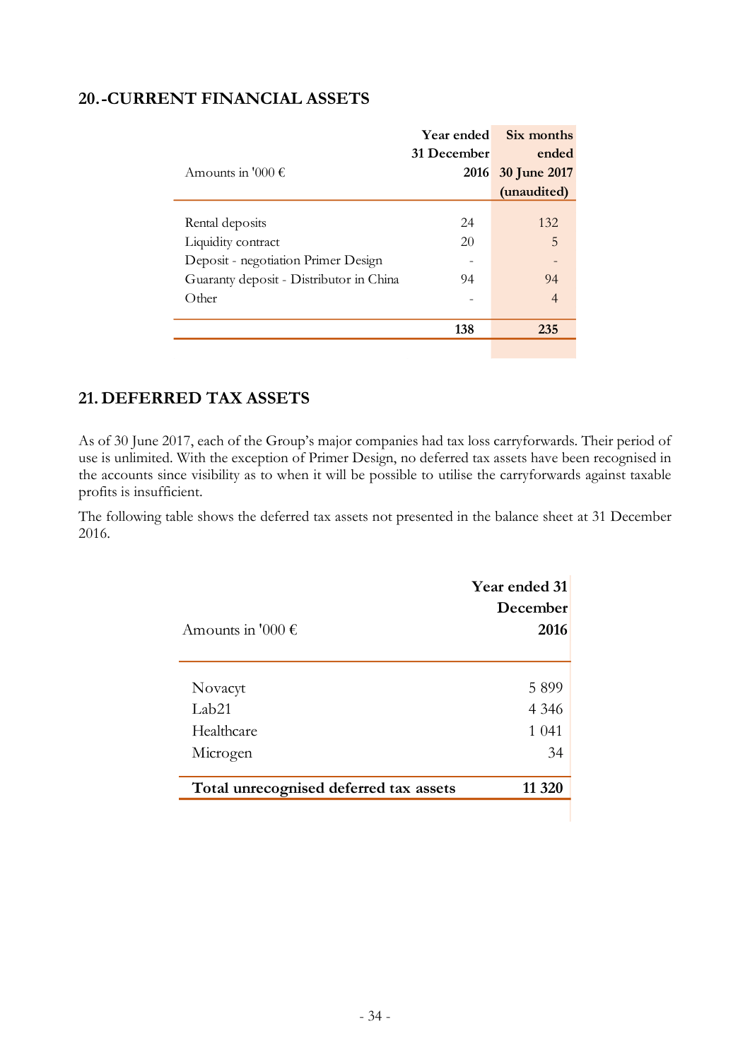## 20. -CURRENT FINANCIAL ASSETS

| Amounts in '000 € | Year ended 31 December 2016 | Six months ended 30 June 2017 (unaudited) |
|---|---|---|
| Rental deposits | 24 | 132 |
| Liquidity contract | 20 | 5 |
| Deposit - negotiation Primer Design | - | - |
| Guaranty deposit - Distributor in China | 94 | 94 |
| Other | - | 4 |
| | **138** | **235** |

## 21. DEFERRED TAX ASSETS

As of 30 June 2017, each of the Group's major companies had tax loss carryforwards. Their period of use is unlimited. With the exception of Primer Design, no deferred tax assets have been recognised in the accounts since visibility as to when it will be possible to utilise the carryforwards against taxable profits is insufficient.

The following table shows the deferred tax assets not presented in the balance sheet at 31 December 2016.

| Amounts in '000 € | Year ended 31 December 2016 |
|---|---|
| Novacyt | 5 899 |
| Lab21 | 4 346 |
| Healthcare | 1 041 |
| Microgen | 34 |
| **Total unrecognised deferred tax assets** | **11 320** |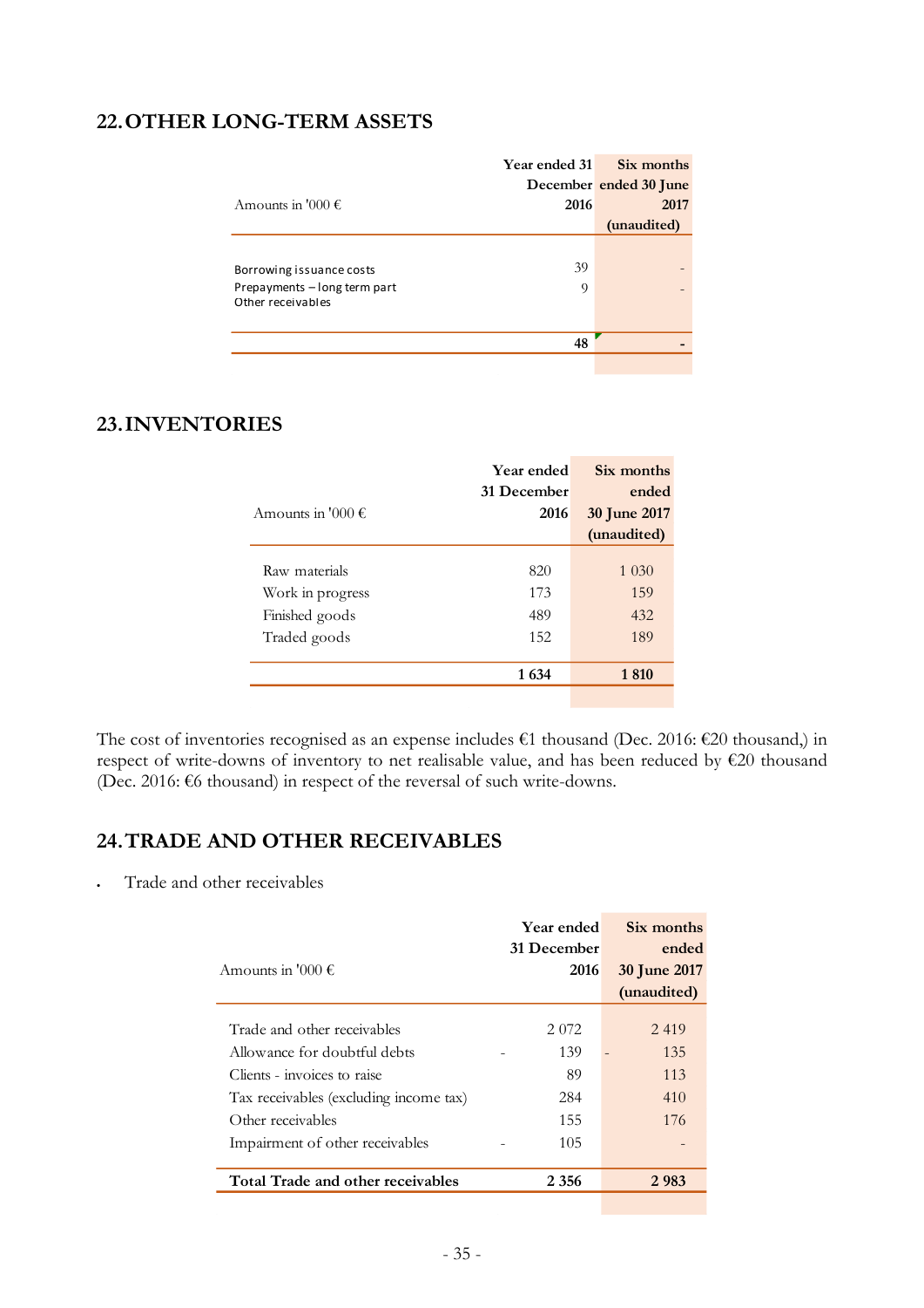## 22. OTHER LONG-TERM ASSETS

| Amounts in '000 € | Year ended 31 December 2016 | Six months ended 30 June 2017 (unaudited) |
|---|---|---|
| Borrowing issuance costs | 39 | - |
| Prepayments – long term part | 9 | - |
| Other receivables | | |
| | **48** | **-** |

## 23. INVENTORIES

| Amounts in '000 € | Year ended 31 December 2016 | Six months ended 30 June 2017 (unaudited) |
|---|---|---|
| Raw materials | 820 | 1 030 |
| Work in progress | 173 | 159 |
| Finished goods | 489 | 432 |
| Traded goods | 152 | 189 |
| | **1 634** | **1 810** |

The cost of inventories recognised as an expense includes €1 thousand (Dec. 2016: €20 thousand,) in respect of write-downs of inventory to net realisable value, and has been reduced by €20 thousand (Dec. 2016: €6 thousand) in respect of the reversal of such write-downs.

## 24. TRADE AND OTHER RECEIVABLES

- Trade and other receivables

| Amounts in '000 € | Year ended 31 December 2016 | Six months ended 30 June 2017 (unaudited) |
|---|---|---|
| Trade and other receivables | 2 072 | 2 419 |
| Allowance for doubtful debts | - 139 | - 135 |
| Clients - invoices to raise | 89 | 113 |
| Tax receivables (excluding income tax) | 284 | 410 |
| Other receivables | 155 | 176 |
| Impairment of other receivables | - 105 | - |
| **Total Trade and other receivables** | **2 356** | **2 983** |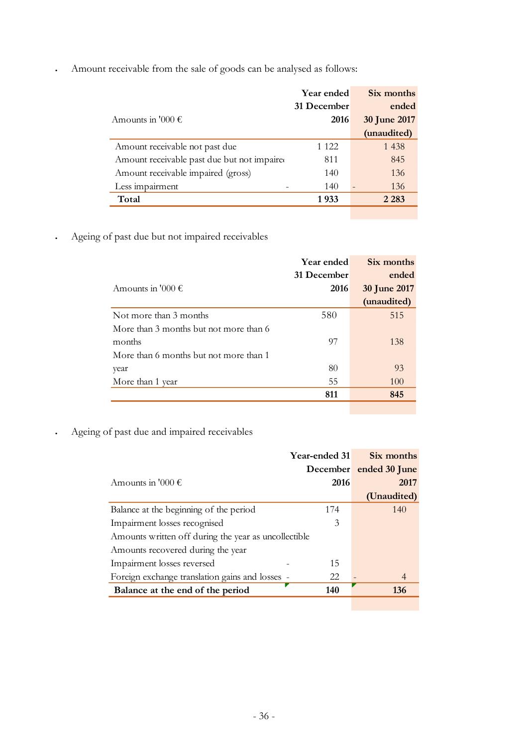- Amount receivable from the sale of goods can be analysed as follows:

| Amounts in '000 € | Year ended 31 December 2016 | Six months ended 30 June 2017 (unaudited) |
|---|---|---|
| Amount receivable not past due | 1 122 | 1 438 |
| Amount receivable past due but not impaired | 811 | 845 |
| Amount receivable impaired (gross) | 140 | 136 |
| Less impairment | - 140 | - 136 |
| **Total** | **1 933** | **2 283** |

- Ageing of past due but not impaired receivables

| Amounts in '000 € | Year ended 31 December 2016 | Six months ended 30 June 2017 (unaudited) |
|---|---|---|
| Not more than 3 months | 580 | 515 |
| More than 3 months but not more than 6 months | 97 | 138 |
| More than 6 months but not more than 1 year | 80 | 93 |
| More than 1 year | 55 | 100 |
| | **811** | **845** |

- Ageing of past due and impaired receivables

| Amounts in '000 € | Year-ended 31 December 2016 | Six months ended 30 June 2017 (Unaudited) |
|---|---|---|
| Balance at the beginning of the period | 174 | 140 |
| Impairment losses recognised | 3 | |
| Amounts written off during the year as uncollectible | | |
| Amounts recovered during the year | | |
| Impairment losses reversed | - 15 | |
| Foreign exchange translation gains and losses | - 22 | - 4 |
| **Balance at the end of the period** | **140** | **136** |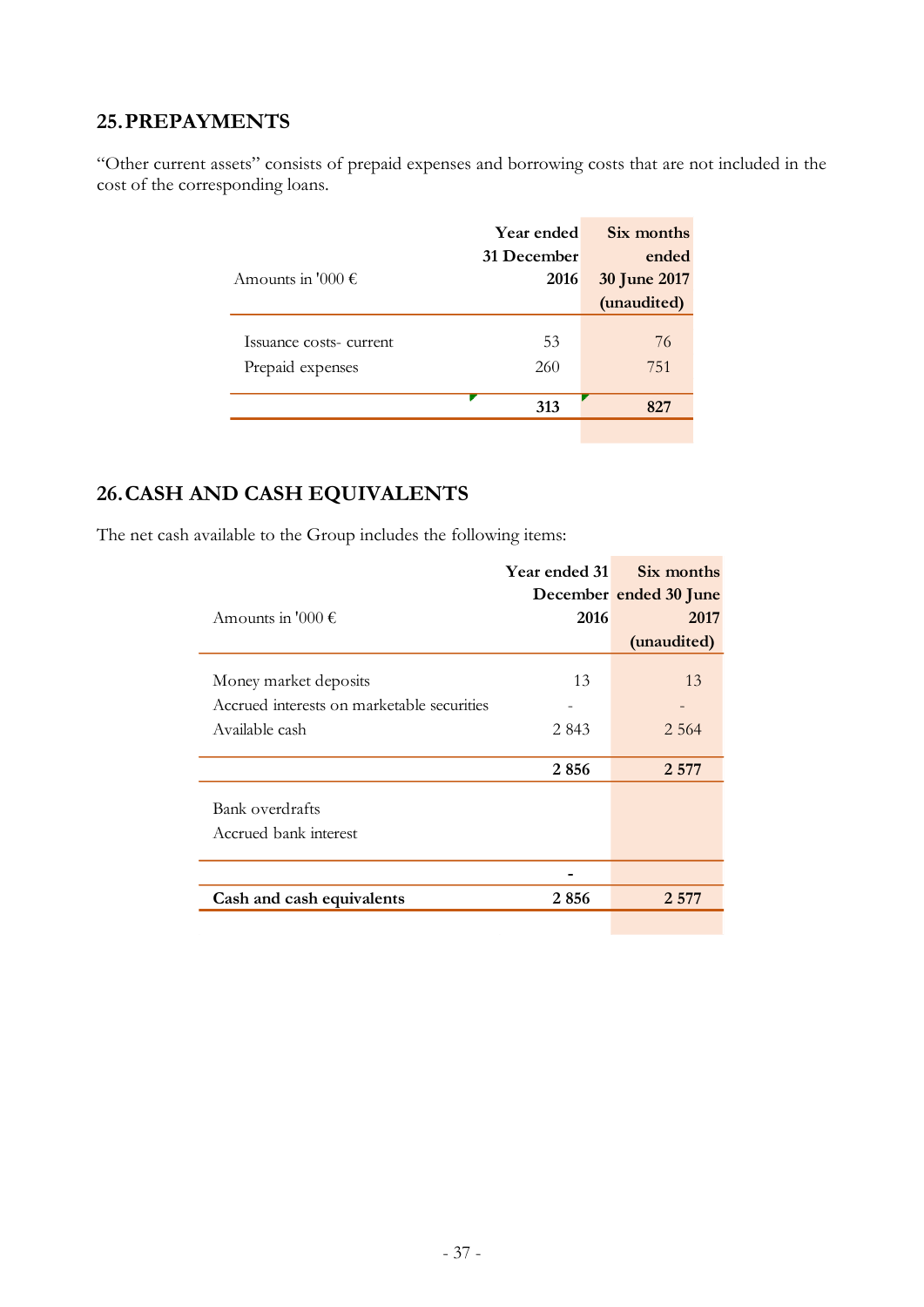## 25. PREPAYMENTS

"Other current assets" consists of prepaid expenses and borrowing costs that are not included in the cost of the corresponding loans.

| Amounts in '000 € | Year ended 31 December 2016 | Six months ended 30 June 2017 (unaudited) |
|---|---|---|
| Issuance costs- current | 53 | 76 |
| Prepaid expenses | 260 | 751 |
| | **313** | **827** |

## 26. CASH AND CASH EQUIVALENTS

The net cash available to the Group includes the following items:

| Amounts in '000 € | Year ended 31 December 2016 | Six months ended 30 June 2017 (unaudited) |
|---|---|---|
| Money market deposits | 13 | 13 |
| Accrued interests on marketable securities | - | - |
| Available cash | 2 843 | 2 564 |
| | **2 856** | **2 577** |
| Bank overdrafts | | |
| Accrued bank interest | | |
| | **-** | |
| **Cash and cash equivalents** | **2 856** | **2 577** |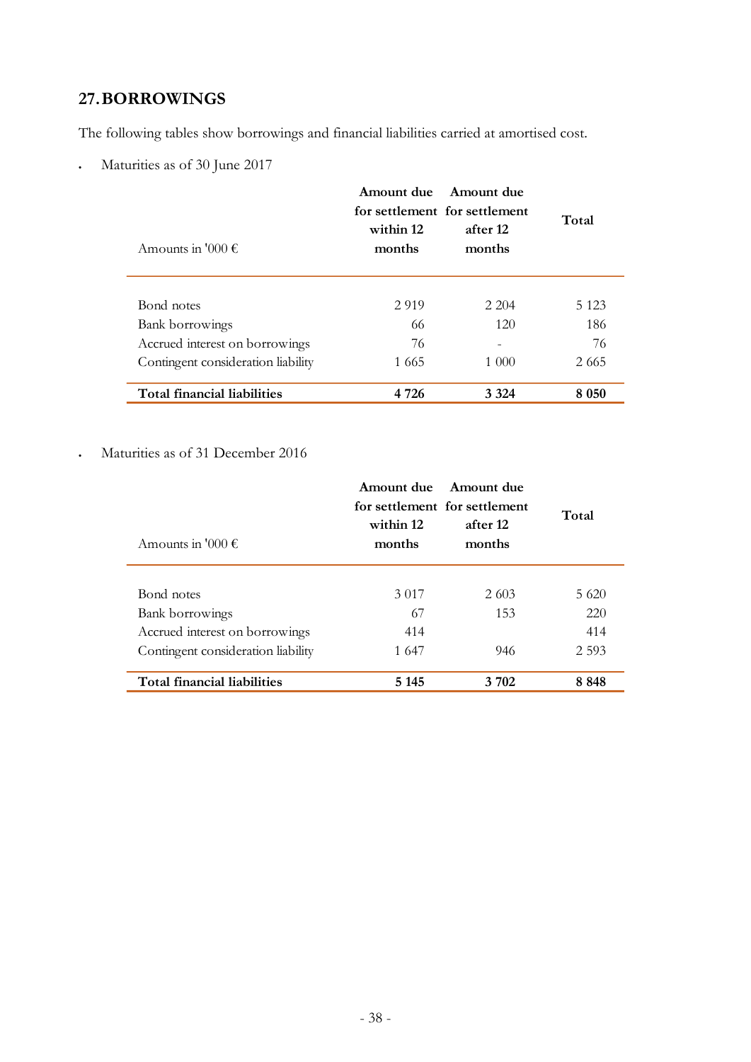## 27. BORROWINGS

The following tables show borrowings and financial liabilities carried at amortised cost.

- Maturities as of 30 June 2017

| Amounts in '000 € | Amount due for settlement within 12 months | Amount due for settlement after 12 months | Total |
|---|---|---|---|
| Bond notes | 2 919 | 2 204 | 5 123 |
| Bank borrowings | 66 | 120 | 186 |
| Accrued interest on borrowings | 76 | - | 76 |
| Contingent consideration liability | 1 665 | 1 000 | 2 665 |
| **Total financial liabilities** | **4 726** | **3 324** | **8 050** |

- Maturities as of 31 December 2016

| Amounts in '000 € | Amount due for settlement within 12 months | Amount due for settlement after 12 months | Total |
|---|---|---|---|
| Bond notes | 3 017 | 2 603 | 5 620 |
| Bank borrowings | 67 | 153 | 220 |
| Accrued interest on borrowings | 414 | | 414 |
| Contingent consideration liability | 1 647 | 946 | 2 593 |
| **Total financial liabilities** | **5 145** | **3 702** | **8 848** |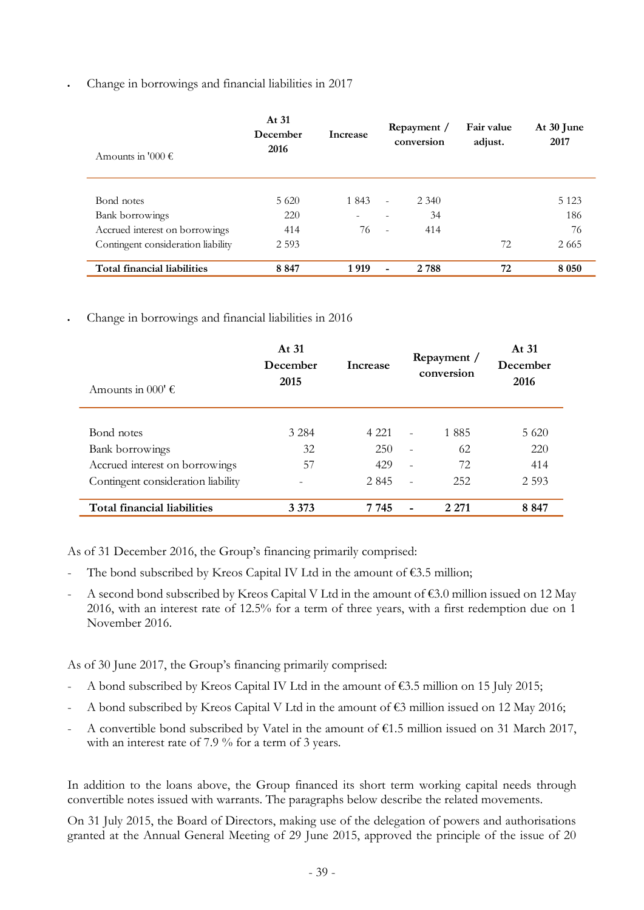- Change in borrowings and financial liabilities in 2017

| Amounts in '000 € | At 31 December 2016 | Increase | Repayment / conversion | Fair value adjust. | At 30 June 2017 |
|---|---|---|---|---|---|
| Bond notes | 5 620 | 1 843 | - 2 340 | | 5 123 |
| Bank borrowings | 220 | - | - 34 | | 186 |
| Accrued interest on borrowings | 414 | 76 | - 414 | | 76 |
| Contingent consideration liability | 2 593 | | | 72 | 2 665 |
| **Total financial liabilities** | **8 847** | **1 919** | **- 2 788** | **72** | **8 050** |

- Change in borrowings and financial liabilities in 2016

| Amounts in 000' € | At 31 December 2015 | Increase | Repayment / conversion | At 31 December 2016 |
|---|---|---|---|---|
| Bond notes | 3 284 | 4 221 | - 1 885 | 5 620 |
| Bank borrowings | 32 | 250 | - 62 | 220 |
| Accrued interest on borrowings | 57 | 429 | - 72 | 414 |
| Contingent consideration liability | - | 2 845 | - 252 | 2 593 |
| **Total financial liabilities** | **3 373** | **7 745** | **- 2 271** | **8 847** |

As of 31 December 2016, the Group's financing primarily comprised:

- The bond subscribed by Kreos Capital IV Ltd in the amount of €3.5 million;
- A second bond subscribed by Kreos Capital V Ltd in the amount of €3.0 million issued on 12 May 2016, with an interest rate of 12.5% for a term of three years, with a first redemption due on 1 November 2016.

As of 30 June 2017, the Group's financing primarily comprised:

- A bond subscribed by Kreos Capital IV Ltd in the amount of €3.5 million on 15 July 2015;
- A bond subscribed by Kreos Capital V Ltd in the amount of €3 million issued on 12 May 2016;
- A convertible bond subscribed by Vatel in the amount of €1.5 million issued on 31 March 2017, with an interest rate of 7.9 % for a term of 3 years.

In addition to the loans above, the Group financed its short term working capital needs through convertible notes issued with warrants. The paragraphs below describe the related movements.

On 31 July 2015, the Board of Directors, making use of the delegation of powers and authorisations granted at the Annual General Meeting of 29 June 2015, approved the principle of the issue of 20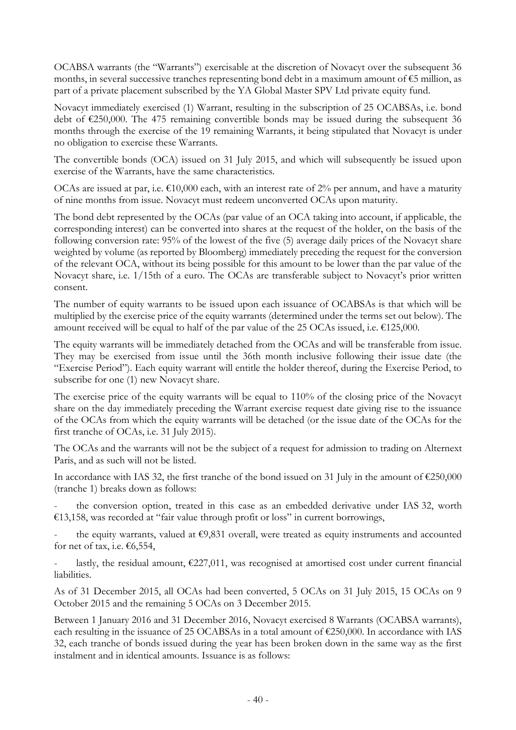OCABSA warrants (the "Warrants") exercisable at the discretion of Novacyt over the subsequent 36 months, in several successive tranches representing bond debt in a maximum amount of €5 million, as part of a private placement subscribed by the YA Global Master SPV Ltd private equity fund.

Novacyt immediately exercised (1) Warrant, resulting in the subscription of 25 OCABSAs, i.e. bond debt of €250,000. The 475 remaining convertible bonds may be issued during the subsequent 36 months through the exercise of the 19 remaining Warrants, it being stipulated that Novacyt is under no obligation to exercise these Warrants.

The convertible bonds (OCA) issued on 31 July 2015, and which will subsequently be issued upon exercise of the Warrants, have the same characteristics.

OCAs are issued at par, i.e. €10,000 each, with an interest rate of 2% per annum, and have a maturity of nine months from issue. Novacyt must redeem unconverted OCAs upon maturity.

The bond debt represented by the OCAs (par value of an OCA taking into account, if applicable, the corresponding interest) can be converted into shares at the request of the holder, on the basis of the following conversion rate: 95% of the lowest of the five (5) average daily prices of the Novacyt share weighted by volume (as reported by Bloomberg) immediately preceding the request for the conversion of the relevant OCA, without its being possible for this amount to be lower than the par value of the Novacyt share, i.e. 1/15th of a euro. The OCAs are transferable subject to Novacyt's prior written consent.

The number of equity warrants to be issued upon each issuance of OCABSAs is that which will be multiplied by the exercise price of the equity warrants (determined under the terms set out below). The amount received will be equal to half of the par value of the 25 OCAs issued, i.e. €125,000.

The equity warrants will be immediately detached from the OCAs and will be transferable from issue. They may be exercised from issue until the 36th month inclusive following their issue date (the "Exercise Period"). Each equity warrant will entitle the holder thereof, during the Exercise Period, to subscribe for one (1) new Novacyt share.

The exercise price of the equity warrants will be equal to 110% of the closing price of the Novacyt share on the day immediately preceding the Warrant exercise request date giving rise to the issuance of the OCAs from which the equity warrants will be detached (or the issue date of the OCAs for the first tranche of OCAs, i.e. 31 July 2015).

The OCAs and the warrants will not be the subject of a request for admission to trading on Alternext Paris, and as such will not be listed.

In accordance with IAS 32, the first tranche of the bond issued on 31 July in the amount of €250,000 (tranche 1) breaks down as follows:

- the conversion option, treated in this case as an embedded derivative under IAS 32, worth €13,158, was recorded at "fair value through profit or loss" in current borrowings,
- the equity warrants, valued at €9,831 overall, were treated as equity instruments and accounted for net of tax, i.e. €6,554,
- lastly, the residual amount, €227,011, was recognised at amortised cost under current financial liabilities.

As of 31 December 2015, all OCAs had been converted, 5 OCAs on 31 July 2015, 15 OCAs on 9 October 2015 and the remaining 5 OCAs on 3 December 2015.

Between 1 January 2016 and 31 December 2016, Novacyt exercised 8 Warrants (OCABSA warrants), each resulting in the issuance of 25 OCABSAs in a total amount of €250,000. In accordance with IAS 32, each tranche of bonds issued during the year has been broken down in the same way as the first instalment and in identical amounts. Issuance is as follows: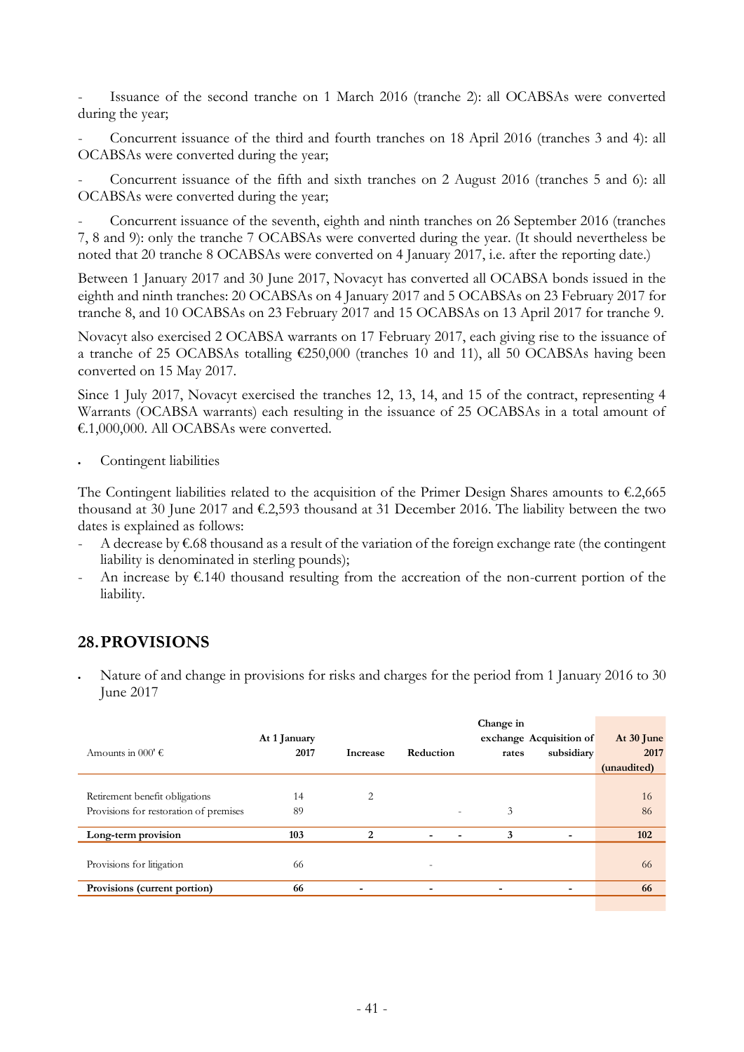- Issuance of the second tranche on 1 March 2016 (tranche 2): all OCABSAs were converted during the year;

- Concurrent issuance of the third and fourth tranches on 18 April 2016 (tranches 3 and 4): all OCABSAs were converted during the year;

- Concurrent issuance of the fifth and sixth tranches on 2 August 2016 (tranches 5 and 6): all OCABSAs were converted during the year;

- Concurrent issuance of the seventh, eighth and ninth tranches on 26 September 2016 (tranches 7, 8 and 9): only the tranche 7 OCABSAs were converted during the year. (It should nevertheless be noted that 20 tranche 8 OCABSAs were converted on 4 January 2017, i.e. after the reporting date.)

Between 1 January 2017 and 30 June 2017, Novacyt has converted all OCABSA bonds issued in the eighth and ninth tranches: 20 OCABSAs on 4 January 2017 and 5 OCABSAs on 23 February 2017 for tranche 8, and 10 OCABSAs on 23 February 2017 and 15 OCABSAs on 13 April 2017 for tranche 9.

Novacyt also exercised 2 OCABSA warrants on 17 February 2017, each giving rise to the issuance of a tranche of 25 OCABSAs totalling €250,000 (tranches 10 and 11), all 50 OCABSAs having been converted on 15 May 2017.

Since 1 July 2017, Novacyt exercised the tranches 12, 13, 14, and 15 of the contract, representing 4 Warrants (OCABSA warrants) each resulting in the issuance of 25 OCABSAs in a total amount of €.1,000,000. All OCABSAs were converted.

- Contingent liabilities

The Contingent liabilities related to the acquisition of the Primer Design Shares amounts to €.2,665 thousand at 30 June 2017 and €.2,593 thousand at 31 December 2016. The liability between the two dates is explained as follows:

- A decrease by €.68 thousand as a result of the variation of the foreign exchange rate (the contingent liability is denominated in sterling pounds);
- An increase by €.140 thousand resulting from the accreation of the non-current portion of the liability.

## 28. PROVISIONS

- Nature of and change in provisions for risks and charges for the period from 1 January 2016 to 30 June 2017

| Amounts in 000' € | At 1 January 2017 | Increase | Reduction | | Change in exchange rates | Acquisition of subsidiary | At 30 June 2017 (unaudited) |
|---|---|---|---|---|---|---|---|
| Retirement benefit obligations | 14 | 2 | | | | | 16 |
| Provisions for restoration of premises | 89 | | | - | 3 | | 86 |
| **Long-term provision** | **103** | **2** | **-** | **-** | **3** | **-** | **102** |
| Provisions for litigation | 66 | | - | | | | 66 |
| **Provisions (current portion)** | **66** | **-** | **-** | | **-** | **-** | **66** |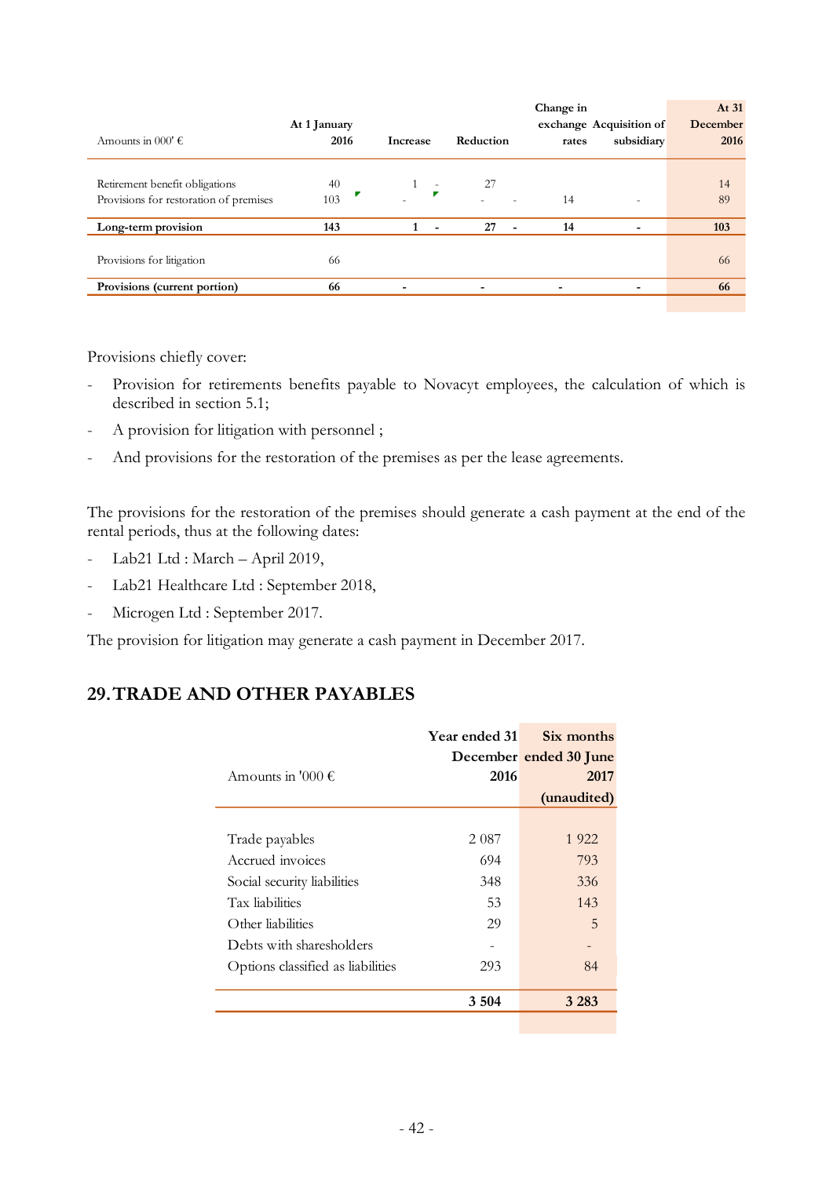| Amounts in 000' € | At 1 January 2016 | Increase | Reduction | Change in exchange rates | Acquisition of subsidiary | At 31 December 2016 |
|---|---|---|---|---|---|---|
| Retirement benefit obligations | 40 | 1 | 27 | | | 14 |
| Provisions for restoration of premises | 103 | - | - | 14 | - | 89 |
| **Long-term provision** | **143** | **1** | **27** | **14** | **-** | **103** |
| Provisions for litigation | 66 | | | | | 66 |
| **Provisions (current portion)** | **66** | **-** | **-** | **-** | **-** | **66** |

Provisions chiefly cover:

- Provision for retirements benefits payable to Novacyt employees, the calculation of which is described in section 5.1;
- A provision for litigation with personnel ;
- And provisions for the restoration of the premises as per the lease agreements.

The provisions for the restoration of the premises should generate a cash payment at the end of the rental periods, thus at the following dates:

- Lab21 Ltd : March – April 2019,
- Lab21 Healthcare Ltd : September 2018,
- Microgen Ltd : September 2017.

The provision for litigation may generate a cash payment in December 2017.

## 29. TRADE AND OTHER PAYABLES

| Amounts in '000 € | Year ended 31 December 2016 | Six months ended 30 June 2017 (unaudited) |
|---|---|---|
| Trade payables | 2 087 | 1 922 |
| Accrued invoices | 694 | 793 |
| Social security liabilities | 348 | 336 |
| Tax liabilities | 53 | 143 |
| Other liabilities | 29 | 5 |
| Debts with shareholders | - | - |
| Options classified as liabilities | 293 | 84 |
| | **3 504** | **3 283** |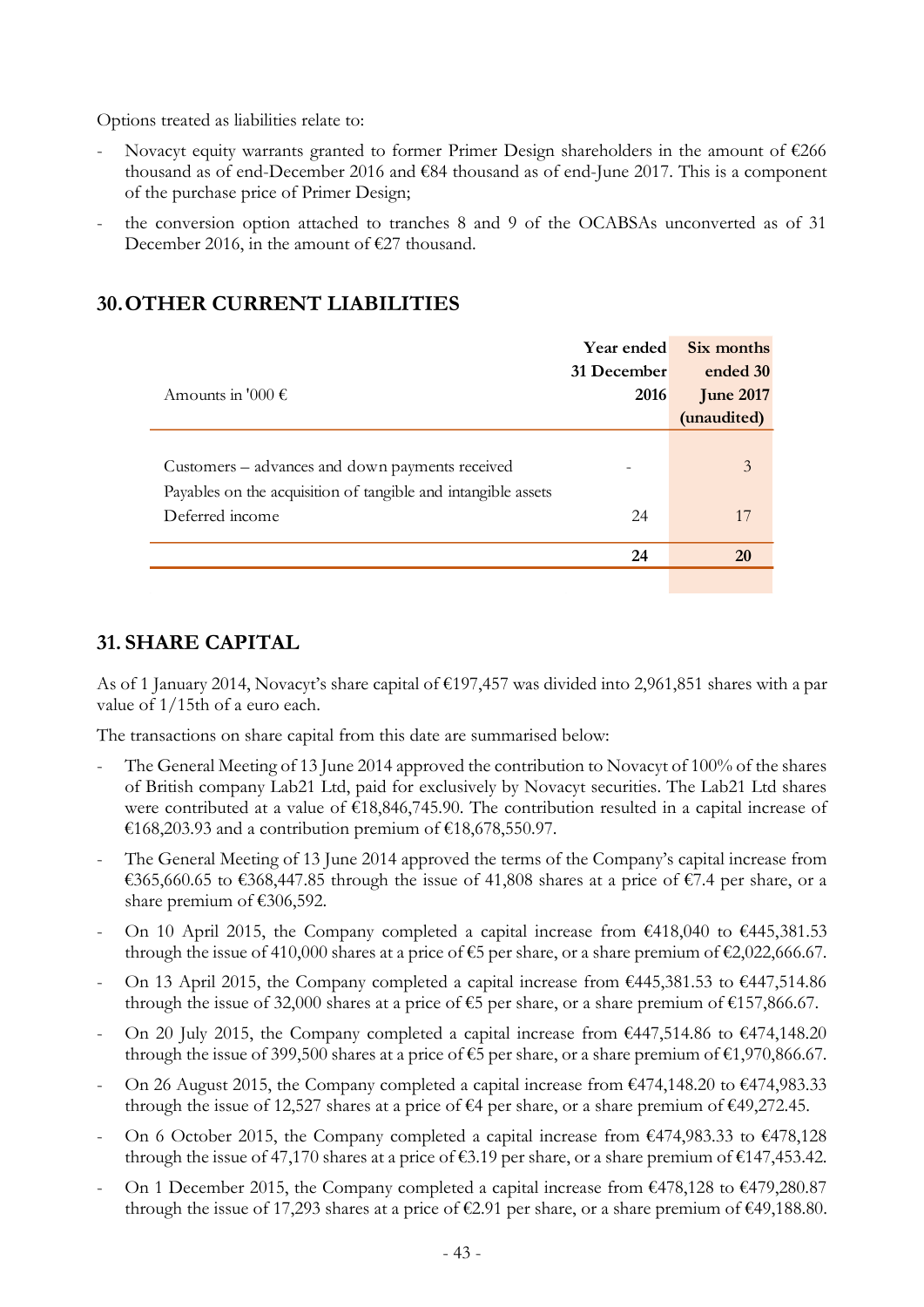Options treated as liabilities relate to:

- Novacyt equity warrants granted to former Primer Design shareholders in the amount of €266 thousand as of end-December 2016 and €84 thousand as of end-June 2017. This is a component of the purchase price of Primer Design;
- the conversion option attached to tranches 8 and 9 of the OCABSAs unconverted as of 31 December 2016, in the amount of €27 thousand.

## 30. OTHER CURRENT LIABILITIES

| Amounts in '000 € | Year ended 31 December 2016 | Six months ended 30 June 2017 (unaudited) |
|---|---|---|
| Customers – advances and down payments received | - | 3 |
| Payables on the acquisition of tangible and intangible assets | | |
| Deferred income | 24 | 17 |
| | **24** | **20** |

## 31. SHARE CAPITAL

As of 1 January 2014, Novacyt's share capital of €197,457 was divided into 2,961,851 shares with a par value of 1/15th of a euro each.

The transactions on share capital from this date are summarised below:

- The General Meeting of 13 June 2014 approved the contribution to Novacyt of 100% of the shares of British company Lab21 Ltd, paid for exclusively by Novacyt securities. The Lab21 Ltd shares were contributed at a value of €18,846,745.90. The contribution resulted in a capital increase of €168,203.93 and a contribution premium of €18,678,550.97.
- The General Meeting of 13 June 2014 approved the terms of the Company's capital increase from €365,660.65 to €368,447.85 through the issue of 41,808 shares at a price of €7.4 per share, or a share premium of €306,592.
- On 10 April 2015, the Company completed a capital increase from €418,040 to €445,381.53 through the issue of 410,000 shares at a price of €5 per share, or a share premium of €2,022,666.67.
- On 13 April 2015, the Company completed a capital increase from €445,381.53 to €447,514.86 through the issue of 32,000 shares at a price of €5 per share, or a share premium of €157,866.67.
- On 20 July 2015, the Company completed a capital increase from €447,514.86 to €474,148.20 through the issue of 399,500 shares at a price of €5 per share, or a share premium of €1,970,866.67.
- On 26 August 2015, the Company completed a capital increase from €474,148.20 to €474,983.33 through the issue of 12,527 shares at a price of €4 per share, or a share premium of €49,272.45.
- On 6 October 2015, the Company completed a capital increase from €474,983.33 to €478,128 through the issue of 47,170 shares at a price of €3.19 per share, or a share premium of €147,453.42.
- On 1 December 2015, the Company completed a capital increase from €478,128 to €479,280.87 through the issue of 17,293 shares at a price of €2.91 per share, or a share premium of €49,188.80.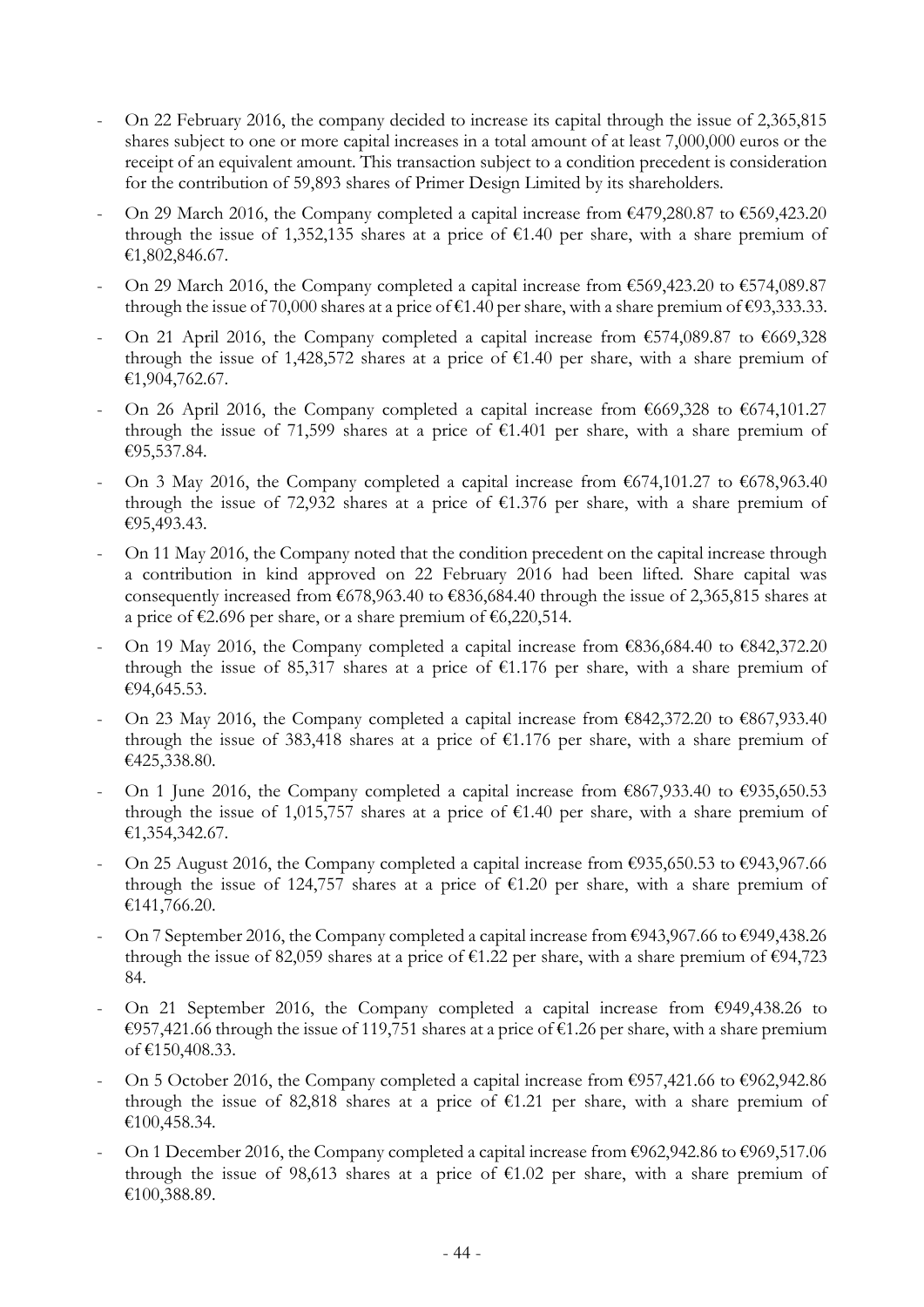- On 22 February 2016, the company decided to increase its capital through the issue of 2,365,815 shares subject to one or more capital increases in a total amount of at least 7,000,000 euros or the receipt of an equivalent amount. This transaction subject to a condition precedent is consideration for the contribution of 59,893 shares of Primer Design Limited by its shareholders.
- On 29 March 2016, the Company completed a capital increase from €479,280.87 to €569,423.20 through the issue of 1,352,135 shares at a price of €1.40 per share, with a share premium of €1,802,846.67.
- On 29 March 2016, the Company completed a capital increase from €569,423.20 to €574,089.87 through the issue of 70,000 shares at a price of €1.40 per share, with a share premium of €93,333.33.
- On 21 April 2016, the Company completed a capital increase from €574,089.87 to €669,328 through the issue of 1,428,572 shares at a price of €1.40 per share, with a share premium of €1,904,762.67.
- On 26 April 2016, the Company completed a capital increase from €669,328 to €674,101.27 through the issue of 71,599 shares at a price of €1.401 per share, with a share premium of €95,537.84.
- On 3 May 2016, the Company completed a capital increase from €674,101.27 to €678,963.40 through the issue of 72,932 shares at a price of €1.376 per share, with a share premium of €95,493.43.
- On 11 May 2016, the Company noted that the condition precedent on the capital increase through a contribution in kind approved on 22 February 2016 had been lifted. Share capital was consequently increased from €678,963.40 to €836,684.40 through the issue of 2,365,815 shares at a price of €2.696 per share, or a share premium of €6,220,514.
- On 19 May 2016, the Company completed a capital increase from €836,684.40 to €842,372.20 through the issue of 85,317 shares at a price of €1.176 per share, with a share premium of €94,645.53.
- On 23 May 2016, the Company completed a capital increase from €842,372.20 to €867,933.40 through the issue of 383,418 shares at a price of €1.176 per share, with a share premium of €425,338.80.
- On 1 June 2016, the Company completed a capital increase from €867,933.40 to €935,650.53 through the issue of 1,015,757 shares at a price of €1.40 per share, with a share premium of €1,354,342.67.
- On 25 August 2016, the Company completed a capital increase from €935,650.53 to €943,967.66 through the issue of 124,757 shares at a price of €1.20 per share, with a share premium of €141,766.20.
- On 7 September 2016, the Company completed a capital increase from €943,967.66 to €949,438.26 through the issue of 82,059 shares at a price of €1.22 per share, with a share premium of €94,723 84.
- On 21 September 2016, the Company completed a capital increase from €949,438.26 to €957,421.66 through the issue of 119,751 shares at a price of €1.26 per share, with a share premium of €150,408.33.
- On 5 October 2016, the Company completed a capital increase from €957,421.66 to €962,942.86 through the issue of 82,818 shares at a price of €1.21 per share, with a share premium of €100,458.34.
- On 1 December 2016, the Company completed a capital increase from €962,942.86 to €969,517.06 through the issue of 98,613 shares at a price of €1.02 per share, with a share premium of €100,388.89.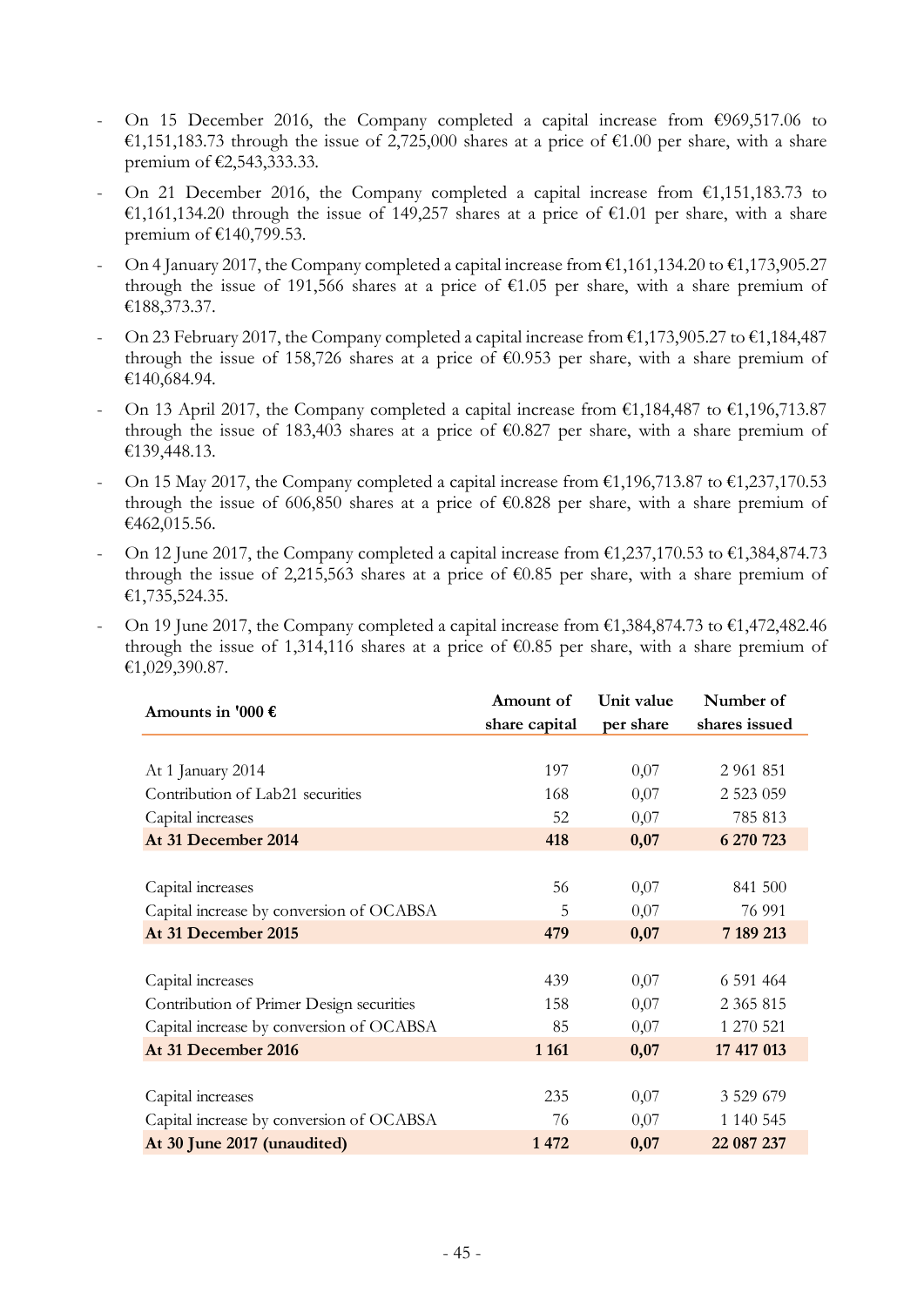- On 15 December 2016, the Company completed a capital increase from €969,517.06 to €1,151,183.73 through the issue of 2,725,000 shares at a price of €1.00 per share, with a share premium of €2,543,333.33.
- On 21 December 2016, the Company completed a capital increase from €1,151,183.73 to €1,161,134.20 through the issue of 149,257 shares at a price of €1.01 per share, with a share premium of €140,799.53.
- On 4 January 2017, the Company completed a capital increase from €1,161,134.20 to €1,173,905.27 through the issue of 191,566 shares at a price of €1.05 per share, with a share premium of €188,373.37.
- On 23 February 2017, the Company completed a capital increase from €1,173,905.27 to €1,184,487 through the issue of 158,726 shares at a price of €0.953 per share, with a share premium of €140,684.94.
- On 13 April 2017, the Company completed a capital increase from €1,184,487 to €1,196,713.87 through the issue of 183,403 shares at a price of €0.827 per share, with a share premium of €139,448.13.
- On 15 May 2017, the Company completed a capital increase from €1,196,713.87 to €1,237,170.53 through the issue of 606,850 shares at a price of €0.828 per share, with a share premium of €462,015.56.
- On 12 June 2017, the Company completed a capital increase from €1,237,170.53 to €1,384,874.73 through the issue of 2,215,563 shares at a price of €0.85 per share, with a share premium of €1,735,524.35.
- On 19 June 2017, the Company completed a capital increase from €1,384,874.73 to €1,472,482.46 through the issue of 1,314,116 shares at a price of €0.85 per share, with a share premium of €1,029,390.87.

| Amounts in '000 € | Amount of share capital | Unit value per share | Number of shares issued |
|---|---|---|---|
| At 1 January 2014 | 197 | 0,07 | 2 961 851 |
| Contribution of Lab21 securities | 168 | 0,07 | 2 523 059 |
| Capital increases | 52 | 0,07 | 785 813 |
| **At 31 December 2014** | **418** | **0,07** | **6 270 723** |
| Capital increases | 56 | 0,07 | 841 500 |
| Capital increase by conversion of OCABSA | 5 | 0,07 | 76 991 |
| **At 31 December 2015** | **479** | **0,07** | **7 189 213** |
| Capital increases | 439 | 0,07 | 6 591 464 |
| Contribution of Primer Design securities | 158 | 0,07 | 2 365 815 |
| Capital increase by conversion of OCABSA | 85 | 0,07 | 1 270 521 |
| **At 31 December 2016** | **1 161** | **0,07** | **17 417 013** |
| Capital increases | 235 | 0,07 | 3 529 679 |
| Capital increase by conversion of OCABSA | 76 | 0,07 | 1 140 545 |
| **At 30 June 2017 (unaudited)** | **1 472** | **0,07** | **22 087 237** |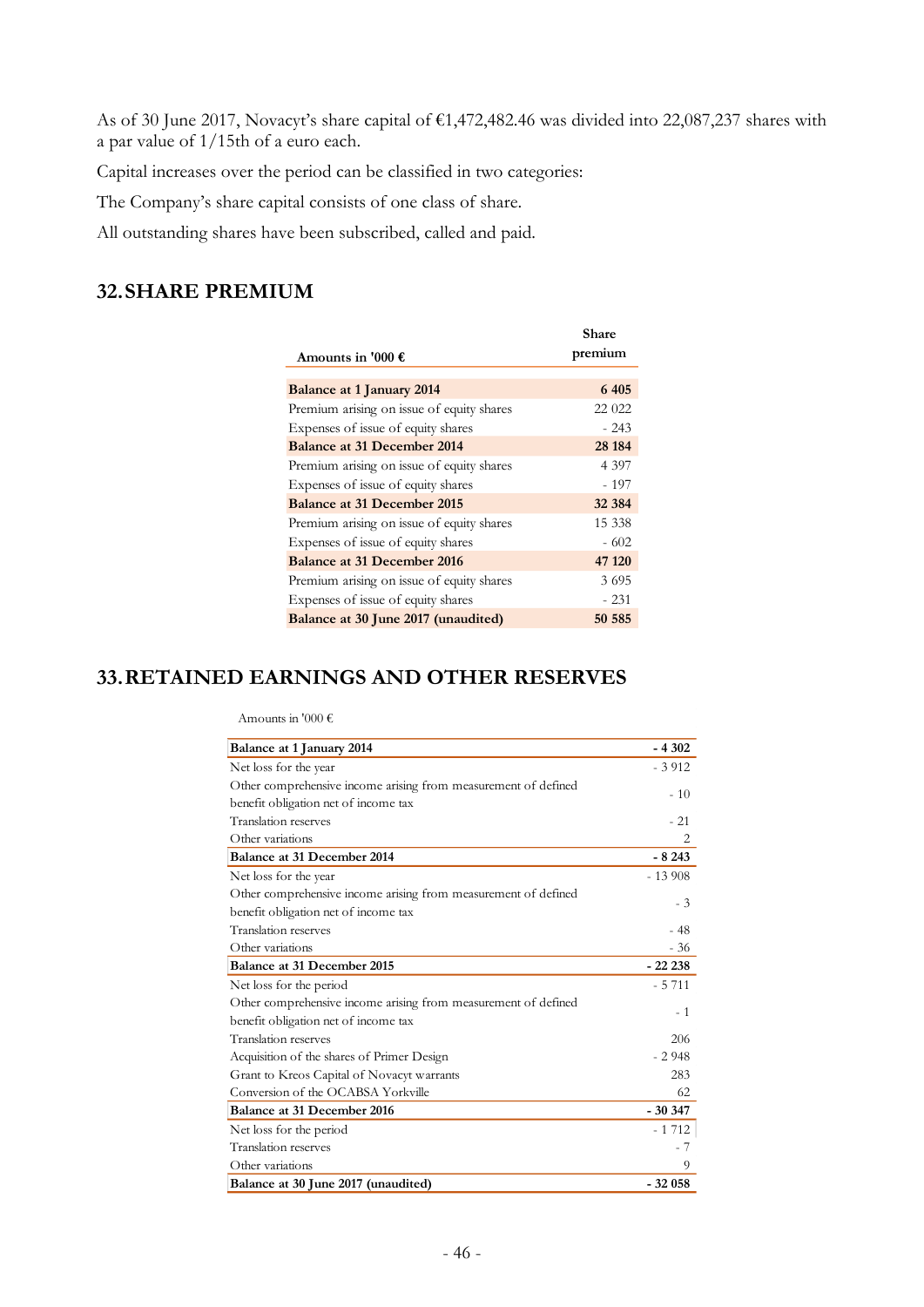As of 30 June 2017, Novacyt's share capital of €1,472,482.46 was divided into 22,087,237 shares with a par value of 1/15th of a euro each.

Capital increases over the period can be classified in two categories:

The Company's share capital consists of one class of share.

All outstanding shares have been subscribed, called and paid.

## 32. SHARE PREMIUM

| Amounts in '000 € | Share premium |
|---|---|
| **Balance at 1 January 2014** | **6 405** |
| Premium arising on issue of equity shares | 22 022 |
| Expenses of issue of equity shares | - 243 |
| **Balance at 31 December 2014** | **28 184** |
| Premium arising on issue of equity shares | 4 397 |
| Expenses of issue of equity shares | - 197 |
| **Balance at 31 December 2015** | **32 384** |
| Premium arising on issue of equity shares | 15 338 |
| Expenses of issue of equity shares | - 602 |
| **Balance at 31 December 2016** | **47 120** |
| Premium arising on issue of equity shares | 3 695 |
| Expenses of issue of equity shares | - 231 |
| **Balance at 30 June 2017 (unaudited)** | **50 585** |

## 33. RETAINED EARNINGS AND OTHER RESERVES

Amounts in '000 €

| | |
|---|---|
| **Balance at 1 January 2014** | **- 4 302** |
| Net loss for the year | - 3 912 |
| Other comprehensive income arising from measurement of defined benefit obligation net of income tax | - 10 |
| Translation reserves | - 21 |
| Other variations | 2 |
| **Balance at 31 December 2014** | **- 8 243** |
| Net loss for the year | - 13 908 |
| Other comprehensive income arising from measurement of defined benefit obligation net of income tax | - 3 |
| Translation reserves | - 48 |
| Other variations | - 36 |
| **Balance at 31 December 2015** | **- 22 238** |
| Net loss for the period | - 5 711 |
| Other comprehensive income arising from measurement of defined benefit obligation net of income tax | - 1 |
| Translation reserves | 206 |
| Acquisition of the shares of Primer Design | - 2 948 |
| Grant to Kreos Capital of Novacyt warrants | 283 |
| Conversion of the OCABSA Yorkville | 62 |
| **Balance at 31 December 2016** | **- 30 347** |
| Net loss for the period | - 1 712 |
| Translation reserves | - 7 |
| Other variations | 9 |
| **Balance at 30 June 2017 (unaudited)** | **- 32 058** |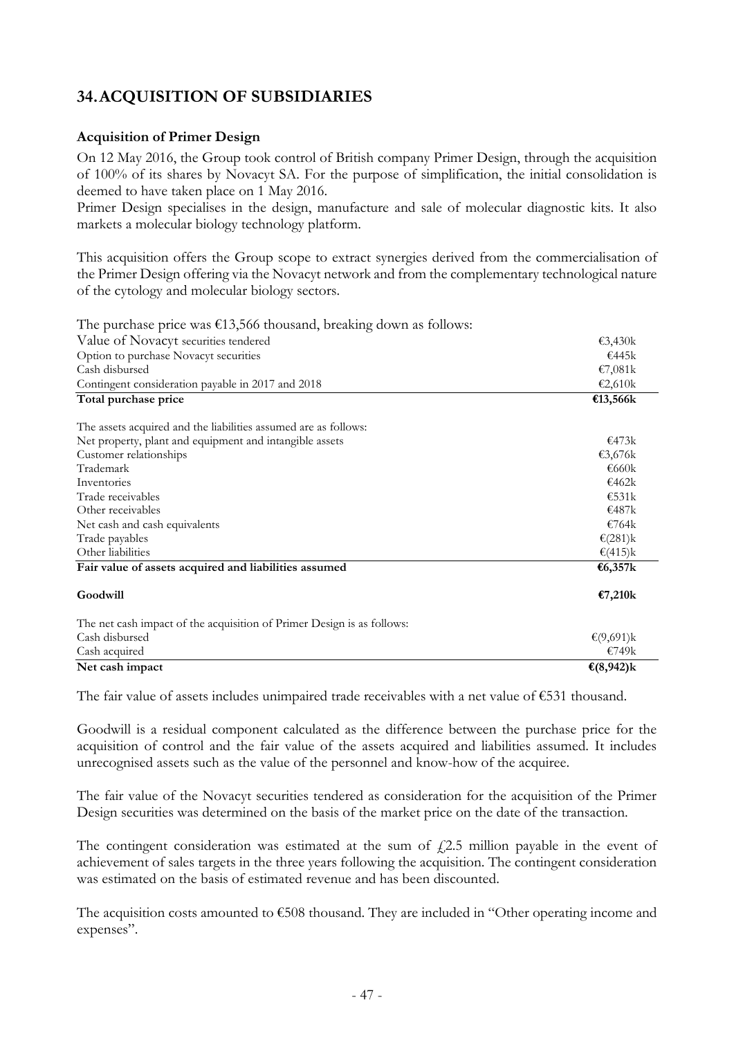## 34. ACQUISITION OF SUBSIDIARIES

**Acquisition of Primer Design**

On 12 May 2016, the Group took control of British company Primer Design, through the acquisition of 100% of its shares by Novacyt SA. For the purpose of simplification, the initial consolidation is deemed to have taken place on 1 May 2016.
Primer Design specialises in the design, manufacture and sale of molecular diagnostic kits. It also markets a molecular biology technology platform.

This acquisition offers the Group scope to extract synergies derived from the commercialisation of the Primer Design offering via the Novacyt network and from the complementary technological nature of the cytology and molecular biology sectors.

The purchase price was €13,566 thousand, breaking down as follows:

| | |
|---|---|
| Value of Novacyt securities tendered | €3,430k |
| Option to purchase Novacyt securities | €445k |
| Cash disbursed | €7,081k |
| Contingent consideration payable in 2017 and 2018 | €2,610k |
| **Total purchase price** | **€13,566k** |
| | |
| The assets acquired and the liabilities assumed are as follows: | |
| Net property, plant and equipment and intangible assets | €473k |
| Customer relationships | €3,676k |
| Trademark | €660k |
| Inventories | €462k |
| Trade receivables | €531k |
| Other receivables | €487k |
| Net cash and cash equivalents | €764k |
| Trade payables | €(281)k |
| Other liabilities | €(415)k |
| **Fair value of assets acquired and liabilities assumed** | **€6,357k** |
| | |
| **Goodwill** | **€7,210k** |
| | |
| The net cash impact of the acquisition of Primer Design is as follows: | |
| Cash disbursed | €(9,691)k |
| Cash acquired | €749k |
| **Net cash impact** | **€(8,942)k** |

The fair value of assets includes unimpaired trade receivables with a net value of €531 thousand.

Goodwill is a residual component calculated as the difference between the purchase price for the acquisition of control and the fair value of the assets acquired and liabilities assumed. It includes unrecognised assets such as the value of the personnel and know-how of the acquiree.

The fair value of the Novacyt securities tendered as consideration for the acquisition of the Primer Design securities was determined on the basis of the market price on the date of the transaction.

The contingent consideration was estimated at the sum of £2.5 million payable in the event of achievement of sales targets in the three years following the acquisition. The contingent consideration was estimated on the basis of estimated revenue and has been discounted.

The acquisition costs amounted to €508 thousand. They are included in "Other operating income and expenses".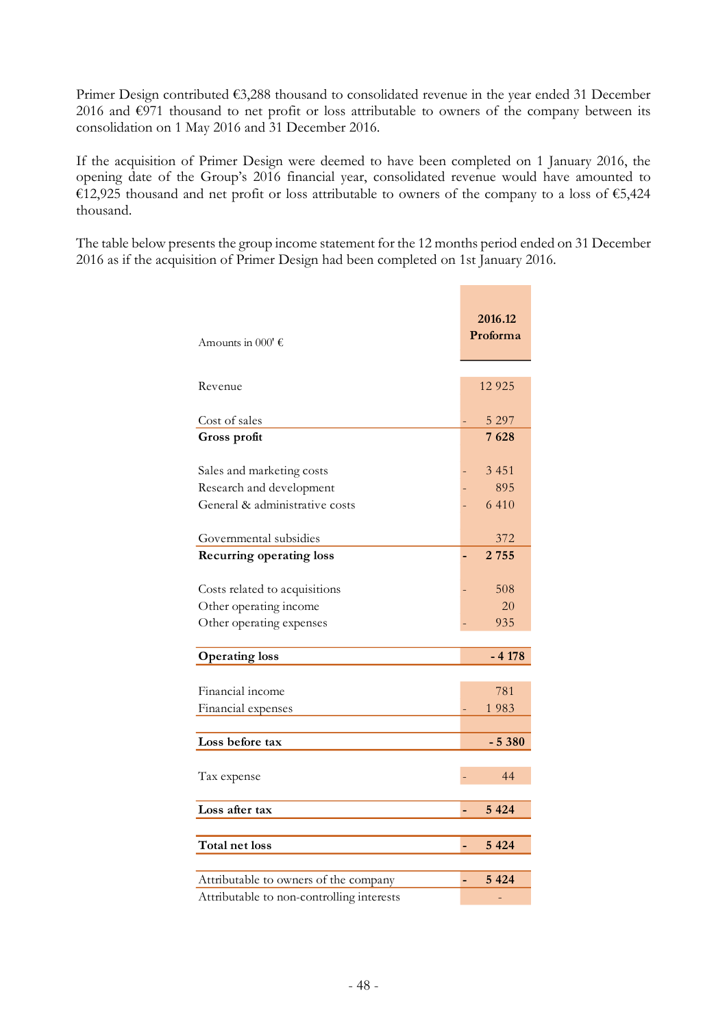Primer Design contributed €3,288 thousand to consolidated revenue in the year ended 31 December 2016 and €971 thousand to net profit or loss attributable to owners of the company between its consolidation on 1 May 2016 and 31 December 2016.

If the acquisition of Primer Design were deemed to have been completed on 1 January 2016, the opening date of the Group's 2016 financial year, consolidated revenue would have amounted to €12,925 thousand and net profit or loss attributable to owners of the company to a loss of €5,424 thousand.

The table below presents the group income statement for the 12 months period ended on 31 December 2016 as if the acquisition of Primer Design had been completed on 1st January 2016.

| Amounts in 000' € | 2016.12 Proforma |
|---|---|
| Revenue | 12 925 |
| Cost of sales | - 5 297 |
| **Gross profit** | **7 628** |
| Sales and marketing costs | - 3 451 |
| Research and development | - 895 |
| General & administrative costs | - 6 410 |
| Governmental subsidies | 372 |
| **Recurring operating loss** | **- 2 755** |
| Costs related to acquisitions | - 508 |
| Other operating income | 20 |
| Other operating expenses | - 935 |
| **Operating loss** | **- 4 178** |
| Financial income | 781 |
| Financial expenses | - 1 983 |
| **Loss before tax** | **- 5 380** |
| Tax expense | - 44 |
| **Loss after tax** | **- 5 424** |
| **Total net loss** | **- 5 424** |
| Attributable to owners of the company | **- 5 424** |
| Attributable to non-controlling interests | - |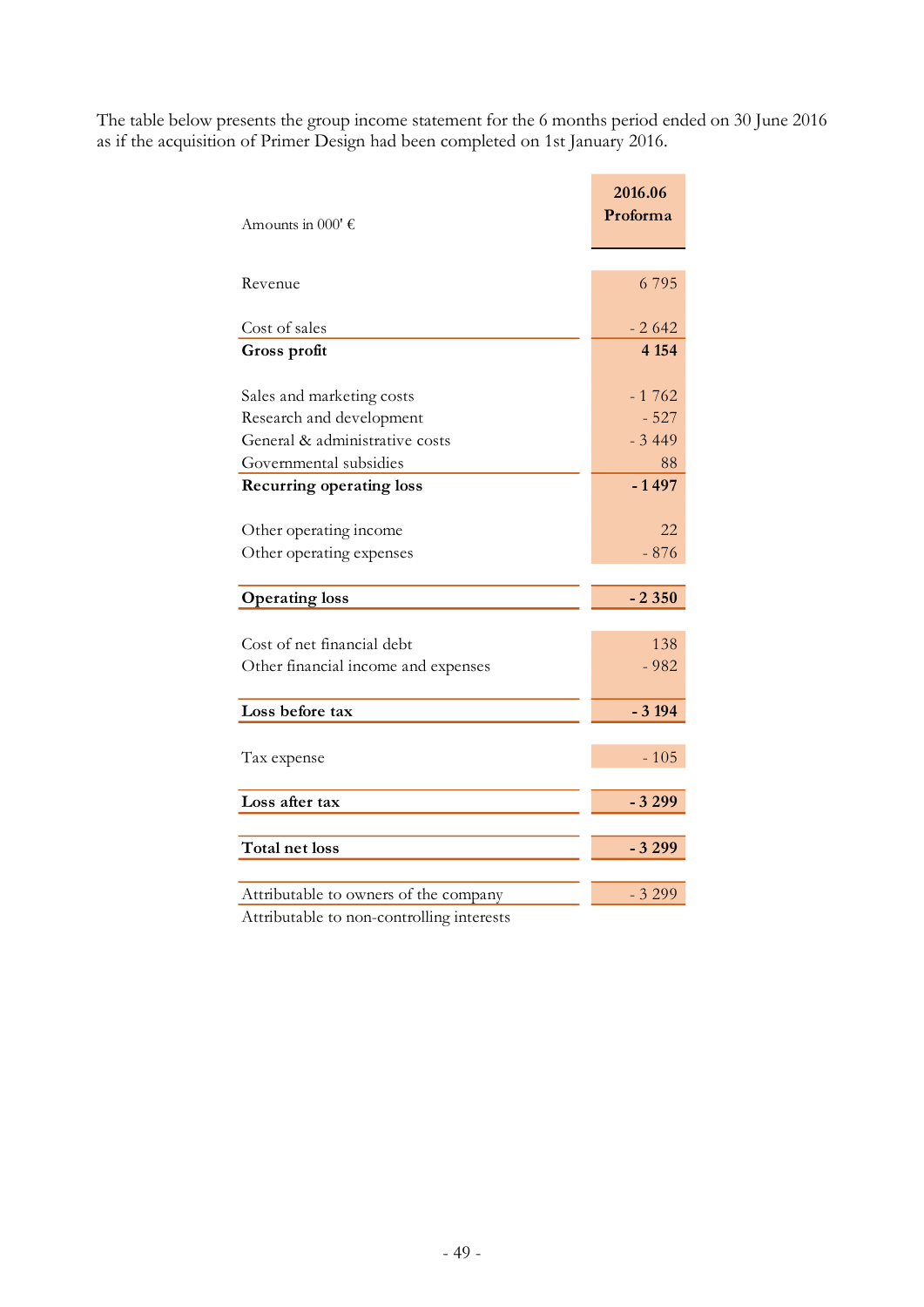The table below presents the group income statement for the 6 months period ended on 30 June 2016 as if the acquisition of Primer Design had been completed on 1st January 2016.

| Amounts in 000' € | 2016.06 Proforma |
|---|---|
| Revenue | 6 795 |
| Cost of sales | - 2 642 |
| **Gross profit** | **4 154** |
| Sales and marketing costs | - 1 762 |
| Research and development | - 527 |
| General & administrative costs | - 3 449 |
| Governmental subsidies | 88 |
| **Recurring operating loss** | **- 1 497** |
| Other operating income | 22 |
| Other operating expenses | - 876 |
| **Operating loss** | **- 2 350** |
| Cost of net financial debt | 138 |
| Other financial income and expenses | - 982 |
| **Loss before tax** | **- 3 194** |
| Tax expense | - 105 |
| **Loss after tax** | **- 3 299** |
| **Total net loss** | **- 3 299** |
| Attributable to owners of the company | - 3 299 |
| Attributable to non-controlling interests | |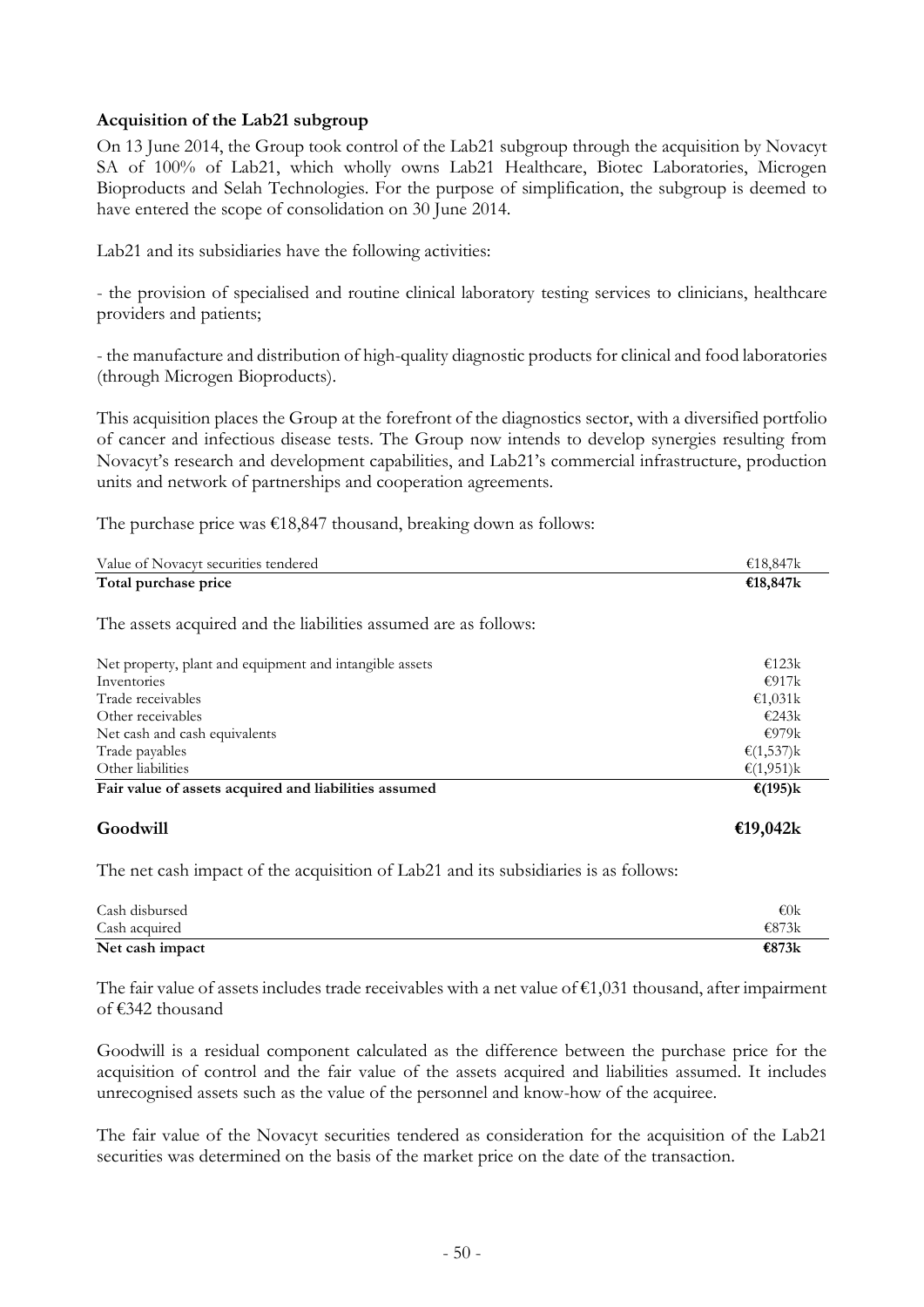**Acquisition of the Lab21 subgroup**

On 13 June 2014, the Group took control of the Lab21 subgroup through the acquisition by Novacyt SA of 100% of Lab21, which wholly owns Lab21 Healthcare, Biotec Laboratories, Microgen Bioproducts and Selah Technologies. For the purpose of simplification, the subgroup is deemed to have entered the scope of consolidation on 30 June 2014.

Lab21 and its subsidiaries have the following activities:

- the provision of specialised and routine clinical laboratory testing services to clinicians, healthcare providers and patients;

- the manufacture and distribution of high-quality diagnostic products for clinical and food laboratories (through Microgen Bioproducts).

This acquisition places the Group at the forefront of the diagnostics sector, with a diversified portfolio of cancer and infectious disease tests. The Group now intends to develop synergies resulting from Novacyt's research and development capabilities, and Lab21's commercial infrastructure, production units and network of partnerships and cooperation agreements.

The purchase price was €18,847 thousand, breaking down as follows:

| | |
|---|---|
| Value of Novacyt securities tendered | €18,847k |
| **Total purchase price** | **€18,847k** |

The assets acquired and the liabilities assumed are as follows:

| | |
|---|---|
| Net property, plant and equipment and intangible assets | €123k |
| Inventories | €917k |
| Trade receivables | €1,031k |
| Other receivables | €243k |
| Net cash and cash equivalents | €979k |
| Trade payables | €(1,537)k |
| Other liabilities | €(1,951)k |
| **Fair value of assets acquired and liabilities assumed** | **€(195)k** |

**Goodwill** **€19,042k**

The net cash impact of the acquisition of Lab21 and its subsidiaries is as follows:

| | |
|---|---|
| Cash disbursed | €0k |
| Cash acquired | €873k |
| **Net cash impact** | **€873k** |

The fair value of assets includes trade receivables with a net value of €1,031 thousand, after impairment of €342 thousand

Goodwill is a residual component calculated as the difference between the purchase price for the acquisition of control and the fair value of the assets acquired and liabilities assumed. It includes unrecognised assets such as the value of the personnel and know-how of the acquiree.

The fair value of the Novacyt securities tendered as consideration for the acquisition of the Lab21 securities was determined on the basis of the market price on the date of the transaction.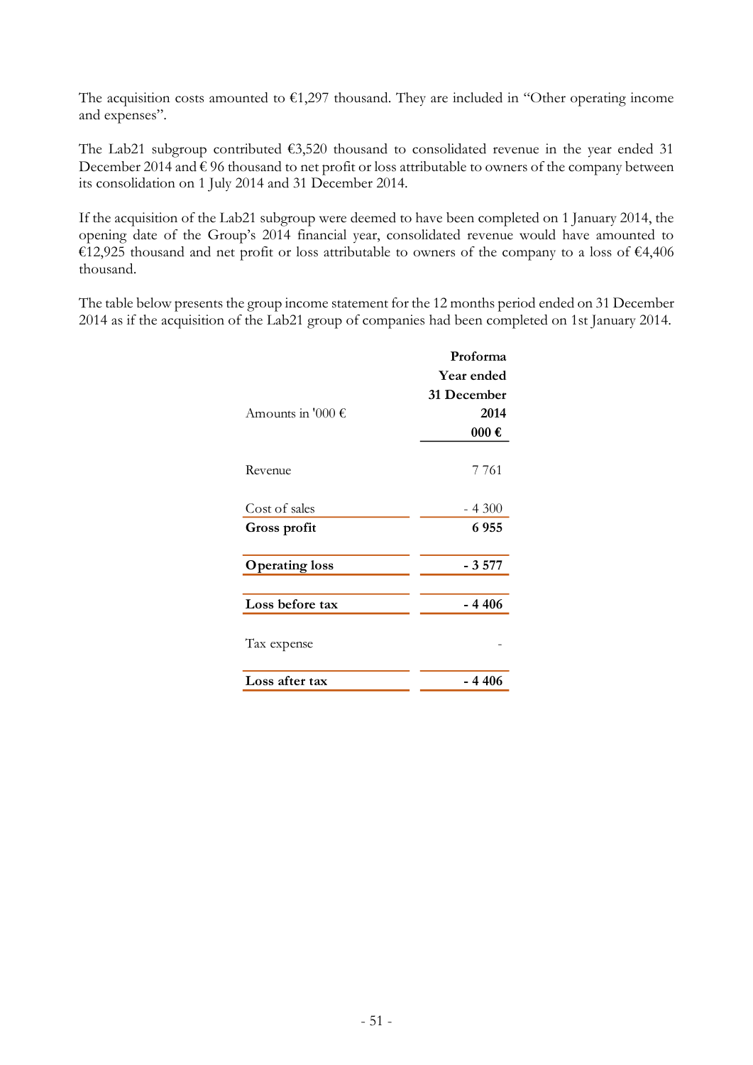The acquisition costs amounted to €1,297 thousand. They are included in "Other operating income and expenses".

The Lab21 subgroup contributed €3,520 thousand to consolidated revenue in the year ended 31 December 2014 and € 96 thousand to net profit or loss attributable to owners of the company between its consolidation on 1 July 2014 and 31 December 2014.

If the acquisition of the Lab21 subgroup were deemed to have been completed on 1 January 2014, the opening date of the Group's 2014 financial year, consolidated revenue would have amounted to €12,925 thousand and net profit or loss attributable to owners of the company to a loss of €4,406 thousand.

The table below presents the group income statement for the 12 months period ended on 31 December 2014 as if the acquisition of the Lab21 group of companies had been completed on 1st January 2014.

| Amounts in '000 € | **Proforma Year ended 31 December 2014** **000 €** |
|---|---|
| Revenue | 7 761 |
| Cost of sales | - 4 300 |
| **Gross profit** | **6 955** |
| **Operating loss** | **- 3 577** |
| **Loss before tax** | **- 4 406** |
| Tax expense | - |
| **Loss after tax** | **- 4 406** |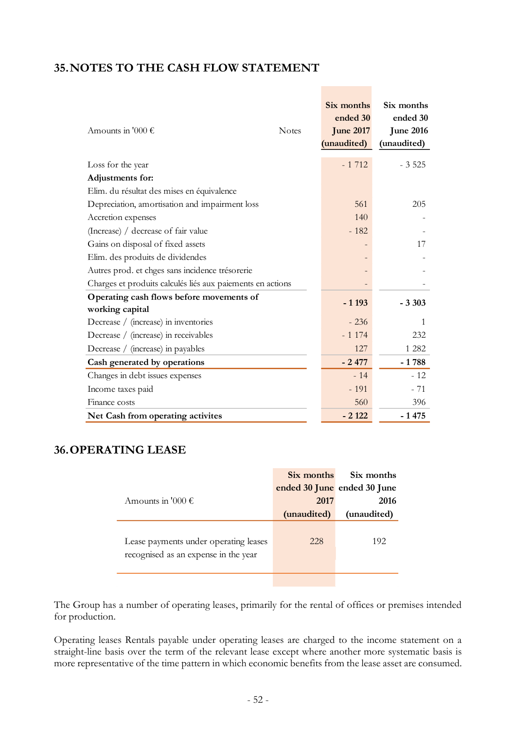## 35. NOTES TO THE CASH FLOW STATEMENT

| Amounts in '000 € | Notes | Six months ended 30 June 2017 (unaudited) | Six months ended 30 June 2016 (unaudited) |
|---|---|---|---|
| Loss for the year | | - 1 712 | - 3 525 |
| **Adjustments for:** | | | |
| Elim. du résultat des mises en équivalence | | | |
| Depreciation, amortisation and impairment loss | | 561 | 205 |
| Accretion expenses | | 140 | - |
| (Increase) / decrease of fair value | | - 182 | - |
| Gains on disposal of fixed assets | | - | 17 |
| Elim. des produits de dividendes | | - | - |
| Autres prod. et chges sans incidence trésorerie | | - | - |
| Charges et produits calculés liés aux paiements en actions | | - | - |
| **Operating cash flows before movements of working capital** | | **- 1 193** | **- 3 303** |
| Decrease / (increase) in inventories | | - 236 | 1 |
| Decrease / (increase) in receivables | | - 1 174 | 232 |
| Decrease / (increase) in payables | | 127 | 1 282 |
| **Cash generated by operations** | | **- 2 477** | **- 1 788** |
| Changes in debt issues expenses | | - 14 | - 12 |
| Income taxes paid | | - 191 | - 71 |
| Finance costs | | 560 | 396 |
| **Net Cash from operating activites** | | **- 2 122** | **- 1 475** |

## 36. OPERATING LEASE

| Amounts in '000 € | Six months ended 30 June 2017 (unaudited) | Six months ended 30 June 2016 (unaudited) |
|---|---|---|
| Lease payments under operating leases recognised as an expense in the year | 228 | 192 |

The Group has a number of operating leases, primarily for the rental of offices or premises intended for production.

Operating leases Rentals payable under operating leases are charged to the income statement on a straight-line basis over the term of the relevant lease except where another more systematic basis is more representative of the time pattern in which economic benefits from the lease asset are consumed.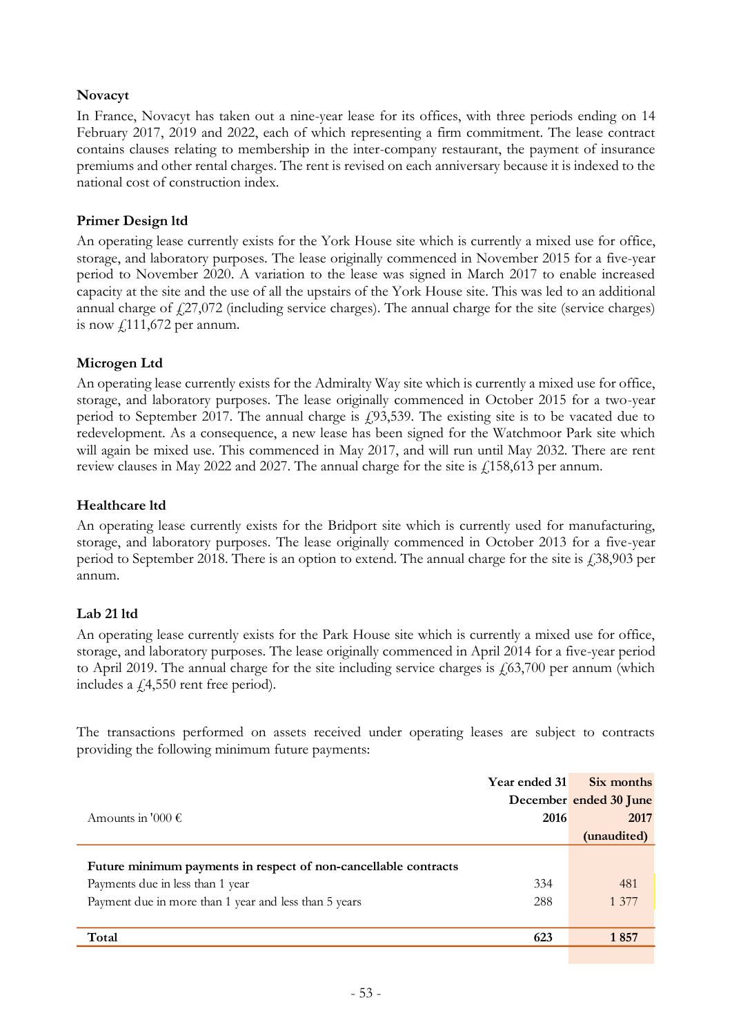**Novacyt**

In France, Novacyt has taken out a nine-year lease for its offices, with three periods ending on 14 February 2017, 2019 and 2022, each of which representing a firm commitment. The lease contract contains clauses relating to membership in the inter-company restaurant, the payment of insurance premiums and other rental charges. The rent is revised on each anniversary because it is indexed to the national cost of construction index.

**Primer Design ltd**

An operating lease currently exists for the York House site which is currently a mixed use for office, storage, and laboratory purposes. The lease originally commenced in November 2015 for a five-year period to November 2020. A variation to the lease was signed in March 2017 to enable increased capacity at the site and the use of all the upstairs of the York House site. This was led to an additional annual charge of £27,072 (including service charges). The annual charge for the site (service charges) is now £111,672 per annum.

**Microgen Ltd**

An operating lease currently exists for the Admiralty Way site which is currently a mixed use for office, storage, and laboratory purposes. The lease originally commenced in October 2015 for a two-year period to September 2017. The annual charge is £93,539. The existing site is to be vacated due to redevelopment. As a consequence, a new lease has been signed for the Watchmoor Park site which will again be mixed use. This commenced in May 2017, and will run until May 2032. There are rent review clauses in May 2022 and 2027. The annual charge for the site is £158,613 per annum.

**Healthcare ltd**

An operating lease currently exists for the Bridport site which is currently used for manufacturing, storage, and laboratory purposes. The lease originally commenced in October 2013 for a five-year period to September 2018. There is an option to extend. The annual charge for the site is £38,903 per annum.

**Lab 21 ltd**

An operating lease currently exists for the Park House site which is currently a mixed use for office, storage, and laboratory purposes. The lease originally commenced in April 2014 for a five-year period to April 2019. The annual charge for the site including service charges is £63,700 per annum (which includes a £4,550 rent free period).

The transactions performed on assets received under operating leases are subject to contracts providing the following minimum future payments:

| Amounts in '000 € | Year ended 31 December 2016 | Six months ended 30 June 2017 (unaudited) |
|---|---|---|
| **Future minimum payments in respect of non-cancellable contracts** | | |
| Payments due in less than 1 year | 334 | 481 |
| Payment due in more than 1 year and less than 5 years | 288 | 1 377 |
| **Total** | **623** | **1 857** |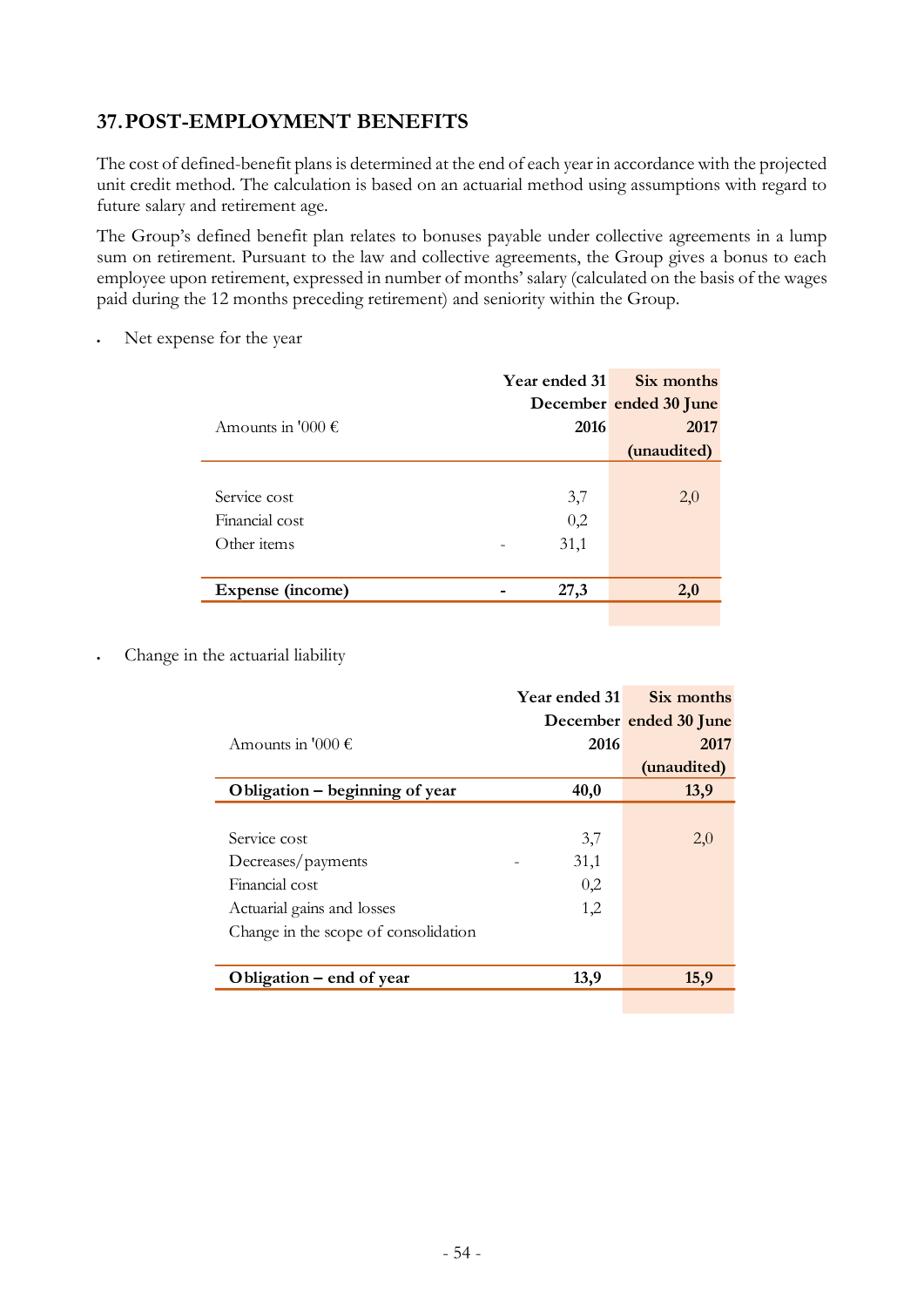## 37. POST-EMPLOYMENT BENEFITS

The cost of defined-benefit plans is determined at the end of each year in accordance with the projected unit credit method. The calculation is based on an actuarial method using assumptions with regard to future salary and retirement age.

The Group's defined benefit plan relates to bonuses payable under collective agreements in a lump sum on retirement. Pursuant to the law and collective agreements, the Group gives a bonus to each employee upon retirement, expressed in number of months' salary (calculated on the basis of the wages paid during the 12 months preceding retirement) and seniority within the Group.

- Net expense for the year

| Amounts in '000 € | Year ended 31 December 2016 | Six months ended 30 June 2017 (unaudited) |
|---|---|---|
| Service cost | 3,7 | 2,0 |
| Financial cost | 0,2 | |
| Other items | - 31,1 | |
| **Expense (income)** | **- 27,3** | **2,0** |

- Change in the actuarial liability

| Amounts in '000 € | Year ended 31 December 2016 | Six months ended 30 June 2017 (unaudited) |
|---|---|---|
| **Obligation – beginning of year** | **40,0** | **13,9** |
| Service cost | 3,7 | 2,0 |
| Decreases/payments | - 31,1 | |
| Financial cost | 0,2 | |
| Actuarial gains and losses | 1,2 | |
| Change in the scope of consolidation | | |
| **Obligation – end of year** | **13,9** | **15,9** |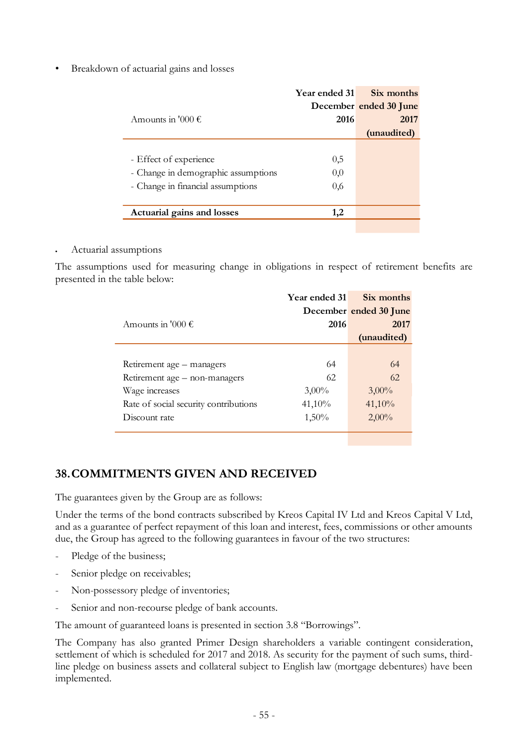- Breakdown of actuarial gains and losses

| Amounts in '000 € | Year ended 31 December 2016 | Six months ended 30 June 2017 (unaudited) |
|---|---|---|
| - Effect of experience | 0,5 | |
| - Change in demographic assumptions | 0,0 | |
| - Change in financial assumptions | 0,6 | |
| **Actuarial gains and losses** | **1,2** | |

- Actuarial assumptions

The assumptions used for measuring change in obligations in respect of retirement benefits are presented in the table below:

| Amounts in '000 € | Year ended 31 December 2016 | Six months ended 30 June 2017 (unaudited) |
|---|---|---|
| Retirement age – managers | 64 | 64 |
| Retirement age – non-managers | 62 | 62 |
| Wage increases | 3,00% | 3,00% |
| Rate of social security contributions | 41,10% | 41,10% |
| Discount rate | 1,50% | 2,00% |

## 38. COMMITMENTS GIVEN AND RECEIVED

The guarantees given by the Group are as follows:

Under the terms of the bond contracts subscribed by Kreos Capital IV Ltd and Kreos Capital V Ltd, and as a guarantee of perfect repayment of this loan and interest, fees, commissions or other amounts due, the Group has agreed to the following guarantees in favour of the two structures:

- Pledge of the business;
- Senior pledge on receivables;
- Non-possessory pledge of inventories;
- Senior and non-recourse pledge of bank accounts.

The amount of guaranteed loans is presented in section 3.8 "Borrowings".

The Company has also granted Primer Design shareholders a variable contingent consideration, settlement of which is scheduled for 2017 and 2018. As security for the payment of such sums, third-line pledge on business assets and collateral subject to English law (mortgage debentures) have been implemented.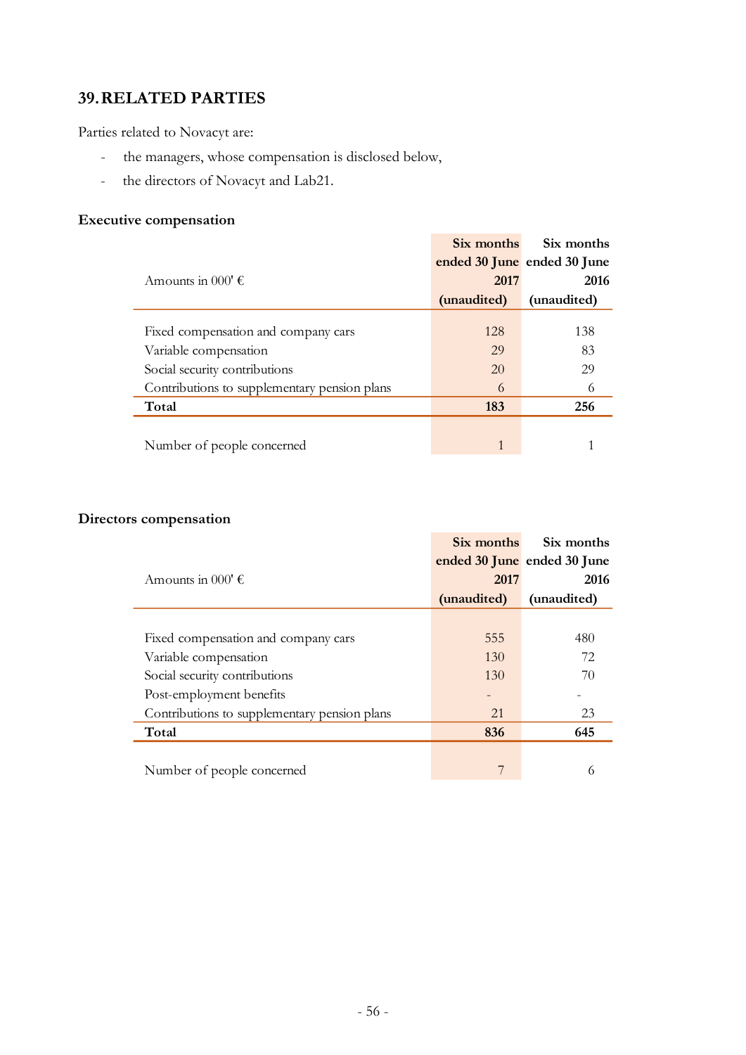## 39. RELATED PARTIES

Parties related to Novacyt are:

- the managers, whose compensation is disclosed below,
- the directors of Novacyt and Lab21.

### Executive compensation

| Amounts in 000' € | Six months ended 30 June 2017 (unaudited) | Six months ended 30 June 2016 (unaudited) |
|---|---|---|
| Fixed compensation and company cars | 128 | 138 |
| Variable compensation | 29 | 83 |
| Social security contributions | 20 | 29 |
| Contributions to supplementary pension plans | 6 | 6 |
| **Total** | **183** | **256** |
| Number of people concerned | 1 | 1 |

### Directors compensation

| Amounts in 000' € | Six months ended 30 June 2017 (unaudited) | Six months ended 30 June 2016 (unaudited) |
|---|---|---|
| Fixed compensation and company cars | 555 | 480 |
| Variable compensation | 130 | 72 |
| Social security contributions | 130 | 70 |
| Post-employment benefits | - | - |
| Contributions to supplementary pension plans | 21 | 23 |
| **Total** | **836** | **645** |
| Number of people concerned | 7 | 6 |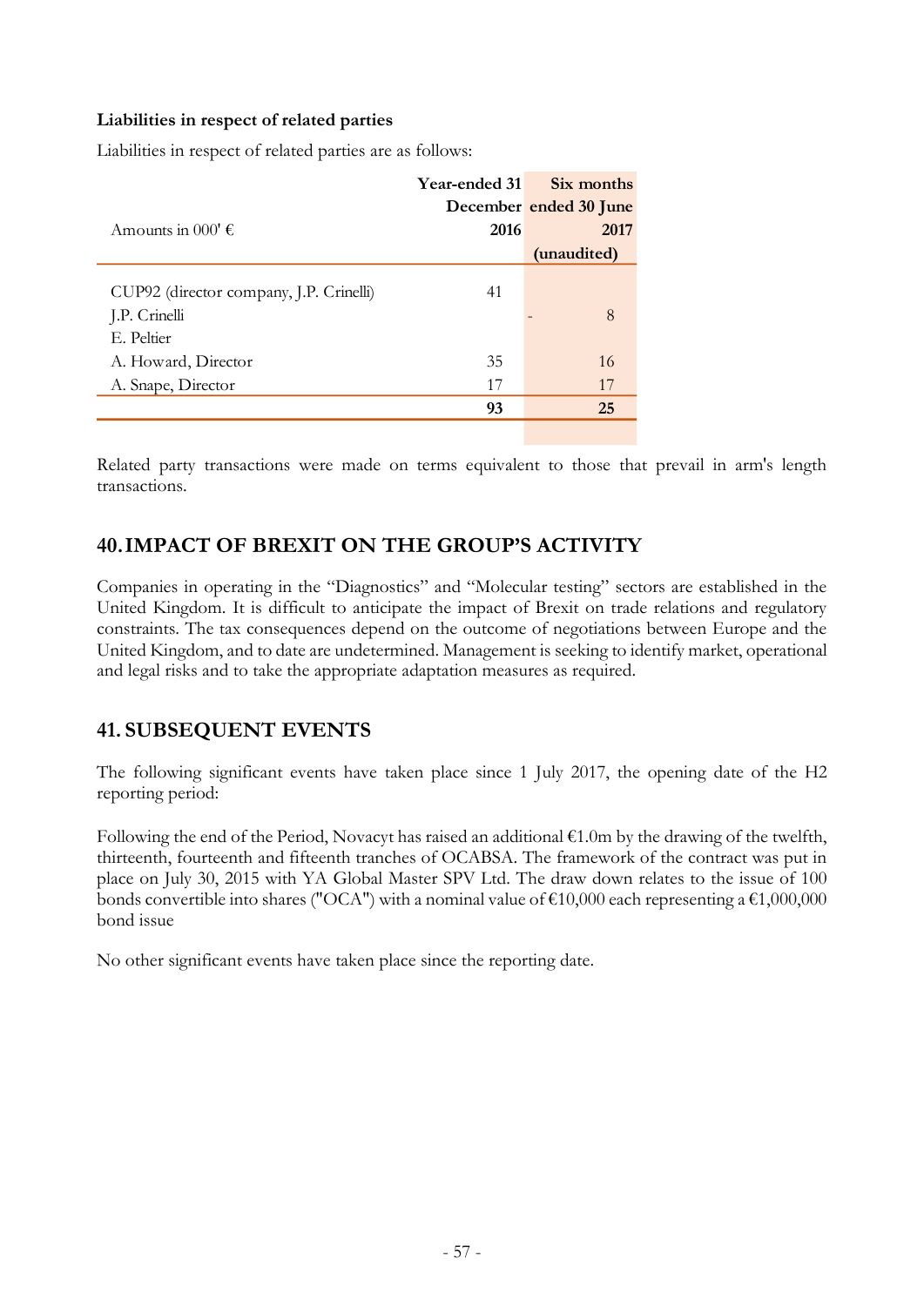**Liabilities in respect of related parties**

Liabilities in respect of related parties are as follows:

| Amounts in 000' € | Year-ended 31 December 2016 | Six months ended 30 June 2017 (unaudited) |
|---|---|---|
| CUP92 (director company, J.P. Crinelli) | 41 | |
| J.P. Crinelli | | - 8 |
| E. Peltier | | |
| A. Howard, Director | 35 | 16 |
| A. Snape, Director | 17 | 17 |
| | **93** | **25** |

Related party transactions were made on terms equivalent to those that prevail in arm's length transactions.

## 40. IMPACT OF BREXIT ON THE GROUP'S ACTIVITY

Companies in operating in the "Diagnostics" and "Molecular testing" sectors are established in the United Kingdom. It is difficult to anticipate the impact of Brexit on trade relations and regulatory constraints. The tax consequences depend on the outcome of negotiations between Europe and the United Kingdom, and to date are undetermined. Management is seeking to identify market, operational and legal risks and to take the appropriate adaptation measures as required.

## 41. SUBSEQUENT EVENTS

The following significant events have taken place since 1 July 2017, the opening date of the H2 reporting period:

Following the end of the Period, Novacyt has raised an additional €1.0m by the drawing of the twelfth, thirteenth, fourteenth and fifteenth tranches of OCABSA. The framework of the contract was put in place on July 30, 2015 with YA Global Master SPV Ltd. The draw down relates to the issue of 100 bonds convertible into shares ("OCA") with a nominal value of €10,000 each representing a €1,000,000 bond issue

No other significant events have taken place since the reporting date.